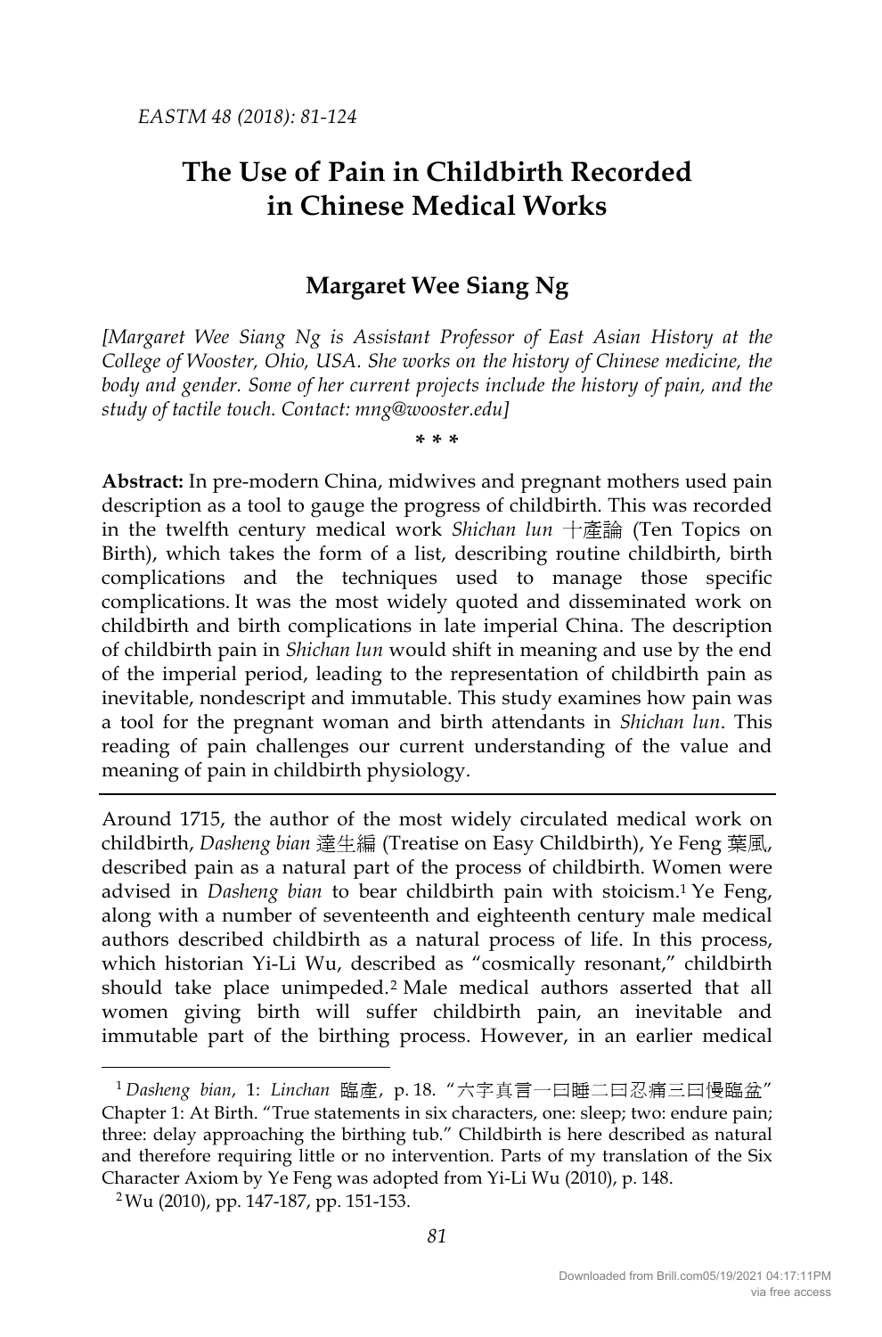# The Use of Pain in Childbirth Recorded in Chinese Medical Works

## Margaret Wee Siang Ng

*[Margaret Wee Siang Ng is Assistant Professor of East Asian History at the College of Wooster, Ohio, USA. She works on the history of Chinese medicine, the body and gender. Some of her current projects include the history of pain, and the study of tactile touch. Contact: mng@wooster.edu]*

\* \* \*

**Abstract:** In pre-modern China, midwives and pregnant mothers used pain description as a tool to gauge the progress of childbirth. This was recorded in the twelfth century medical work *Shichan lun* 十產論 (Ten Topics on Birth), which takes the form of a list, describing routine childbirth, birth complications and the techniques used to manage those specific complications. It was the most widely quoted and disseminated work on childbirth and birth complications in late imperial China. The description of childbirth pain in *Shichan lun* would shift in meaning and use by the end of the imperial period, leading to the representation of childbirth pain as inevitable, nondescript and immutable. This study examines how pain was a tool for the pregnant woman and birth attendants in *Shichan lun*. This reading of pain challenges our current understanding of the value and meaning of pain in childbirth physiology.

---

Around 1715, the author of the most widely circulated medical work on childbirth, *Dasheng bian* 達生編 (Treatise on Easy Childbirth), Ye Feng 葉風, described pain as a natural part of the process of childbirth. Women were advised in *Dasheng bian* to bear childbirth pain with stoicism.[1] Ye Feng, along with a number of seventeenth and eighteenth century male medical authors described childbirth as a natural process of life. In this process, which historian Yi-Li Wu, described as "cosmically resonant," childbirth should take place unimpeded.[2] Male medical authors asserted that all women giving birth will suffer childbirth pain, an inevitable and immutable part of the birthing process. However, in an earlier medical

---

[1] *Dasheng bian*, 1: *Linchan* 臨產, p. 18. "六字真言一曰睡二曰忍痛三曰慢臨盆" Chapter 1: At Birth. "True statements in six characters, one: sleep; two: endure pain; three: delay approaching the birthing tub." Childbirth is here described as natural and therefore requiring little or no intervention. Parts of my translation of the Six Character Axiom by Ye Feng was adopted from Yi-Li Wu (2010), p. 148.

[2] Wu (2010), pp. 147-187, pp. 151-153.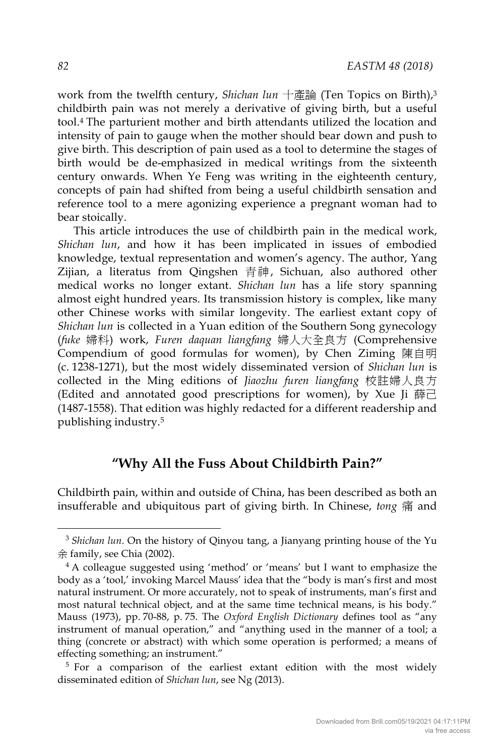work from the twelfth century, *Shichan lun* 十產論 (Ten Topics on Birth),[3] childbirth pain was not merely a derivative of giving birth, but a useful tool.[4] The parturient mother and birth attendants utilized the location and intensity of pain to gauge when the mother should bear down and push to give birth. This description of pain used as a tool to determine the stages of birth would be de-emphasized in medical writings from the sixteenth century onwards. When Ye Feng was writing in the eighteenth century, concepts of pain had shifted from being a useful childbirth sensation and reference tool to a mere agonizing experience a pregnant woman had to bear stoically.

This article introduces the use of childbirth pain in the medical work, *Shichan lun*, and how it has been implicated in issues of embodied knowledge, textual representation and women's agency. The author, Yang Zijian, a literatus from Qingshen 青神, Sichuan, also authored other medical works no longer extant. *Shichan lun* has a life story spanning almost eight hundred years. Its transmission history is complex, like many other Chinese works with similar longevity. The earliest extant copy of *Shichan lun* is collected in a Yuan edition of the Southern Song gynecology (*fuke* 婦科) work, *Furen daquan liangfang* 婦人大全良方 (Comprehensive Compendium of good formulas for women), by Chen Ziming 陳自明 (c. 1238-1271), but the most widely disseminated version of *Shichan lun* is collected in the Ming editions of *Jiaozhu furen liangfang* 校註婦人良方 (Edited and annotated good prescriptions for women), by Xue Ji 薛己 (1487-1558). That edition was highly redacted for a different readership and publishing industry.[5]

## "Why All the Fuss About Childbirth Pain?"

Childbirth pain, within and outside of China, has been described as both an insufferable and ubiquitous part of giving birth. In Chinese, *tong* 痛 and

---

[3] *Shichan lun*. On the history of Qinyou tang, a Jianyang printing house of the Yu 余 family, see Chia (2002).

[4] A colleague suggested using 'method' or 'means' but I want to emphasize the body as a 'tool,' invoking Marcel Mauss' idea that the "body is man's first and most natural instrument. Or more accurately, not to speak of instruments, man's first and most natural technical object, and at the same time technical means, is his body." Mauss (1973), pp. 70-88, p. 75. The *Oxford English Dictionary* defines tool as "any instrument of manual operation," and "anything used in the manner of a tool; a thing (concrete or abstract) with which some operation is performed; a means of effecting something; an instrument."

[5] For a comparison of the earliest extant edition with the most widely disseminated edition of *Shichan lun*, see Ng (2013).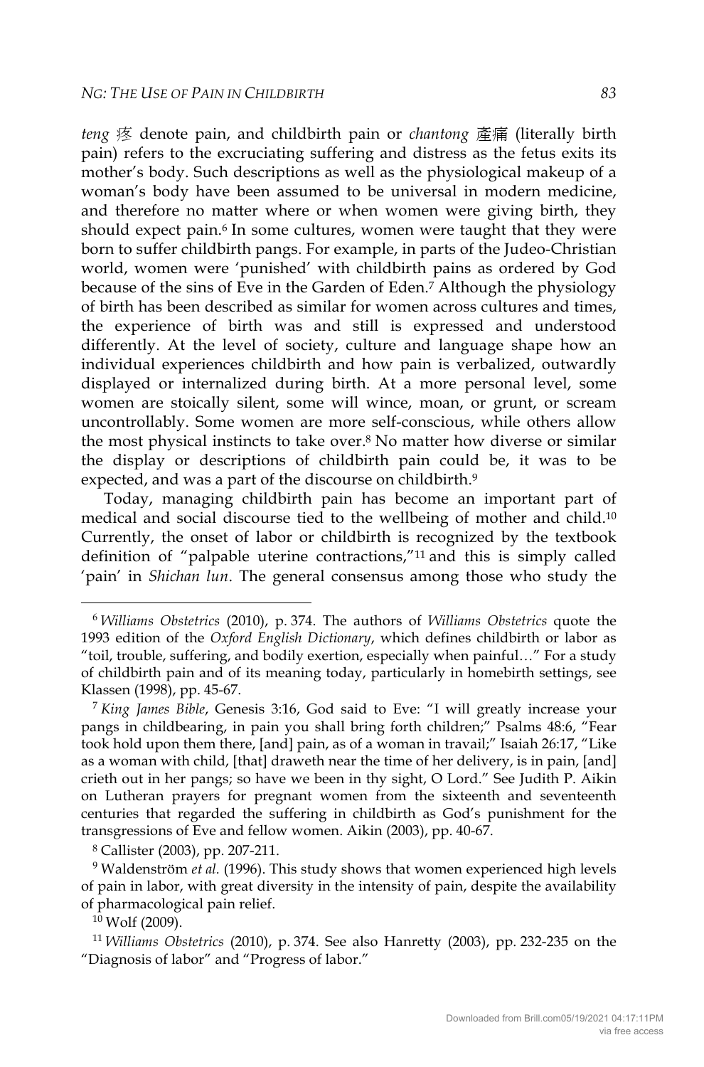*teng* 疼 denote pain, and childbirth pain or *chantong* 產痛 (literally birth pain) refers to the excruciating suffering and distress as the fetus exits its mother's body. Such descriptions as well as the physiological makeup of a woman's body have been assumed to be universal in modern medicine, and therefore no matter where or when women were giving birth, they should expect pain.[6] In some cultures, women were taught that they were born to suffer childbirth pangs. For example, in parts of the Judeo-Christian world, women were 'punished' with childbirth pains as ordered by God because of the sins of Eve in the Garden of Eden.[7] Although the physiology of birth has been described as similar for women across cultures and times, the experience of birth was and still is expressed and understood differently. At the level of society, culture and language shape how an individual experiences childbirth and how pain is verbalized, outwardly displayed or internalized during birth. At a more personal level, some women are stoically silent, some will wince, moan, or grunt, or scream uncontrollably. Some women are more self-conscious, while others allow the most physical instincts to take over.[8] No matter how diverse or similar the display or descriptions of childbirth pain could be, it was to be expected, and was a part of the discourse on childbirth.[9]

Today, managing childbirth pain has become an important part of medical and social discourse tied to the wellbeing of mother and child.[10] Currently, the onset of labor or childbirth is recognized by the textbook definition of "palpable uterine contractions,"[11] and this is simply called 'pain' in *Shichan lun*. The general consensus among those who study the

---

[6] *Williams Obstetrics* (2010), p. 374. The authors of *Williams Obstetrics* quote the 1993 edition of the *Oxford English Dictionary*, which defines childbirth or labor as "toil, trouble, suffering, and bodily exertion, especially when painful…" For a study of childbirth pain and of its meaning today, particularly in homebirth settings, see Klassen (1998), pp. 45-67.

[7] *King James Bible*, Genesis 3:16, God said to Eve: "I will greatly increase your pangs in childbearing, in pain you shall bring forth children;" Psalms 48:6, "Fear took hold upon them there, [and] pain, as of a woman in travail;" Isaiah 26:17, "Like as a woman with child, [that] draweth near the time of her delivery, is in pain, [and] crieth out in her pangs; so have we been in thy sight, O Lord." See Judith P. Aikin on Lutheran prayers for pregnant women from the sixteenth and seventeenth centuries that regarded the suffering in childbirth as God's punishment for the transgressions of Eve and fellow women. Aikin (2003), pp. 40-67.

[8] Callister (2003), pp. 207-211.

[9] Waldenström *et al.* (1996). This study shows that women experienced high levels of pain in labor, with great diversity in the intensity of pain, despite the availability of pharmacological pain relief.

[10] Wolf (2009).

[11] *Williams Obstetrics* (2010), p. 374. See also Hanretty (2003), pp. 232-235 on the "Diagnosis of labor" and "Progress of labor."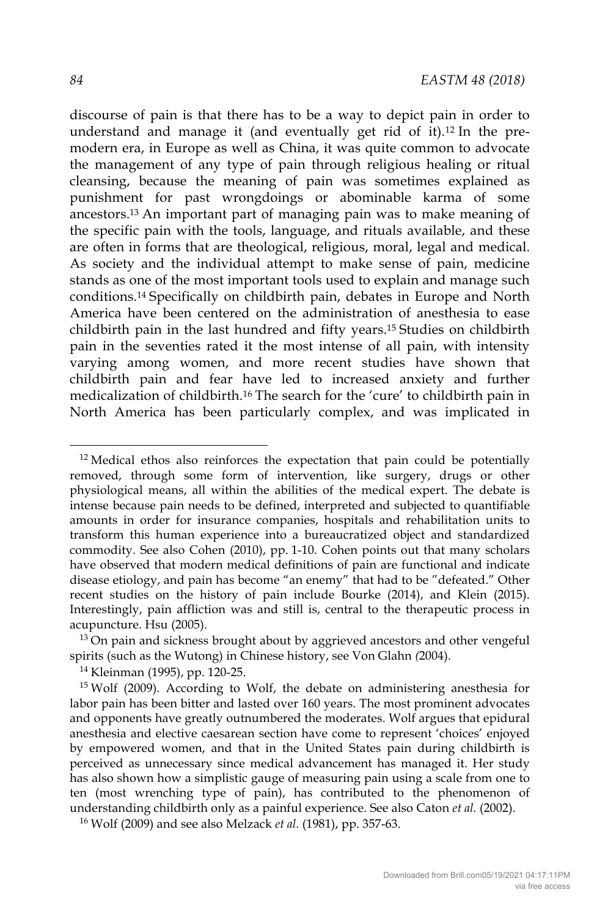discourse of pain is that there has to be a way to depict pain in order to understand and manage it (and eventually get rid of it).[12] In the pre-modern era, in Europe as well as China, it was quite common to advocate the management of any type of pain through religious healing or ritual cleansing, because the meaning of pain was sometimes explained as punishment for past wrongdoings or abominable karma of some ancestors.[13] An important part of managing pain was to make meaning of the specific pain with the tools, language, and rituals available, and these are often in forms that are theological, religious, moral, legal and medical. As society and the individual attempt to make sense of pain, medicine stands as one of the most important tools used to explain and manage such conditions.[14] Specifically on childbirth pain, debates in Europe and North America have been centered on the administration of anesthesia to ease childbirth pain in the last hundred and fifty years.[15] Studies on childbirth pain in the seventies rated it the most intense of all pain, with intensity varying among women, and more recent studies have shown that childbirth pain and fear have led to increased anxiety and further medicalization of childbirth.[16] The search for the 'cure' to childbirth pain in North America has been particularly complex, and was implicated in

---

[12] Medical ethos also reinforces the expectation that pain could be potentially removed, through some form of intervention, like surgery, drugs or other physiological means, all within the abilities of the medical expert. The debate is intense because pain needs to be defined, interpreted and subjected to quantifiable amounts in order for insurance companies, hospitals and rehabilitation units to transform this human experience into a bureaucratized object and standardized commodity. See also Cohen (2010), pp. 1-10. Cohen points out that many scholars have observed that modern medical definitions of pain are functional and indicate disease etiology, and pain has become "an enemy" that had to be "defeated." Other recent studies on the history of pain include Bourke (2014), and Klein (2015). Interestingly, pain affliction was and still is, central to the therapeutic process in acupuncture. Hsu (2005).

[13] On pain and sickness brought about by aggrieved ancestors and other vengeful spirits (such as the Wutong) in Chinese history, see Von Glahn (2004).

[14] Kleinman (1995), pp. 120-25.

[15] Wolf (2009). According to Wolf, the debate on administering anesthesia for labor pain has been bitter and lasted over 160 years. The most prominent advocates and opponents have greatly outnumbered the moderates. Wolf argues that epidural anesthesia and elective caesarean section have come to represent 'choices' enjoyed by empowered women, and that in the United States pain during childbirth is perceived as unnecessary since medical advancement has managed it. Her study has also shown how a simplistic gauge of measuring pain using a scale from one to ten (most wrenching type of pain), has contributed to the phenomenon of understanding childbirth only as a painful experience. See also Caton *et al.* (2002).

[16] Wolf (2009) and see also Melzack *et al.* (1981), pp. 357-63.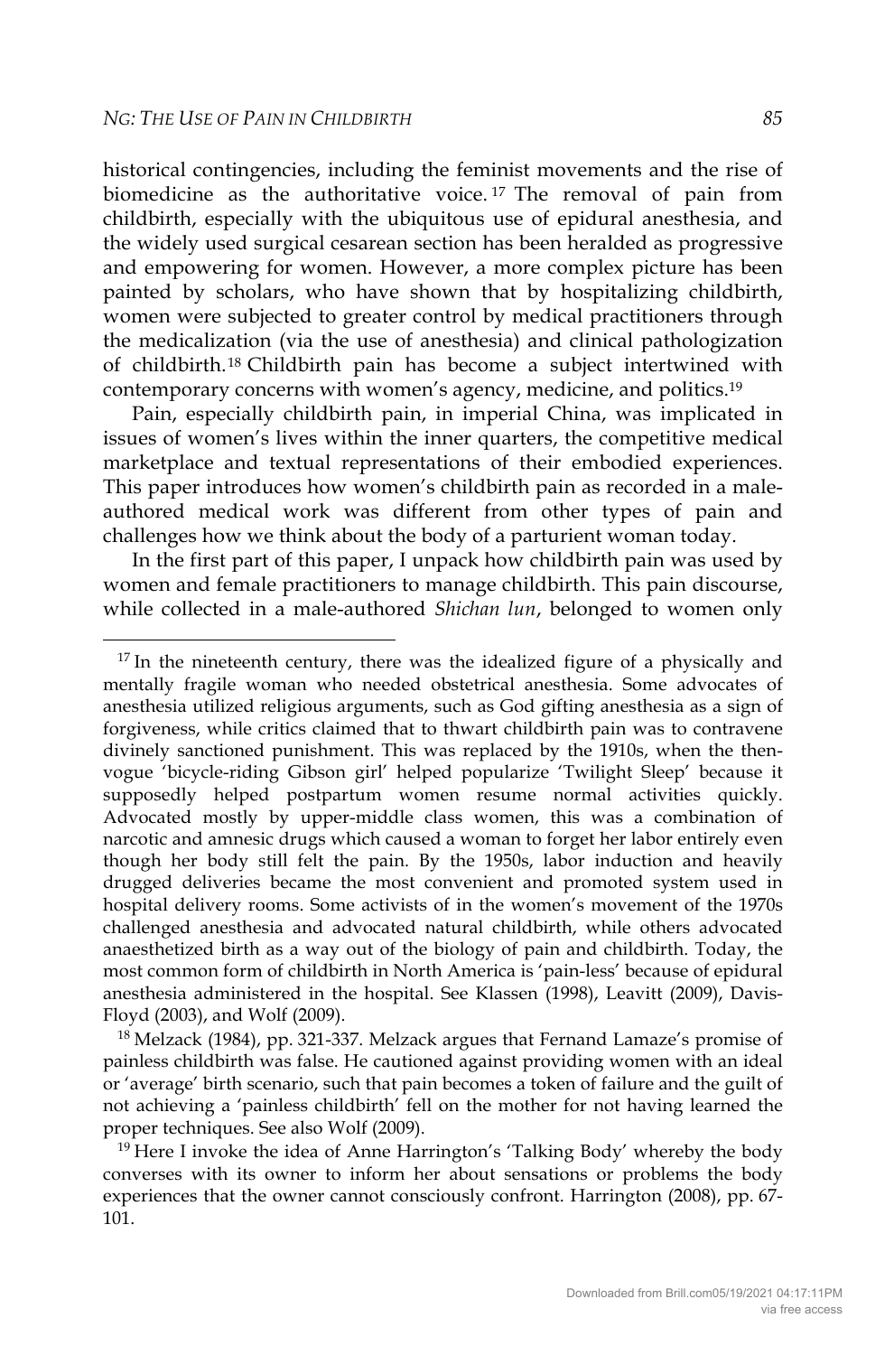historical contingencies, including the feminist movements and the rise of biomedicine as the authoritative voice.[17] The removal of pain from childbirth, especially with the ubiquitous use of epidural anesthesia, and the widely used surgical cesarean section has been heralded as progressive and empowering for women. However, a more complex picture has been painted by scholars, who have shown that by hospitalizing childbirth, women were subjected to greater control by medical practitioners through the medicalization (via the use of anesthesia) and clinical pathologization of childbirth.[18] Childbirth pain has become a subject intertwined with contemporary concerns with women's agency, medicine, and politics.[19]

Pain, especially childbirth pain, in imperial China, was implicated in issues of women's lives within the inner quarters, the competitive medical marketplace and textual representations of their embodied experiences. This paper introduces how women's childbirth pain as recorded in a male-authored medical work was different from other types of pain and challenges how we think about the body of a parturient woman today.

In the first part of this paper, I unpack how childbirth pain was used by women and female practitioners to manage childbirth. This pain discourse, while collected in a male-authored *Shichan lun*, belonged to women only

---

[17] In the nineteenth century, there was the idealized figure of a physically and mentally fragile woman who needed obstetrical anesthesia. Some advocates of anesthesia utilized religious arguments, such as God gifting anesthesia as a sign of forgiveness, while critics claimed that to thwart childbirth pain was to contravene divinely sanctioned punishment. This was replaced by the 1910s, when the then-vogue 'bicycle-riding Gibson girl' helped popularize 'Twilight Sleep' because it supposedly helped postpartum women resume normal activities quickly. Advocated mostly by upper-middle class women, this was a combination of narcotic and amnesic drugs which caused a woman to forget her labor entirely even though her body still felt the pain. By the 1950s, labor induction and heavily drugged deliveries became the most convenient and promoted system used in hospital delivery rooms. Some activists of in the women's movement of the 1970s challenged anesthesia and advocated natural childbirth, while others advocated anaesthetized birth as a way out of the biology of pain and childbirth. Today, the most common form of childbirth in North America is 'pain-less' because of epidural anesthesia administered in the hospital. See Klassen (1998), Leavitt (2009), Davis-Floyd (2003), and Wolf (2009).

[18] Melzack (1984), pp. 321-337. Melzack argues that Fernand Lamaze's promise of painless childbirth was false. He cautioned against providing women with an ideal or 'average' birth scenario, such that pain becomes a token of failure and the guilt of not achieving a 'painless childbirth' fell on the mother for not having learned the proper techniques. See also Wolf (2009).

[19] Here I invoke the idea of Anne Harrington's 'Talking Body' whereby the body converses with its owner to inform her about sensations or problems the body experiences that the owner cannot consciously confront. Harrington (2008), pp. 67-101.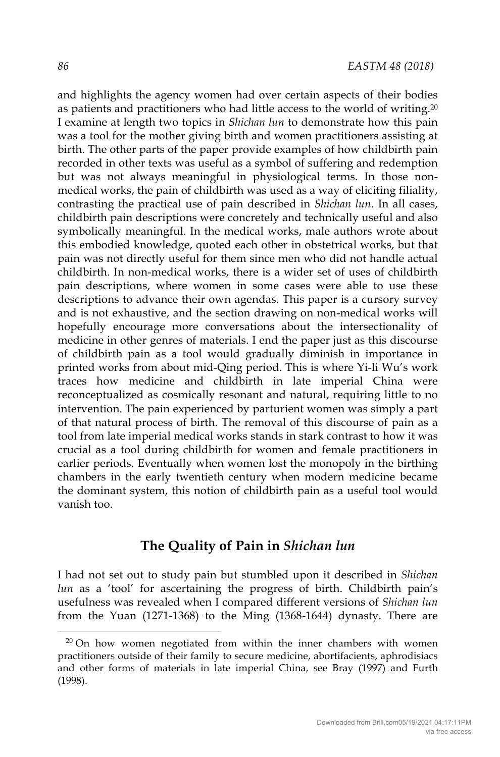and highlights the agency women had over certain aspects of their bodies as patients and practitioners who had little access to the world of writing.[20] I examine at length two topics in *Shichan lun* to demonstrate how this pain was a tool for the mother giving birth and women practitioners assisting at birth. The other parts of the paper provide examples of how childbirth pain recorded in other texts was useful as a symbol of suffering and redemption but was not always meaningful in physiological terms. In those non-medical works, the pain of childbirth was used as a way of eliciting filiality, contrasting the practical use of pain described in *Shichan lun*. In all cases, childbirth pain descriptions were concretely and technically useful and also symbolically meaningful. In the medical works, male authors wrote about this embodied knowledge, quoted each other in obstetrical works, but that pain was not directly useful for them since men who did not handle actual childbirth. In non-medical works, there is a wider set of uses of childbirth pain descriptions, where women in some cases were able to use these descriptions to advance their own agendas. This paper is a cursory survey and is not exhaustive, and the section drawing on non-medical works will hopefully encourage more conversations about the intersectionality of medicine in other genres of materials. I end the paper just as this discourse of childbirth pain as a tool would gradually diminish in importance in printed works from about mid-Qing period. This is where Yi-li Wu's work traces how medicine and childbirth in late imperial China were reconceptualized as cosmically resonant and natural, requiring little to no intervention. The pain experienced by parturient women was simply a part of that natural process of birth. The removal of this discourse of pain as a tool from late imperial medical works stands in stark contrast to how it was crucial as a tool during childbirth for women and female practitioners in earlier periods. Eventually when women lost the monopoly in the birthing chambers in the early twentieth century when modern medicine became the dominant system, this notion of childbirth pain as a useful tool would vanish too.

## The Quality of Pain in *Shichan lun*

I had not set out to study pain but stumbled upon it described in *Shichan lun* as a 'tool' for ascertaining the progress of birth. Childbirth pain's usefulness was revealed when I compared different versions of *Shichan lun* from the Yuan (1271-1368) to the Ming (1368-1644) dynasty. There are

[20] On how women negotiated from within the inner chambers with women practitioners outside of their family to secure medicine, abortifacients, aphrodisiacs and other forms of materials in late imperial China, see Bray (1997) and Furth (1998).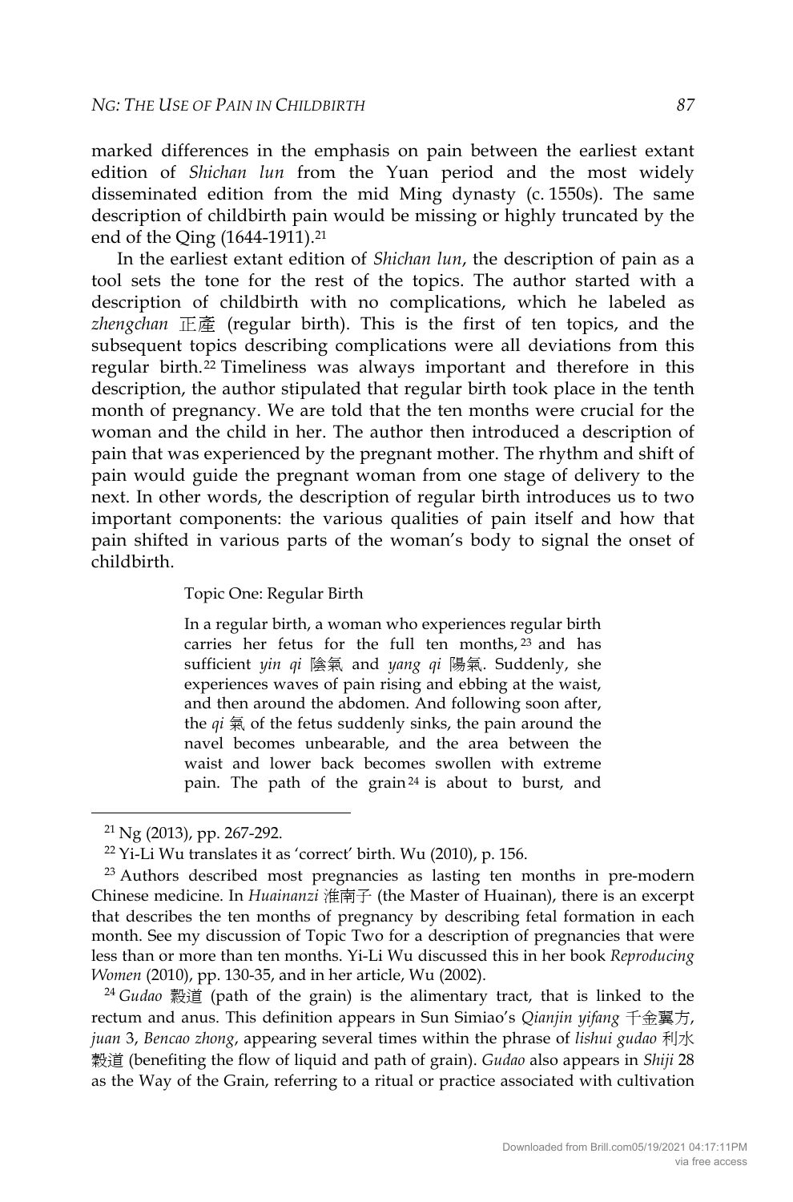marked differences in the emphasis on pain between the earliest extant edition of *Shichan lun* from the Yuan period and the most widely disseminated edition from the mid Ming dynasty (c. 1550s). The same description of childbirth pain would be missing or highly truncated by the end of the Qing (1644-1911).[21]

In the earliest extant edition of *Shichan lun*, the description of pain as a tool sets the tone for the rest of the topics. The author started with a description of childbirth with no complications, which he labeled as *zhengchan* 正產 (regular birth). This is the first of ten topics, and the subsequent topics describing complications were all deviations from this regular birth.[22] Timeliness was always important and therefore in this description, the author stipulated that regular birth took place in the tenth month of pregnancy. We are told that the ten months were crucial for the woman and the child in her. The author then introduced a description of pain that was experienced by the pregnant mother. The rhythm and shift of pain would guide the pregnant woman from one stage of delivery to the next. In other words, the description of regular birth introduces us to two important components: the various qualities of pain itself and how that pain shifted in various parts of the woman's body to signal the onset of childbirth.

> Topic One: Regular Birth
>
> In a regular birth, a woman who experiences regular birth carries her fetus for the full ten months,[23] and has sufficient *yin qi* 陰氣 and *yang qi* 陽氣. Suddenly, she experiences waves of pain rising and ebbing at the waist, and then around the abdomen. And following soon after, the *qi* 氣 of the fetus suddenly sinks, the pain around the navel becomes unbearable, and the area between the waist and lower back becomes swollen with extreme pain. The path of the grain[24] is about to burst, and

---

[21] Ng (2013), pp. 267-292.

[22] Yi-Li Wu translates it as 'correct' birth. Wu (2010), p. 156.

[23] Authors described most pregnancies as lasting ten months in pre-modern Chinese medicine. In *Huainanzi* 淮南子 (the Master of Huainan), there is an excerpt that describes the ten months of pregnancy by describing fetal formation in each month. See my discussion of Topic Two for a description of pregnancies that were less than or more than ten months. Yi-Li Wu discussed this in her book *Reproducing Women* (2010), pp. 130-35, and in her article, Wu (2002).

[24] *Gudao* 穀道 (path of the grain) is the alimentary tract, that is linked to the rectum and anus. This definition appears in Sun Simiao's *Qianjin yifang* 千金翼方, *juan* 3, *Bencao zhong*, appearing several times within the phrase of *lishui gudao* 利水穀道 (benefiting the flow of liquid and path of grain). *Gudao* also appears in *Shiji* 28 as the Way of the Grain, referring to a ritual or practice associated with cultivation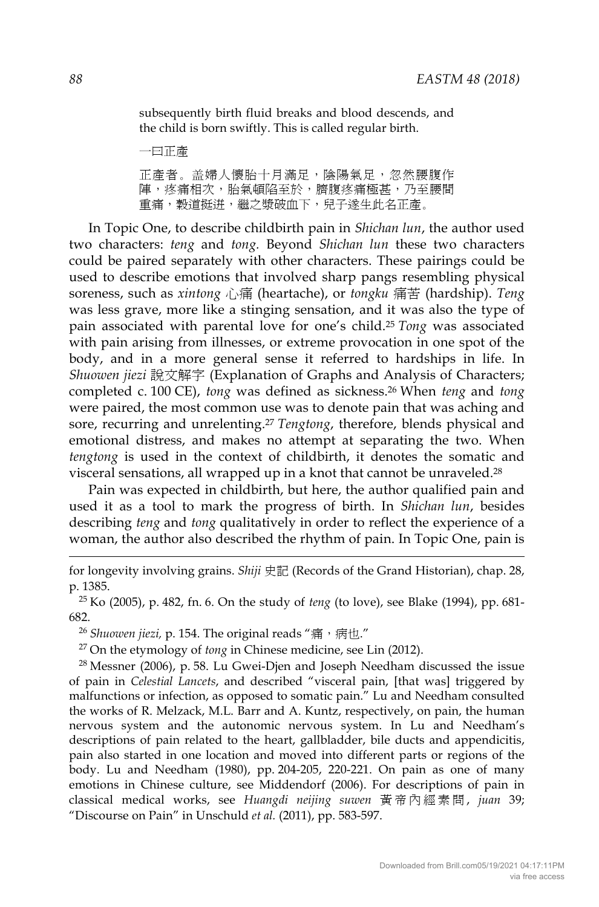subsequently birth fluid breaks and blood descends, and the child is born swiftly. This is called regular birth.

一曰正產

正產者。盖婦人懷胎十月滿足，陰陽氣足，忽然腰腹作陣，疼痛相次，胎氣頓陷至於，臍腹疼痛極甚，乃至腰間重痛，穀道挺迸，繼之漿破血下，兒子遂生此名正產。

In Topic One, to describe childbirth pain in *Shichan lun*, the author used two characters: *teng* and *tong*. Beyond *Shichan lun* these two characters could be paired separately with other characters. These pairings could be used to describe emotions that involved sharp pangs resembling physical soreness, such as *xintong* 心痛 (heartache), or *tongku* 痛苦 (hardship). *Teng* was less grave, more like a stinging sensation, and it was also the type of pain associated with parental love for one's child.[25] *Tong* was associated with pain arising from illnesses, or extreme provocation in one spot of the body, and in a more general sense it referred to hardships in life. In *Shuowen jiezi* 說文解字 (Explanation of Graphs and Analysis of Characters; completed c. 100 CE), *tong* was defined as sickness.[26] When *teng* and *tong* were paired, the most common use was to denote pain that was aching and sore, recurring and unrelenting.[27] *Tengtong*, therefore, blends physical and emotional distress, and makes no attempt at separating the two. When *tengtong* is used in the context of childbirth, it denotes the somatic and visceral sensations, all wrapped up in a knot that cannot be unraveled.[28]

Pain was expected in childbirth, but here, the author qualified pain and used it as a tool to mark the progress of birth. In *Shichan lun*, besides describing *teng* and *tong* qualitatively in order to reflect the experience of a woman, the author also described the rhythm of pain. In Topic One, pain is

---

for longevity involving grains. *Shiji* 史記 (Records of the Grand Historian), chap. 28, p. 1385.

[25] Ko (2005), p. 482, fn. 6. On the study of *teng* (to love), see Blake (1994), pp. 681-682.

[26] *Shuowen jiezi*, p. 154. The original reads "痛，病也."

[27] On the etymology of *tong* in Chinese medicine, see Lin (2012).

[28] Messner (2006), p. 58. Lu Gwei-Djen and Joseph Needham discussed the issue of pain in *Celestial Lancets*, and described "visceral pain, [that was] triggered by malfunctions or infection, as opposed to somatic pain." Lu and Needham consulted the works of R. Melzack, M.L. Barr and A. Kuntz, respectively, on pain, the human nervous system and the autonomic nervous system. In Lu and Needham's descriptions of pain related to the heart, gallbladder, bile ducts and appendicitis, pain also started in one location and moved into different parts or regions of the body. Lu and Needham (1980), pp. 204-205, 220-221. On pain as one of many emotions in Chinese culture, see Middendorf (2006). For descriptions of pain in classical medical works, see *Huangdi neijing suwen* 黃帝內經素問, *juan* 39; "Discourse on Pain" in Unschuld *et al.* (2011), pp. 583-597.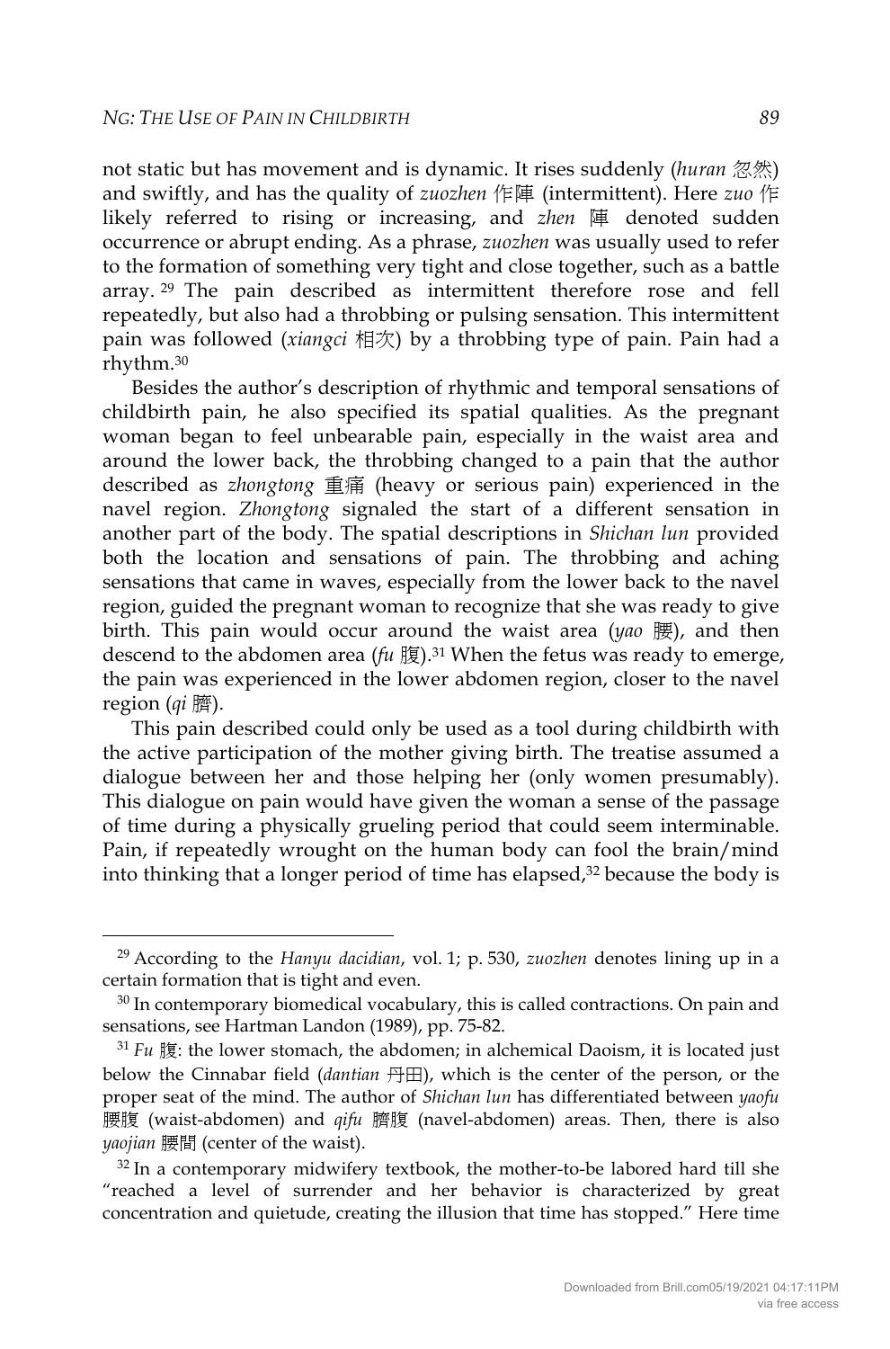not static but has movement and is dynamic. It rises suddenly (*huran* 忽然) and swiftly, and has the quality of *zuozhen* 作陣 (intermittent). Here *zuo* 作 likely referred to rising or increasing, and *zhen* 陣 denoted sudden occurrence or abrupt ending. As a phrase, *zuozhen* was usually used to refer to the formation of something very tight and close together, such as a battle array.[29] The pain described as intermittent therefore rose and fell repeatedly, but also had a throbbing or pulsing sensation. This intermittent pain was followed (*xiangci* 相次) by a throbbing type of pain. Pain had a rhythm.[30]

Besides the author's description of rhythmic and temporal sensations of childbirth pain, he also specified its spatial qualities. As the pregnant woman began to feel unbearable pain, especially in the waist area and around the lower back, the throbbing changed to a pain that the author described as *zhongtong* 重痛 (heavy or serious pain) experienced in the navel region. *Zhongtong* signaled the start of a different sensation in another part of the body. The spatial descriptions in *Shichan lun* provided both the location and sensations of pain. The throbbing and aching sensations that came in waves, especially from the lower back to the navel region, guided the pregnant woman to recognize that she was ready to give birth. This pain would occur around the waist area (*yao* 腰), and then descend to the abdomen area (*fu* 腹).[31] When the fetus was ready to emerge, the pain was experienced in the lower abdomen region, closer to the navel region (*qi* 臍).

This pain described could only be used as a tool during childbirth with the active participation of the mother giving birth. The treatise assumed a dialogue between her and those helping her (only women presumably). This dialogue on pain would have given the woman a sense of the passage of time during a physically grueling period that could seem interminable. Pain, if repeatedly wrought on the human body can fool the brain/mind into thinking that a longer period of time has elapsed,[32] because the body is

---

[29] According to the *Hanyu dacidian*, vol. 1; p. 530, *zuozhen* denotes lining up in a certain formation that is tight and even.

[30] In contemporary biomedical vocabulary, this is called contractions. On pain and sensations, see Hartman Landon (1989), pp. 75-82.

[31] *Fu* 腹: the lower stomach, the abdomen; in alchemical Daoism, it is located just below the Cinnabar field (*dantian* 丹田), which is the center of the person, or the proper seat of the mind. The author of *Shichan lun* has differentiated between *yaofu* 腰腹 (waist-abdomen) and *qifu* 臍腹 (navel-abdomen) areas. Then, there is also *yaojian* 腰間 (center of the waist).

[32] In a contemporary midwifery textbook, the mother-to-be labored hard till she "reached a level of surrender and her behavior is characterized by great concentration and quietude, creating the illusion that time has stopped." Here time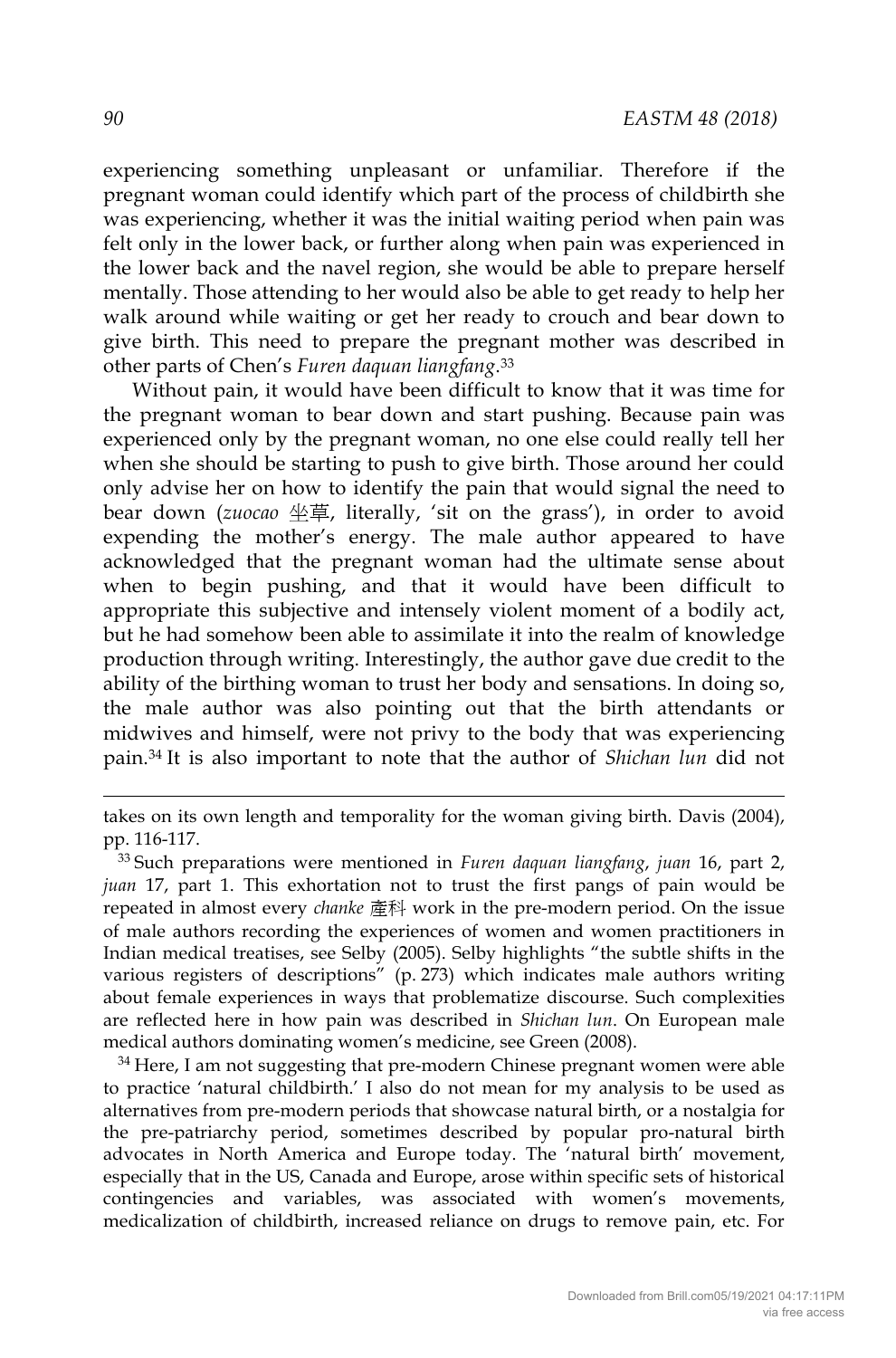experiencing something unpleasant or unfamiliar. Therefore if the pregnant woman could identify which part of the process of childbirth she was experiencing, whether it was the initial waiting period when pain was felt only in the lower back, or further along when pain was experienced in the lower back and the navel region, she would be able to prepare herself mentally. Those attending to her would also be able to get ready to help her walk around while waiting or get her ready to crouch and bear down to give birth. This need to prepare the pregnant mother was described in other parts of Chen's *Furen daquan liangfang*.[33]

Without pain, it would have been difficult to know that it was time for the pregnant woman to bear down and start pushing. Because pain was experienced only by the pregnant woman, no one else could really tell her when she should be starting to push to give birth. Those around her could only advise her on how to identify the pain that would signal the need to bear down (*zuocao* 坐草, literally, 'sit on the grass'), in order to avoid expending the mother's energy. The male author appeared to have acknowledged that the pregnant woman had the ultimate sense about when to begin pushing, and that it would have been difficult to appropriate this subjective and intensely violent moment of a bodily act, but he had somehow been able to assimilate it into the realm of knowledge production through writing. Interestingly, the author gave due credit to the ability of the birthing woman to trust her body and sensations. In doing so, the male author was also pointing out that the birth attendants or midwives and himself, were not privy to the body that was experiencing pain.[34] It is also important to note that the author of *Shichan lun* did not

---

takes on its own length and temporality for the woman giving birth. Davis (2004), pp. 116-117.

[33] Such preparations were mentioned in *Furen daquan liangfang*, *juan* 16, part 2, *juan* 17, part 1. This exhortation not to trust the first pangs of pain would be repeated in almost every *chanke* 產科 work in the pre-modern period. On the issue of male authors recording the experiences of women and women practitioners in Indian medical treatises, see Selby (2005). Selby highlights "the subtle shifts in the various registers of descriptions" (p. 273) which indicates male authors writing about female experiences in ways that problematize discourse. Such complexities are reflected here in how pain was described in *Shichan lun*. On European male medical authors dominating women's medicine, see Green (2008).

[34] Here, I am not suggesting that pre-modern Chinese pregnant women were able to practice 'natural childbirth.' I also do not mean for my analysis to be used as alternatives from pre-modern periods that showcase natural birth, or a nostalgia for the pre-patriarchy period, sometimes described by popular pro-natural birth advocates in North America and Europe today. The 'natural birth' movement, especially that in the US, Canada and Europe, arose within specific sets of historical contingencies and variables, was associated with women's movements, medicalization of childbirth, increased reliance on drugs to remove pain, etc. For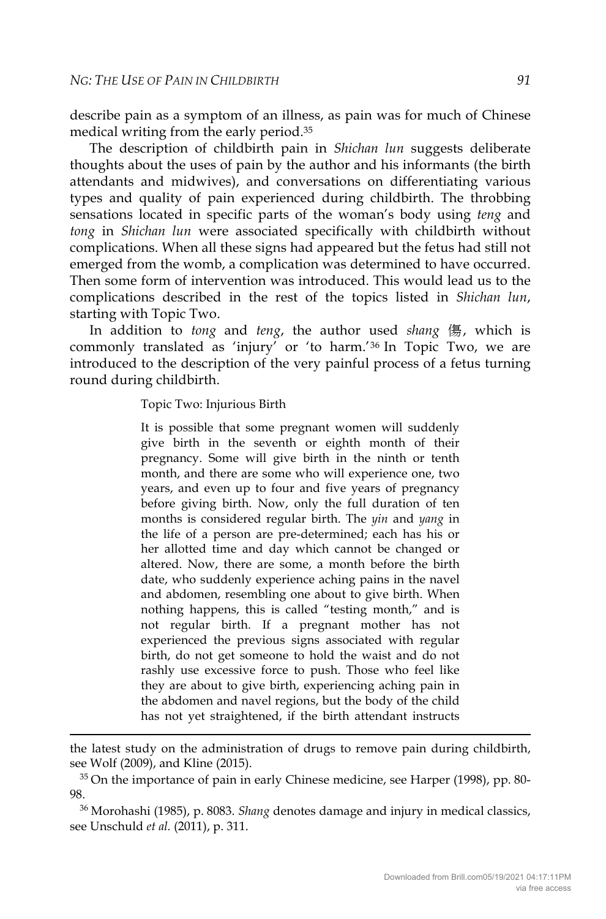describe pain as a symptom of an illness, as pain was for much of Chinese medical writing from the early period.[35]

The description of childbirth pain in *Shichan lun* suggests deliberate thoughts about the uses of pain by the author and his informants (the birth attendants and midwives), and conversations on differentiating various types and quality of pain experienced during childbirth. The throbbing sensations located in specific parts of the woman's body using *teng* and *tong* in *Shichan lun* were associated specifically with childbirth without complications. When all these signs had appeared but the fetus had still not emerged from the womb, a complication was determined to have occurred. Then some form of intervention was introduced. This would lead us to the complications described in the rest of the topics listed in *Shichan lun*, starting with Topic Two.

In addition to *tong* and *teng*, the author used *shang* 傷, which is commonly translated as 'injury' or 'to harm.'[36] In Topic Two, we are introduced to the description of the very painful process of a fetus turning round during childbirth.

> Topic Two: Injurious Birth
>
> It is possible that some pregnant women will suddenly give birth in the seventh or eighth month of their pregnancy. Some will give birth in the ninth or tenth month, and there are some who will experience one, two years, and even up to four and five years of pregnancy before giving birth. Now, only the full duration of ten months is considered regular birth. The *yin* and *yang* in the life of a person are pre-determined; each has his or her allotted time and day which cannot be changed or altered. Now, there are some, a month before the birth date, who suddenly experience aching pains in the navel and abdomen, resembling one about to give birth. When nothing happens, this is called "testing month," and is not regular birth. If a pregnant mother has not experienced the previous signs associated with regular birth, do not get someone to hold the waist and do not rashly use excessive force to push. Those who feel like they are about to give birth, experiencing aching pain in the abdomen and navel regions, but the body of the child has not yet straightened, if the birth attendant instructs

---

the latest study on the administration of drugs to remove pain during childbirth, see Wolf (2009), and Kline (2015).

[35] On the importance of pain in early Chinese medicine, see Harper (1998), pp. 80-98.

[36] Morohashi (1985), p. 8083. *Shang* denotes damage and injury in medical classics, see Unschuld *et al.* (2011), p. 311.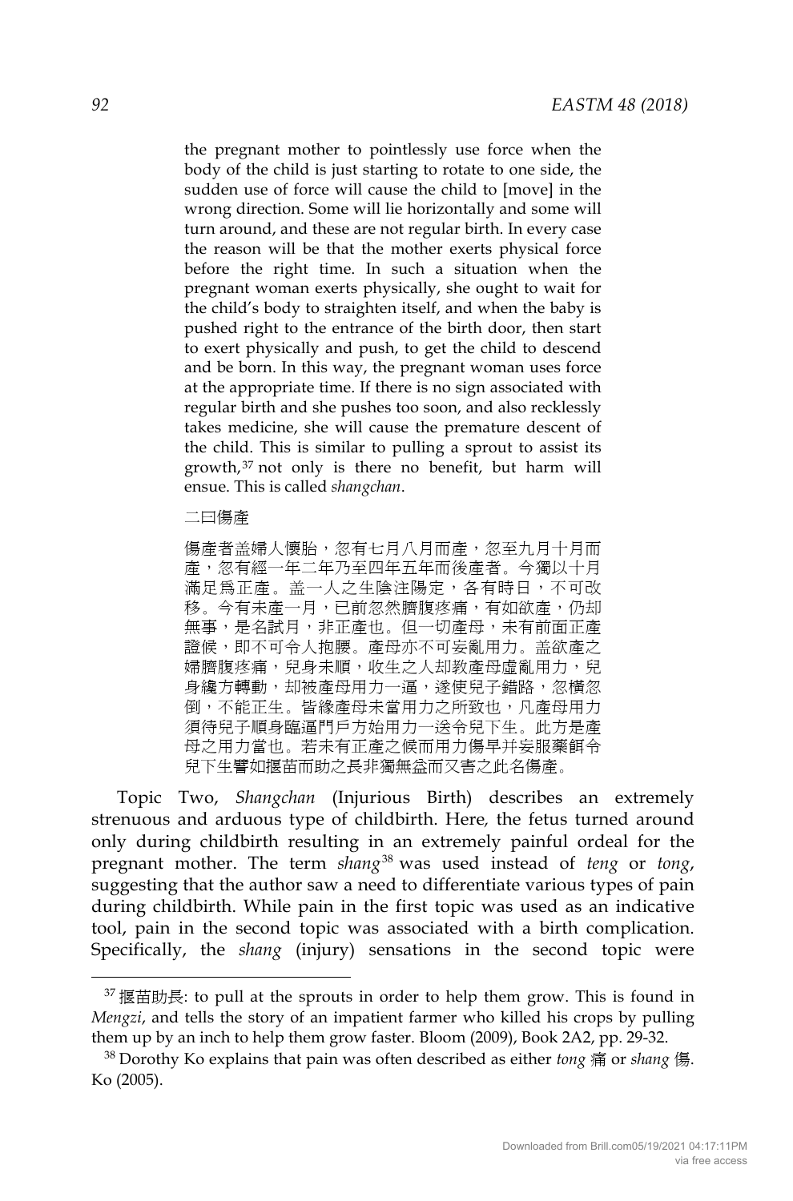the pregnant mother to pointlessly use force when the body of the child is just starting to rotate to one side, the sudden use of force will cause the child to [move] in the wrong direction. Some will lie horizontally and some will turn around, and these are not regular birth. In every case the reason will be that the mother exerts physical force before the right time. In such a situation when the pregnant woman exerts physically, she ought to wait for the child's body to straighten itself, and when the baby is pushed right to the entrance of the birth door, then start to exert physically and push, to get the child to descend and be born. In this way, the pregnant woman uses force at the appropriate time. If there is no sign associated with regular birth and she pushes too soon, and also recklessly takes medicine, she will cause the premature descent of the child. This is similar to pulling a sprout to assist its growth,[37] not only is there no benefit, but harm will ensue. This is called *shangchan*.

> 二曰傷產
>
> 傷產者盖婦人懷胎，忽有七月八月而產，忽至九月十月而產，忽有經一年二年乃至四年五年而後產者。今獨以十月滿足爲正產。盖一人之生陰注陽定，各有時日，不可改移。今有未產一月，已前忽然臍腹疼痛，有如欲產，仍却無事，是名試月，非正產也。但一切產母，未有前面正產證候，即不可令人抱腰。產母亦不可妄亂用力。盖欲產之婦臍腹疼痛，兒身未順，收生之人却教產母虛亂用力，兒身纔方轉動，却被產母用力一逼，遂使兒子錯路，忽横忽倒，不能正生。皆緣產母未當用力之所致也，凡產母用力須待兒子順身臨逼門戶方始用力一送令兒下生。此方是產母之用力當也。若未有正產之候而用力傷早并妄服藥餌令兒下生譬如揠苗而助之長非獨無益而又害之此名傷產。

Topic Two, *Shangchan* (Injurious Birth) describes an extremely strenuous and arduous type of childbirth. Here, the fetus turned around only during childbirth resulting in an extremely painful ordeal for the pregnant mother. The term *shang*[38] was used instead of *teng* or *tong*, suggesting that the author saw a need to differentiate various types of pain during childbirth. While pain in the first topic was used as an indicative tool, pain in the second topic was associated with a birth complication. Specifically, the *shang* (injury) sensations in the second topic were

---

[37] 揠苗助長: to pull at the sprouts in order to help them grow. This is found in *Mengzi*, and tells the story of an impatient farmer who killed his crops by pulling them up by an inch to help them grow faster. Bloom (2009), Book 2A2, pp. 29-32.

[38] Dorothy Ko explains that pain was often described as either *tong* 痛 or *shang* 傷. Ko (2005).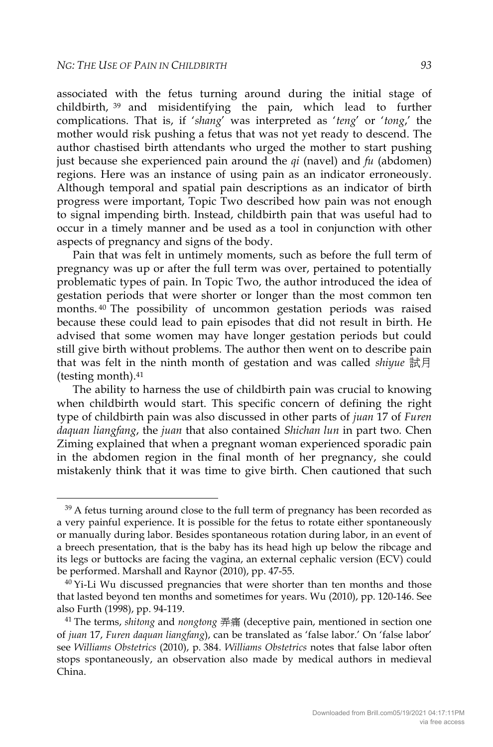associated with the fetus turning around during the initial stage of childbirth,[39] and misidentifying the pain, which lead to further complications. That is, if '*shang*' was interpreted as '*teng*' or '*tong*,' the mother would risk pushing a fetus that was not yet ready to descend. The author chastised birth attendants who urged the mother to start pushing just because she experienced pain around the *qi* (navel) and *fu* (abdomen) regions. Here was an instance of using pain as an indicator erroneously. Although temporal and spatial pain descriptions as an indicator of birth progress were important, Topic Two described how pain was not enough to signal impending birth. Instead, childbirth pain that was useful had to occur in a timely manner and be used as a tool in conjunction with other aspects of pregnancy and signs of the body.

Pain that was felt in untimely moments, such as before the full term of pregnancy was up or after the full term was over, pertained to potentially problematic types of pain. In Topic Two, the author introduced the idea of gestation periods that were shorter or longer than the most common ten months.[40] The possibility of uncommon gestation periods was raised because these could lead to pain episodes that did not result in birth. He advised that some women may have longer gestation periods but could still give birth without problems. The author then went on to describe pain that was felt in the ninth month of gestation and was called *shiyue* 試月 (testing month).[41]

The ability to harness the use of childbirth pain was crucial to knowing when childbirth would start. This specific concern of defining the right type of childbirth pain was also discussed in other parts of *juan* 17 of *Furen daquan liangfang*, the *juan* that also contained *Shichan lun* in part two. Chen Ziming explained that when a pregnant woman experienced sporadic pain in the abdomen region in the final month of her pregnancy, she could mistakenly think that it was time to give birth. Chen cautioned that such

---

[39] A fetus turning around close to the full term of pregnancy has been recorded as a very painful experience. It is possible for the fetus to rotate either spontaneously or manually during labor. Besides spontaneous rotation during labor, in an event of a breech presentation, that is the baby has its head high up below the ribcage and its legs or buttocks are facing the vagina, an external cephalic version (ECV) could be performed. Marshall and Raynor (2010), pp. 47-55.

[40] Yi-Li Wu discussed pregnancies that were shorter than ten months and those that lasted beyond ten months and sometimes for years. Wu (2010), pp. 120-146. See also Furth (1998), pp. 94-119.

[41] The terms, *shitong* and *nongtong* 弄痛 (deceptive pain, mentioned in section one of *juan* 17, *Furen daquan liangfang*), can be translated as 'false labor.' On 'false labor' see *Williams Obstetrics* (2010), p. 384. *Williams Obstetrics* notes that false labor often stops spontaneously, an observation also made by medical authors in medieval China.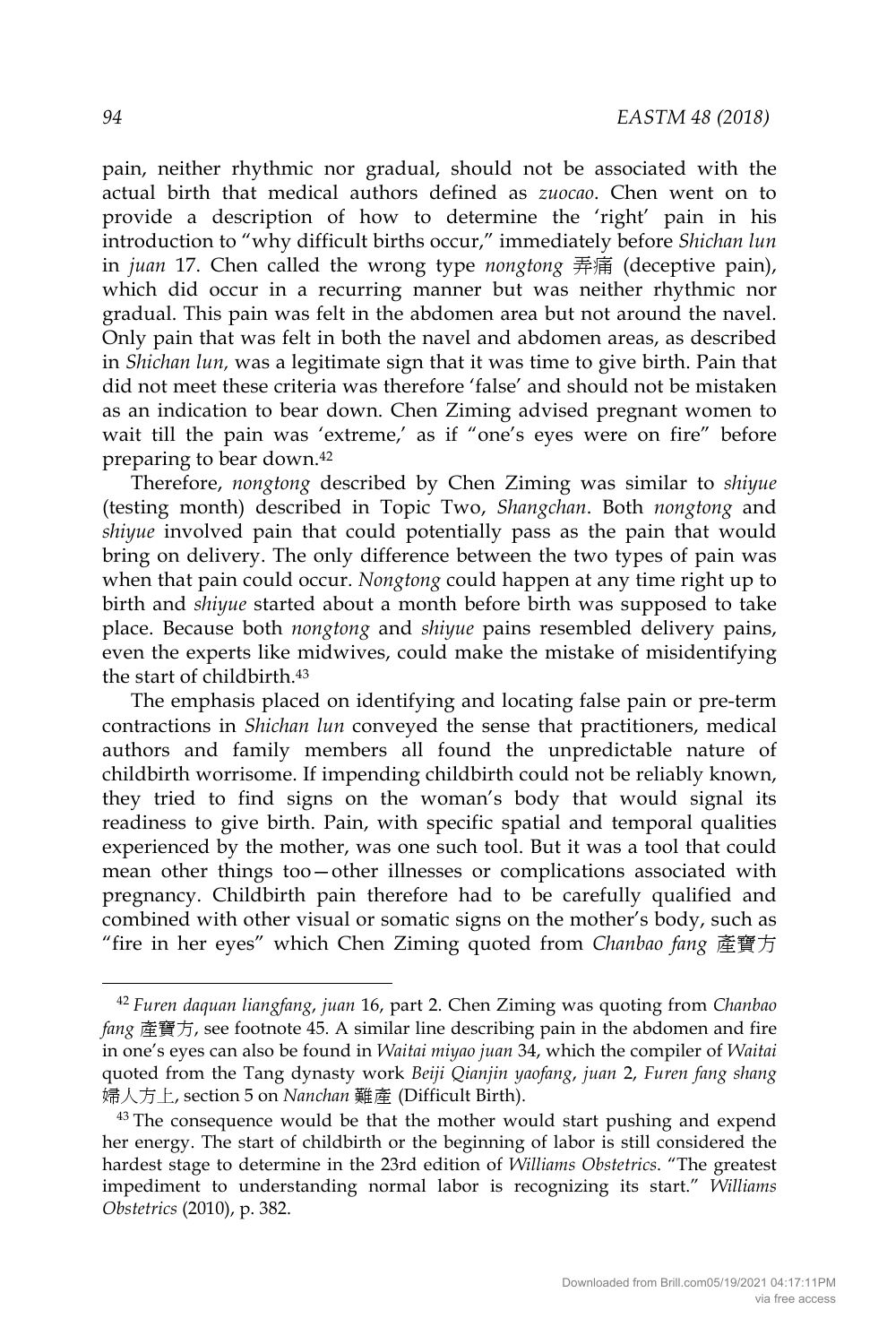pain, neither rhythmic nor gradual, should not be associated with the actual birth that medical authors defined as *zuocao*. Chen went on to provide a description of how to determine the 'right' pain in his introduction to "why difficult births occur," immediately before *Shichan lun* in *juan* 17. Chen called the wrong type *nongtong* 弄痛 (deceptive pain), which did occur in a recurring manner but was neither rhythmic nor gradual. This pain was felt in the abdomen area but not around the navel. Only pain that was felt in both the navel and abdomen areas, as described in *Shichan lun,* was a legitimate sign that it was time to give birth. Pain that did not meet these criteria was therefore 'false' and should not be mistaken as an indication to bear down. Chen Ziming advised pregnant women to wait till the pain was 'extreme,' as if "one's eyes were on fire" before preparing to bear down.[42]

Therefore, *nongtong* described by Chen Ziming was similar to *shiyue* (testing month) described in Topic Two, *Shangchan*. Both *nongtong* and *shiyue* involved pain that could potentially pass as the pain that would bring on delivery. The only difference between the two types of pain was when that pain could occur. *Nongtong* could happen at any time right up to birth and *shiyue* started about a month before birth was supposed to take place. Because both *nongtong* and *shiyue* pains resembled delivery pains, even the experts like midwives, could make the mistake of misidentifying the start of childbirth.[43]

The emphasis placed on identifying and locating false pain or pre-term contractions in *Shichan lun* conveyed the sense that practitioners, medical authors and family members all found the unpredictable nature of childbirth worrisome. If impending childbirth could not be reliably known, they tried to find signs on the woman's body that would signal its readiness to give birth. Pain, with specific spatial and temporal qualities experienced by the mother, was one such tool. But it was a tool that could mean other things too—other illnesses or complications associated with pregnancy. Childbirth pain therefore had to be carefully qualified and combined with other visual or somatic signs on the mother's body, such as "fire in her eyes" which Chen Ziming quoted from *Chanbao fang* 產寶方

---

[42] *Furen daquan liangfang*, *juan* 16, part 2. Chen Ziming was quoting from *Chanbao fang* 產寶方, see footnote 45. A similar line describing pain in the abdomen and fire in one's eyes can also be found in *Waitai miyao juan* 34, which the compiler of *Waitai* quoted from the Tang dynasty work *Beiji Qianjin yaofang*, *juan* 2, *Furen fang shang* 婦人方上, section 5 on *Nanchan* 難產 (Difficult Birth).

[43] The consequence would be that the mother would start pushing and expend her energy. The start of childbirth or the beginning of labor is still considered the hardest stage to determine in the 23rd edition of *Williams Obstetrics*. "The greatest impediment to understanding normal labor is recognizing its start." *Williams Obstetrics* (2010), p. 382.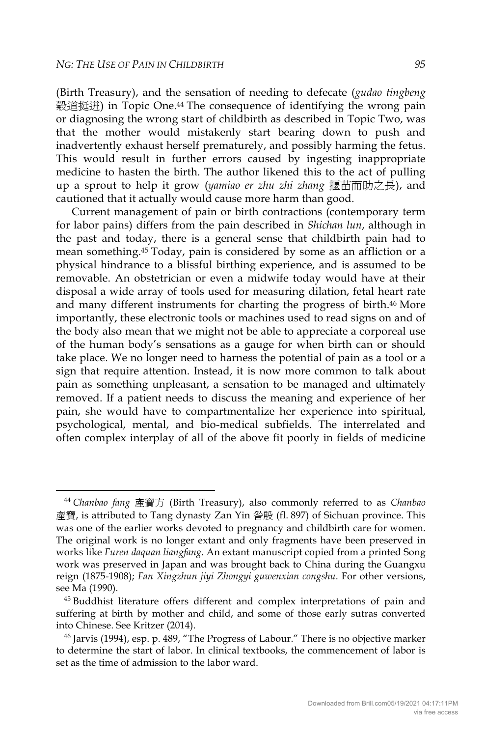(Birth Treasury), and the sensation of needing to defecate (*gudao tingbeng* 穀道挺迸) in Topic One.[44] The consequence of identifying the wrong pain or diagnosing the wrong start of childbirth as described in Topic Two, was that the mother would mistakenly start bearing down to push and inadvertently exhaust herself prematurely, and possibly harming the fetus. This would result in further errors caused by ingesting inappropriate medicine to hasten the birth. The author likened this to the act of pulling up a sprout to help it grow (*yamiao er zhu zhi zhang* 揠苗而助之長), and cautioned that it actually would cause more harm than good.

Current management of pain or birth contractions (contemporary term for labor pains) differs from the pain described in *Shichan lun*, although in the past and today, there is a general sense that childbirth pain had to mean something.[45] Today, pain is considered by some as an affliction or a physical hindrance to a blissful birthing experience, and is assumed to be removable. An obstetrician or even a midwife today would have at their disposal a wide array of tools used for measuring dilation, fetal heart rate and many different instruments for charting the progress of birth.[46] More importantly, these electronic tools or machines used to read signs on and of the body also mean that we might not be able to appreciate a corporeal use of the human body's sensations as a gauge for when birth can or should take place. We no longer need to harness the potential of pain as a tool or a sign that require attention. Instead, it is now more common to talk about pain as something unpleasant, a sensation to be managed and ultimately removed. If a patient needs to discuss the meaning and experience of her pain, she would have to compartmentalize her experience into spiritual, psychological, mental, and bio-medical subfields. The interrelated and often complex interplay of all of the above fit poorly in fields of medicine

---

[44] *Chanbao fang* 產寶方 (Birth Treasury), also commonly referred to as *Chanbao* 產寶, is attributed to Tang dynasty Zan Yin 昝殷 (fl. 897) of Sichuan province. This was one of the earlier works devoted to pregnancy and childbirth care for women. The original work is no longer extant and only fragments have been preserved in works like *Furen daquan liangfang*. An extant manuscript copied from a printed Song work was preserved in Japan and was brought back to China during the Guangxu reign (1875-1908); *Fan Xingzhun jiyi Zhongyi guwenxian congshu*. For other versions, see Ma (1990).

[45] Buddhist literature offers different and complex interpretations of pain and suffering at birth by mother and child, and some of those early sutras converted into Chinese. See Kritzer (2014).

[46] Jarvis (1994), esp. p. 489, "The Progress of Labour." There is no objective marker to determine the start of labor. In clinical textbooks, the commencement of labor is set as the time of admission to the labor ward.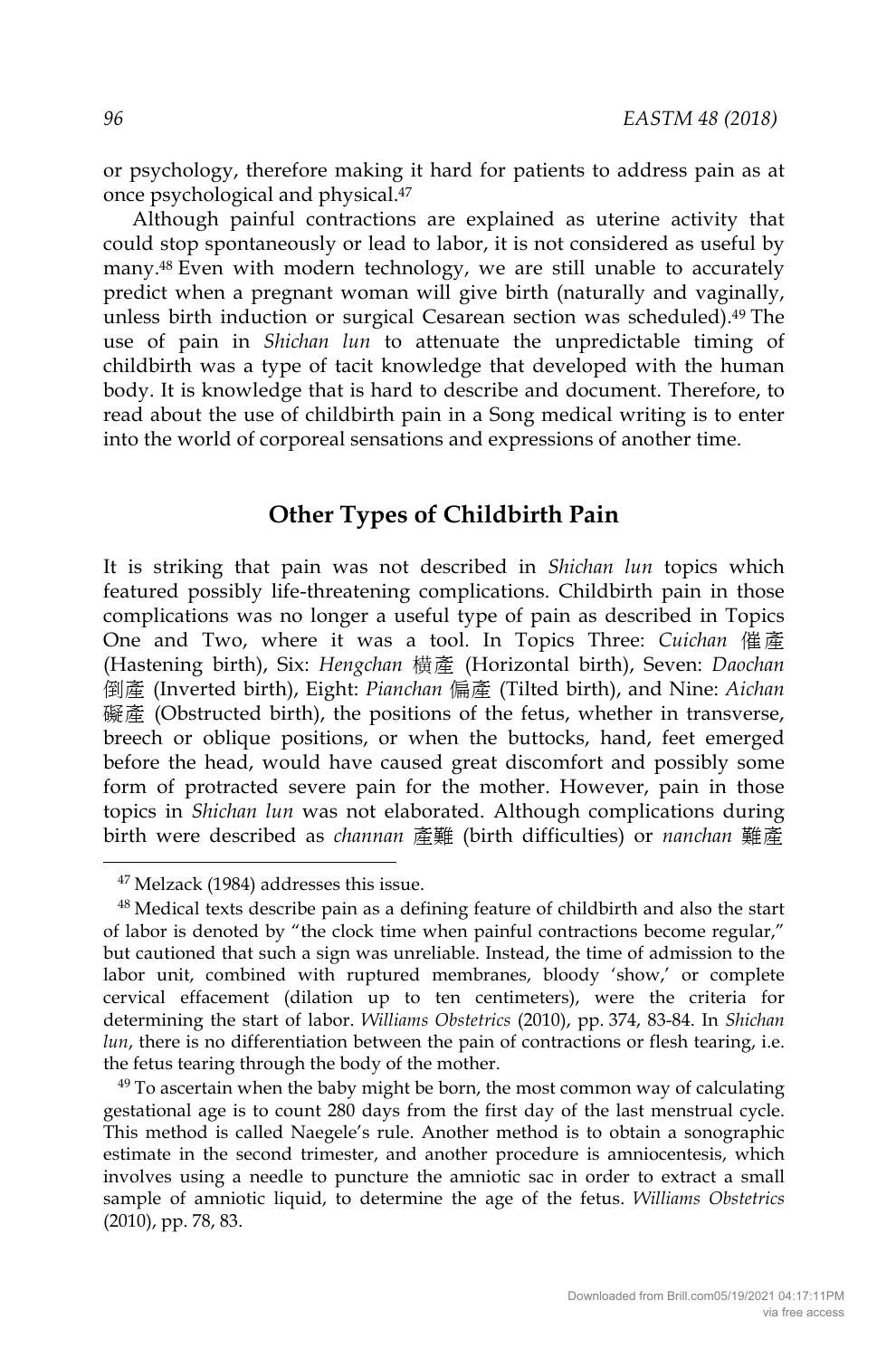or psychology, therefore making it hard for patients to address pain as at once psychological and physical.[47]

Although painful contractions are explained as uterine activity that could stop spontaneously or lead to labor, it is not considered as useful by many.[48] Even with modern technology, we are still unable to accurately predict when a pregnant woman will give birth (naturally and vaginally, unless birth induction or surgical Cesarean section was scheduled).[49] The use of pain in *Shichan lun* to attenuate the unpredictable timing of childbirth was a type of tacit knowledge that developed with the human body. It is knowledge that is hard to describe and document. Therefore, to read about the use of childbirth pain in a Song medical writing is to enter into the world of corporeal sensations and expressions of another time.

## Other Types of Childbirth Pain

It is striking that pain was not described in *Shichan lun* topics which featured possibly life-threatening complications. Childbirth pain in those complications was no longer a useful type of pain as described in Topics One and Two, where it was a tool. In Topics Three: *Cuichan* 催產 (Hastening birth), Six: *Hengchan* 橫產 (Horizontal birth), Seven: *Daochan* 倒產 (Inverted birth), Eight: *Pianchan* 偏產 (Tilted birth), and Nine: *Aichan* 礙產 (Obstructed birth), the positions of the fetus, whether in transverse, breech or oblique positions, or when the buttocks, hand, feet emerged before the head, would have caused great discomfort and possibly some form of protracted severe pain for the mother. However, pain in those topics in *Shichan lun* was not elaborated. Although complications during birth were described as *channan* 產難 (birth difficulties) or *nanchan* 難產

---

[47] Melzack (1984) addresses this issue.

[48] Medical texts describe pain as a defining feature of childbirth and also the start of labor is denoted by "the clock time when painful contractions become regular," but cautioned that such a sign was unreliable. Instead, the time of admission to the labor unit, combined with ruptured membranes, bloody 'show,' or complete cervical effacement (dilation up to ten centimeters), were the criteria for determining the start of labor. *Williams Obstetrics* (2010), pp. 374, 83-84. In *Shichan lun*, there is no differentiation between the pain of contractions or flesh tearing, i.e. the fetus tearing through the body of the mother.

[49] To ascertain when the baby might be born, the most common way of calculating gestational age is to count 280 days from the first day of the last menstrual cycle. This method is called Naegele's rule. Another method is to obtain a sonographic estimate in the second trimester, and another procedure is amniocentesis, which involves using a needle to puncture the amniotic sac in order to extract a small sample of amniotic liquid, to determine the age of the fetus. *Williams Obstetrics* (2010), pp. 78, 83.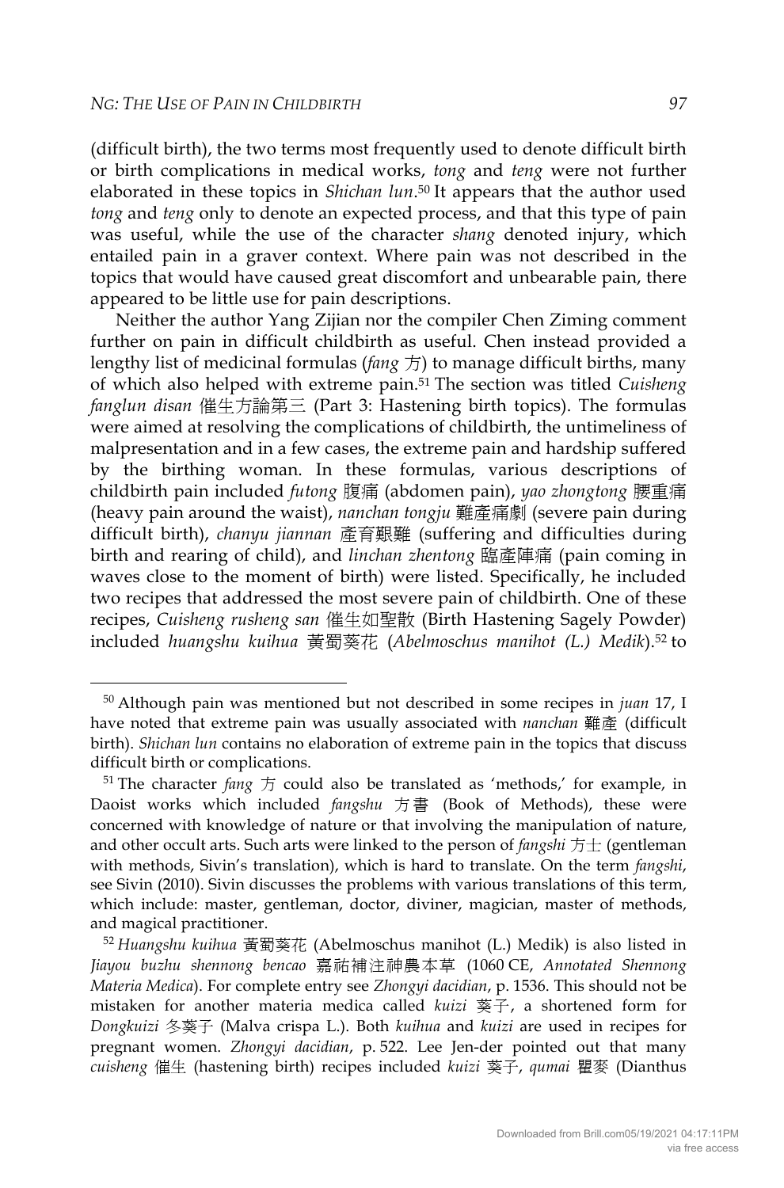(difficult birth), the two terms most frequently used to denote difficult birth or birth complications in medical works, *tong* and *teng* were not further elaborated in these topics in *Shichan lun*.[50] It appears that the author used *tong* and *teng* only to denote an expected process, and that this type of pain was useful, while the use of the character *shang* denoted injury, which entailed pain in a graver context. Where pain was not described in the topics that would have caused great discomfort and unbearable pain, there appeared to be little use for pain descriptions.

Neither the author Yang Zijian nor the compiler Chen Ziming comment further on pain in difficult childbirth as useful. Chen instead provided a lengthy list of medicinal formulas (*fang* 方) to manage difficult births, many of which also helped with extreme pain.[51] The section was titled *Cuisheng fanglun disan* 催生方論第三 (Part 3: Hastening birth topics). The formulas were aimed at resolving the complications of childbirth, the untimeliness of malpresentation and in a few cases, the extreme pain and hardship suffered by the birthing woman. In these formulas, various descriptions of childbirth pain included *futong* 腹痛 (abdomen pain), *yao zhongtong* 腰重痛 (heavy pain around the waist), *nanchan tongju* 難產痛劇 (severe pain during difficult birth), *chanyu jiannan* 產育艱難 (suffering and difficulties during birth and rearing of child), and *linchan zhentong* 臨產陣痛 (pain coming in waves close to the moment of birth) were listed. Specifically, he included two recipes that addressed the most severe pain of childbirth. One of these recipes, *Cuisheng rusheng san* 催生如聖散 (Birth Hastening Sagely Powder) included *huangshu kuihua* 黃蜀葵花 (*Abelmoschus manihot (L.) Medik*).[52] to

---

[50] Although pain was mentioned but not described in some recipes in *juan* 17, I have noted that extreme pain was usually associated with *nanchan* 難產 (difficult birth). *Shichan lun* contains no elaboration of extreme pain in the topics that discuss difficult birth or complications.

[51] The character *fang* 方 could also be translated as 'methods,' for example, in Daoist works which included *fangshu* 方書 (Book of Methods), these were concerned with knowledge of nature or that involving the manipulation of nature, and other occult arts. Such arts were linked to the person of *fangshi* 方士 (gentleman with methods, Sivin's translation), which is hard to translate. On the term *fangshi*, see Sivin (2010). Sivin discusses the problems with various translations of this term, which include: master, gentleman, doctor, diviner, magician, master of methods, and magical practitioner.

[52] *Huangshu kuihua* 黃蜀葵花 (Abelmoschus manihot (L.) Medik) is also listed in *Jiayou buzhu shennong bencao* 嘉祐補注神農本草 (1060 CE, *Annotated Shennong Materia Medica*). For complete entry see *Zhongyi dacidian*, p. 1536. This should not be mistaken for another materia medica called *kuizi* 葵子, a shortened form for *Dongkuizi* 冬葵子 (Malva crispa L.). Both *kuihua* and *kuizi* are used in recipes for pregnant women. *Zhongyi dacidian*, p. 522. Lee Jen-der pointed out that many *cuisheng* 催生 (hastening birth) recipes included *kuizi* 葵子, *qumai* 瞿麥 (Dianthus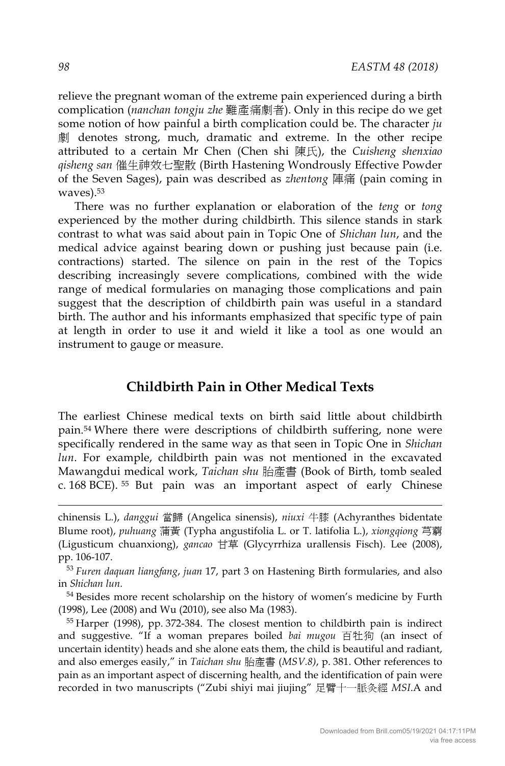relieve the pregnant woman of the extreme pain experienced during a birth complication (*nanchan tongju zhe* 難產痛劇者). Only in this recipe do we get some notion of how painful a birth complication could be. The character *ju* 劇 denotes strong, much, dramatic and extreme. In the other recipe attributed to a certain Mr Chen (Chen shi 陳氏), the *Cuisheng shenxiao qisheng san* 催生神效七聖散 (Birth Hastening Wondrously Effective Powder of the Seven Sages), pain was described as *zhentong* 陣痛 (pain coming in waves).[53]

There was no further explanation or elaboration of the *teng* or *tong* experienced by the mother during childbirth. This silence stands in stark contrast to what was said about pain in Topic One of *Shichan lun*, and the medical advice against bearing down or pushing just because pain (i.e. contractions) started. The silence on pain in the rest of the Topics describing increasingly severe complications, combined with the wide range of medical formularies on managing those complications and pain suggest that the description of childbirth pain was useful in a standard birth. The author and his informants emphasized that specific type of pain at length in order to use it and wield it like a tool as one would an instrument to gauge or measure.

## Childbirth Pain in Other Medical Texts

The earliest Chinese medical texts on birth said little about childbirth pain.[54] Where there were descriptions of childbirth suffering, none were specifically rendered in the same way as that seen in Topic One in *Shichan lun*. For example, childbirth pain was not mentioned in the excavated Mawangdui medical work, *Taichan shu* 胎產書 (Book of Birth, tomb sealed c. 168 BCE).[55] But pain was an important aspect of early Chinese

---

chinensis L.), *danggui* 當歸 (Angelica sinensis), *niuxi* 牛膝 (Achyranthes bidentate Blume root), *puhuang* 蒲黃 (Typha angustifolia L. or T. latifolia L.), *xiongqiong* 芎藭 (Ligusticum chuanxiong), *gancao* 甘草 (Glycyrrhiza urallensis Fisch). Lee (2008), pp. 106-107.

[53] *Furen daquan liangfang*, *juan* 17, part 3 on Hastening Birth formularies, and also in *Shichan lun*.

[54] Besides more recent scholarship on the history of women's medicine by Furth (1998), Lee (2008) and Wu (2010), see also Ma (1983).

[55] Harper (1998), pp. 372-384. The closest mention to childbirth pain is indirect and suggestive. "If a woman prepares boiled *bai mugou* 百牡狗 (an insect of uncertain identity) heads and she alone eats them, the child is beautiful and radiant, and also emerges easily," in *Taichan shu* 胎產書 (*MSV.8*), p. 381. Other references to pain as an important aspect of discerning health, and the identification of pain were recorded in two manuscripts ("Zubi shiyi mai jiujing" 足臂十一脈灸經 *MSI*.A and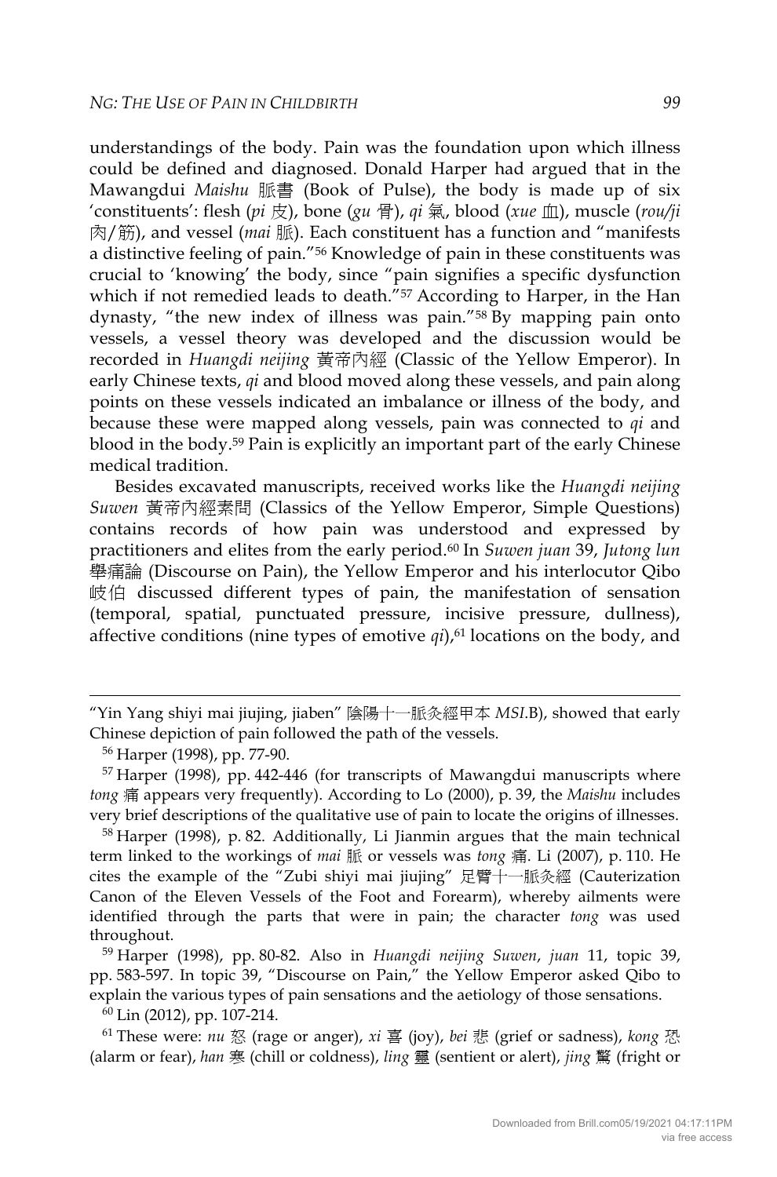understandings of the body. Pain was the foundation upon which illness could be defined and diagnosed. Donald Harper had argued that in the Mawangdui *Maishu* 脈書 (Book of Pulse), the body is made up of six 'constituents': flesh (*pi* 皮), bone (*gu* 骨), *qi* 氣, blood (*xue* 血), muscle (*rou/ji* 肉/筋), and vessel (*mai* 脈). Each constituent has a function and "manifests a distinctive feeling of pain."[56] Knowledge of pain in these constituents was crucial to 'knowing' the body, since "pain signifies a specific dysfunction which if not remedied leads to death."[57] According to Harper, in the Han dynasty, "the new index of illness was pain."[58] By mapping pain onto vessels, a vessel theory was developed and the discussion would be recorded in *Huangdi neijing* 黃帝內經 (Classic of the Yellow Emperor). In early Chinese texts, *qi* and blood moved along these vessels, and pain along points on these vessels indicated an imbalance or illness of the body, and because these were mapped along vessels, pain was connected to *qi* and blood in the body.[59] Pain is explicitly an important part of the early Chinese medical tradition.

Besides excavated manuscripts, received works like the *Huangdi neijing Suwen* 黃帝內經素問 (Classics of the Yellow Emperor, Simple Questions) contains records of how pain was understood and expressed by practitioners and elites from the early period.[60] In *Suwen juan* 39, *Jutong lun* 舉痛論 (Discourse on Pain), the Yellow Emperor and his interlocutor Qibo 岐伯 discussed different types of pain, the manifestation of sensation (temporal, spatial, punctuated pressure, incisive pressure, dullness), affective conditions (nine types of emotive *qi*),[61] locations on the body, and

---

"Yin Yang shiyi mai jiujing, jiaben" 陰陽十一脈灸經甲本 *MSI*.B), showed that early Chinese depiction of pain followed the path of the vessels.

[56] Harper (1998), pp. 77-90.

[57] Harper (1998), pp. 442-446 (for transcripts of Mawangdui manuscripts where *tong* 痛 appears very frequently). According to Lo (2000), p. 39, the *Maishu* includes very brief descriptions of the qualitative use of pain to locate the origins of illnesses.

[58] Harper (1998), p. 82. Additionally, Li Jianmin argues that the main technical term linked to the workings of *mai* 脈 or vessels was *tong* 痛. Li (2007), p. 110. He cites the example of the "Zubi shiyi mai jiujing" 足臂十一脈灸經 (Cauterization Canon of the Eleven Vessels of the Foot and Forearm), whereby ailments were identified through the parts that were in pain; the character *tong* was used throughout.

[59] Harper (1998), pp. 80-82. Also in *Huangdi neijing Suwen*, *juan* 11, topic 39, pp. 583-597. In topic 39, "Discourse on Pain," the Yellow Emperor asked Qibo to explain the various types of pain sensations and the aetiology of those sensations.

[60] Lin (2012), pp. 107-214.

[61] These were: *nu* 怒 (rage or anger), *xi* 喜 (joy), *bei* 悲 (grief or sadness), *kong* 恐 (alarm or fear), *han* 寒 (chill or coldness), *ling* 靈 (sentient or alert), *jing* 驚 (fright or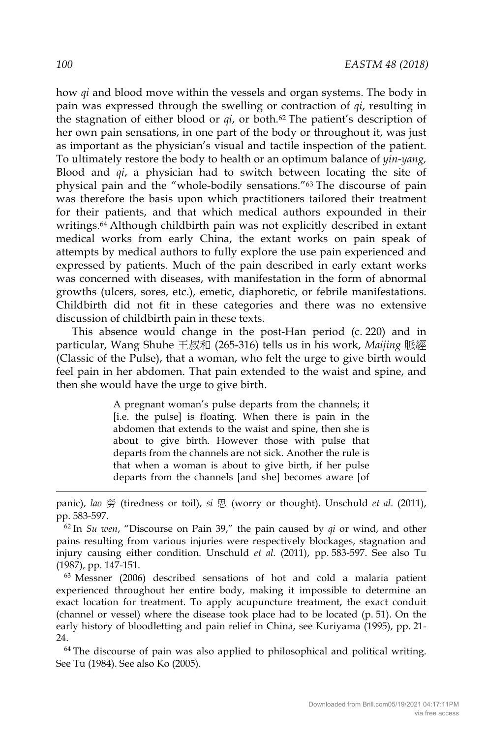how *qi* and blood move within the vessels and organ systems. The body in pain was expressed through the swelling or contraction of *qi*, resulting in the stagnation of either blood or *qi*, or both.[62] The patient's description of her own pain sensations, in one part of the body or throughout it, was just as important as the physician's visual and tactile inspection of the patient. To ultimately restore the body to health or an optimum balance of *yin-yang*, Blood and *qi*, a physician had to switch between locating the site of physical pain and the "whole-bodily sensations."[63] The discourse of pain was therefore the basis upon which practitioners tailored their treatment for their patients, and that which medical authors expounded in their writings.[64] Although childbirth pain was not explicitly described in extant medical works from early China, the extant works on pain speak of attempts by medical authors to fully explore the use pain experienced and expressed by patients. Much of the pain described in early extant works was concerned with diseases, with manifestation in the form of abnormal growths (ulcers, sores, etc.), emetic, diaphoretic, or febrile manifestations. Childbirth did not fit in these categories and there was no extensive discussion of childbirth pain in these texts.

This absence would change in the post-Han period (c. 220) and in particular, Wang Shuhe 王叔和 (265-316) tells us in his work, *Maijing* 脈經 (Classic of the Pulse), that a woman, who felt the urge to give birth would feel pain in her abdomen. That pain extended to the waist and spine, and then she would have the urge to give birth.

> A pregnant woman's pulse departs from the channels; it [i.e. the pulse] is floating. When there is pain in the abdomen that extends to the waist and spine, then she is about to give birth. However those with pulse that departs from the channels are not sick. Another the rule is that when a woman is about to give birth, if her pulse departs from the channels [and she] becomes aware [of

---

panic), *lao* 勞 (tiredness or toil), *si* 思 (worry or thought). Unschuld *et al.* (2011), pp. 583-597.

[62] In *Su wen*, "Discourse on Pain 39," the pain caused by *qi* or wind, and other pains resulting from various injuries were respectively blockages, stagnation and injury causing either condition. Unschuld *et al.* (2011), pp. 583-597. See also Tu (1987), pp. 147-151.

[63] Messner (2006) described sensations of hot and cold a malaria patient experienced throughout her entire body, making it impossible to determine an exact location for treatment. To apply acupuncture treatment, the exact conduit (channel or vessel) where the disease took place had to be located (p. 51). On the early history of bloodletting and pain relief in China, see Kuriyama (1995), pp. 21-24.

[64] The discourse of pain was also applied to philosophical and political writing. See Tu (1984). See also Ko (2005).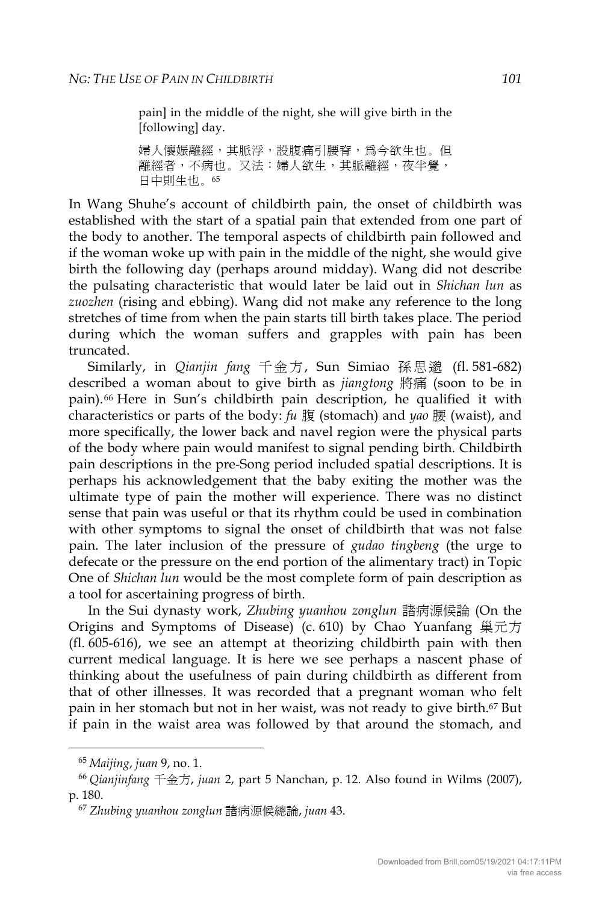pain] in the middle of the night, she will give birth in the [following] day.

婦人懷娠離經，其脈浮，設腹痛引腰脊，爲今欲生也。但離經者，不病也。又法：婦人欲生，其脈離經，夜半覺，日中則生也。[65]

In Wang Shuhe's account of childbirth pain, the onset of childbirth was established with the start of a spatial pain that extended from one part of the body to another. The temporal aspects of childbirth pain followed and if the woman woke up with pain in the middle of the night, she would give birth the following day (perhaps around midday). Wang did not describe the pulsating characteristic that would later be laid out in *Shichan lun* as *zuozhen* (rising and ebbing). Wang did not make any reference to the long stretches of time from when the pain starts till birth takes place. The period during which the woman suffers and grapples with pain has been truncated.

Similarly, in *Qianjin fang* 千金方, Sun Simiao 孫思邈 (fl. 581-682) described a woman about to give birth as *jiangtong* 將痛 (soon to be in pain).[66] Here in Sun's childbirth pain description, he qualified it with characteristics or parts of the body: *fu* 腹 (stomach) and *yao* 腰 (waist), and more specifically, the lower back and navel region were the physical parts of the body where pain would manifest to signal pending birth. Childbirth pain descriptions in the pre-Song period included spatial descriptions. It is perhaps his acknowledgement that the baby exiting the mother was the ultimate type of pain the mother will experience. There was no distinct sense that pain was useful or that its rhythm could be used in combination with other symptoms to signal the onset of childbirth that was not false pain. The later inclusion of the pressure of *gudao tingbeng* (the urge to defecate or the pressure on the end portion of the alimentary tract) in Topic One of *Shichan lun* would be the most complete form of pain description as a tool for ascertaining progress of birth.

In the Sui dynasty work, *Zhubing yuanhou zonglun* 諸病源候論 (On the Origins and Symptoms of Disease) (c. 610) by Chao Yuanfang 巢元方 (fl. 605-616), we see an attempt at theorizing childbirth pain with then current medical language. It is here we see perhaps a nascent phase of thinking about the usefulness of pain during childbirth as different from that of other illnesses. It was recorded that a pregnant woman who felt pain in her stomach but not in her waist, was not ready to give birth.[67] But if pain in the waist area was followed by that around the stomach, and

---

[65] *Maijing*, *juan* 9, no. 1.

[66] *Qianjinfang* 千金方, *juan* 2, part 5 Nanchan, p. 12. Also found in Wilms (2007), p. 180.

[67] *Zhubing yuanhou zonglun* 諸病源候總論, *juan* 43.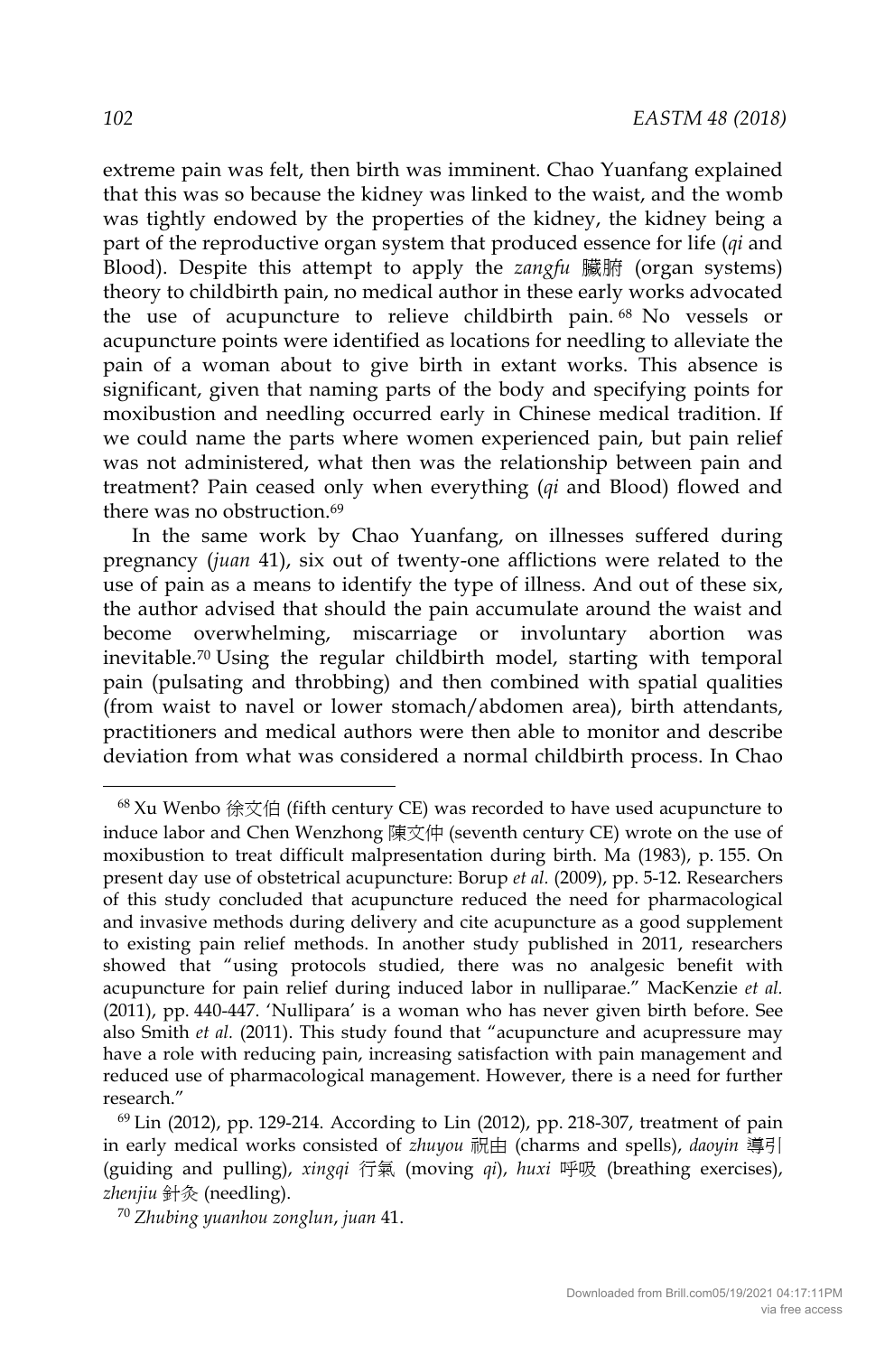extreme pain was felt, then birth was imminent. Chao Yuanfang explained that this was so because the kidney was linked to the waist, and the womb was tightly endowed by the properties of the kidney, the kidney being a part of the reproductive organ system that produced essence for life (*qi* and Blood). Despite this attempt to apply the *zangfu* 臟腑 (organ systems) theory to childbirth pain, no medical author in these early works advocated the use of acupuncture to relieve childbirth pain.[68] No vessels or acupuncture points were identified as locations for needling to alleviate the pain of a woman about to give birth in extant works. This absence is significant, given that naming parts of the body and specifying points for moxibustion and needling occurred early in Chinese medical tradition. If we could name the parts where women experienced pain, but pain relief was not administered, what then was the relationship between pain and treatment? Pain ceased only when everything (*qi* and Blood) flowed and there was no obstruction.[69]

In the same work by Chao Yuanfang, on illnesses suffered during pregnancy (*juan* 41), six out of twenty-one afflictions were related to the use of pain as a means to identify the type of illness. And out of these six, the author advised that should the pain accumulate around the waist and become overwhelming, miscarriage or involuntary abortion was inevitable.[70] Using the regular childbirth model, starting with temporal pain (pulsating and throbbing) and then combined with spatial qualities (from waist to navel or lower stomach/abdomen area), birth attendants, practitioners and medical authors were then able to monitor and describe deviation from what was considered a normal childbirth process. In Chao

---

[68] Xu Wenbo 徐文伯 (fifth century CE) was recorded to have used acupuncture to induce labor and Chen Wenzhong 陳文仲 (seventh century CE) wrote on the use of moxibustion to treat difficult malpresentation during birth. Ma (1983), p. 155. On present day use of obstetrical acupuncture: Borup *et al.* (2009), pp. 5-12. Researchers of this study concluded that acupuncture reduced the need for pharmacological and invasive methods during delivery and cite acupuncture as a good supplement to existing pain relief methods. In another study published in 2011, researchers showed that "using protocols studied, there was no analgesic benefit with acupuncture for pain relief during induced labor in nulliparae." MacKenzie *et al.* (2011), pp. 440-447. 'Nullipara' is a woman who has never given birth before. See also Smith *et al.* (2011). This study found that "acupuncture and acupressure may have a role with reducing pain, increasing satisfaction with pain management and reduced use of pharmacological management. However, there is a need for further research."

[69] Lin (2012), pp. 129-214. According to Lin (2012), pp. 218-307, treatment of pain in early medical works consisted of *zhuyou* 祝由 (charms and spells), *daoyin* 導引 (guiding and pulling), *xingqi* 行氣 (moving *qi*), *huxi* 呼吸 (breathing exercises), *zhenjiu* 針灸 (needling).

[70] *Zhubing yuanhou zonglun*, *juan* 41.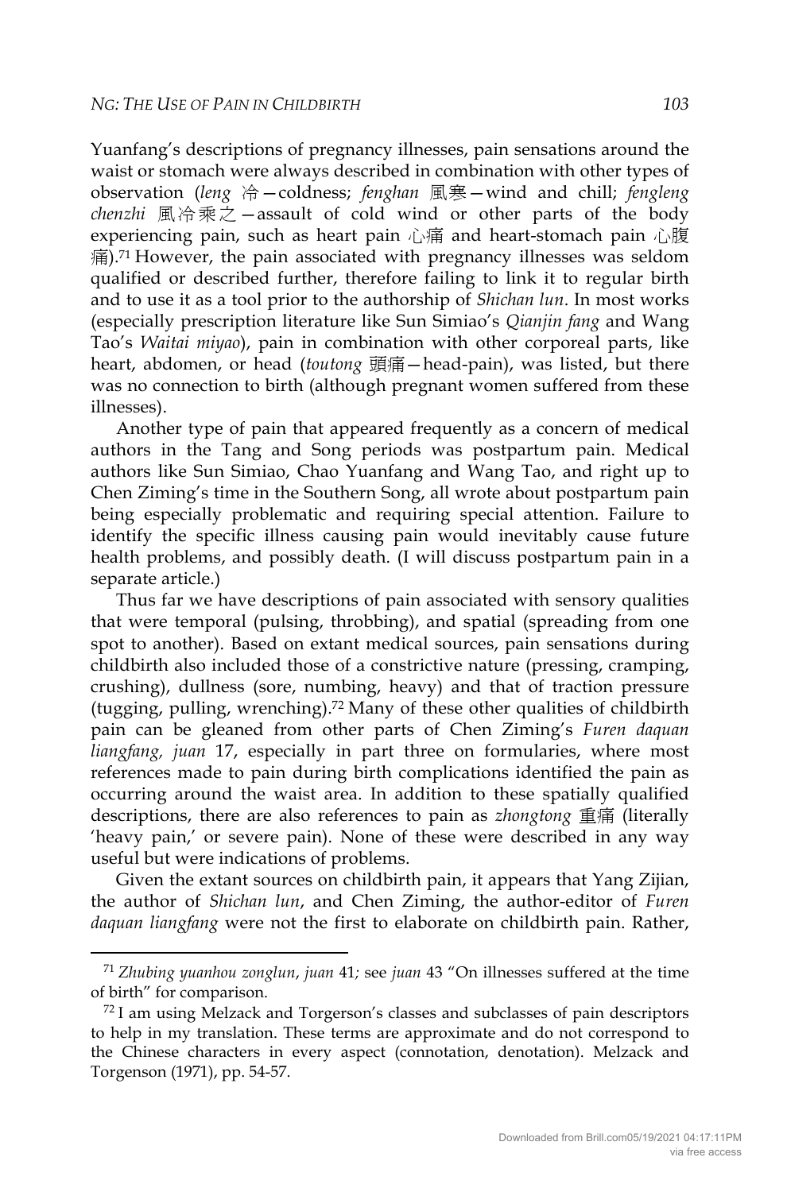Yuanfang's descriptions of pregnancy illnesses, pain sensations around the waist or stomach were always described in combination with other types of observation (*leng* 冷—coldness; *fenghan* 風寒—wind and chill; *fengleng chenzhi* 風冷乘之—assault of cold wind or other parts of the body experiencing pain, such as heart pain 心痛 and heart-stomach pain 心腹痛).[71] However, the pain associated with pregnancy illnesses was seldom qualified or described further, therefore failing to link it to regular birth and to use it as a tool prior to the authorship of *Shichan lun*. In most works (especially prescription literature like Sun Simiao's *Qianjin fang* and Wang Tao's *Waitai miyao*), pain in combination with other corporeal parts, like heart, abdomen, or head (*toutong* 頭痛—head-pain), was listed, but there was no connection to birth (although pregnant women suffered from these illnesses).

Another type of pain that appeared frequently as a concern of medical authors in the Tang and Song periods was postpartum pain. Medical authors like Sun Simiao, Chao Yuanfang and Wang Tao, and right up to Chen Ziming's time in the Southern Song, all wrote about postpartum pain being especially problematic and requiring special attention. Failure to identify the specific illness causing pain would inevitably cause future health problems, and possibly death. (I will discuss postpartum pain in a separate article.)

Thus far we have descriptions of pain associated with sensory qualities that were temporal (pulsing, throbbing), and spatial (spreading from one spot to another). Based on extant medical sources, pain sensations during childbirth also included those of a constrictive nature (pressing, cramping, crushing), dullness (sore, numbing, heavy) and that of traction pressure (tugging, pulling, wrenching).[72] Many of these other qualities of childbirth pain can be gleaned from other parts of Chen Ziming's *Furen daquan liangfang, juan* 17, especially in part three on formularies, where most references made to pain during birth complications identified the pain as occurring around the waist area. In addition to these spatially qualified descriptions, there are also references to pain as *zhongtong* 重痛 (literally 'heavy pain,' or severe pain). None of these were described in any way useful but were indications of problems.

Given the extant sources on childbirth pain, it appears that Yang Zijian, the author of *Shichan lun*, and Chen Ziming, the author-editor of *Furen daquan liangfang* were not the first to elaborate on childbirth pain. Rather,

---

[71] *Zhubing yuanhou zonglun*, *juan* 41; see *juan* 43 "On illnesses suffered at the time of birth" for comparison.

[72] I am using Melzack and Torgerson's classes and subclasses of pain descriptors to help in my translation. These terms are approximate and do not correspond to the Chinese characters in every aspect (connotation, denotation). Melzack and Torgenson (1971), pp. 54-57.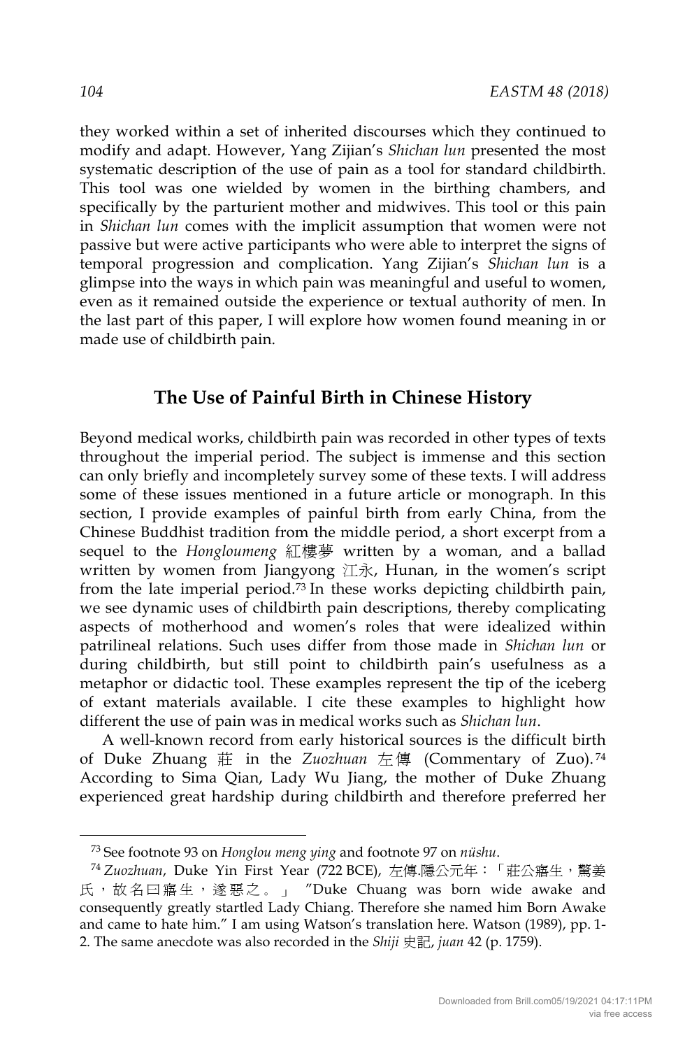they worked within a set of inherited discourses which they continued to modify and adapt. However, Yang Zijian's *Shichan lun* presented the most systematic description of the use of pain as a tool for standard childbirth. This tool was one wielded by women in the birthing chambers, and specifically by the parturient mother and midwives. This tool or this pain in *Shichan lun* comes with the implicit assumption that women were not passive but were active participants who were able to interpret the signs of temporal progression and complication. Yang Zijian's *Shichan lun* is a glimpse into the ways in which pain was meaningful and useful to women, even as it remained outside the experience or textual authority of men. In the last part of this paper, I will explore how women found meaning in or made use of childbirth pain.

## The Use of Painful Birth in Chinese History

Beyond medical works, childbirth pain was recorded in other types of texts throughout the imperial period. The subject is immense and this section can only briefly and incompletely survey some of these texts. I will address some of these issues mentioned in a future article or monograph. In this section, I provide examples of painful birth from early China, from the Chinese Buddhist tradition from the middle period, a short excerpt from a sequel to the *Hongloumeng* 紅樓夢 written by a woman, and a ballad written by women from Jiangyong 江永, Hunan, in the women's script from the late imperial period.[73] In these works depicting childbirth pain, we see dynamic uses of childbirth pain descriptions, thereby complicating aspects of motherhood and women's roles that were idealized within patrilineal relations. Such uses differ from those made in *Shichan lun* or during childbirth, but still point to childbirth pain's usefulness as a metaphor or didactic tool. These examples represent the tip of the iceberg of extant materials available. I cite these examples to highlight how different the use of pain was in medical works such as *Shichan lun*.

A well-known record from early historical sources is the difficult birth of Duke Zhuang 莊 in the *Zuozhuan* 左傳 (Commentary of Zuo).[74] According to Sima Qian, Lady Wu Jiang, the mother of Duke Zhuang experienced great hardship during childbirth and therefore preferred her

---

[73] See footnote 93 on *Honglou meng ying* and footnote 97 on *nüshu*.

[74] *Zuozhuan*, Duke Yin First Year (722 BCE), 左傳.隱公元年：「莊公寤生，驚姜氏，故名曰寤生，遂惡之。」 "Duke Chuang was born wide awake and consequently greatly startled Lady Chiang. Therefore she named him Born Awake and came to hate him." I am using Watson's translation here. Watson (1989), pp. 1-2. The same anecdote was also recorded in the *Shiji* 史記, *juan* 42 (p. 1759).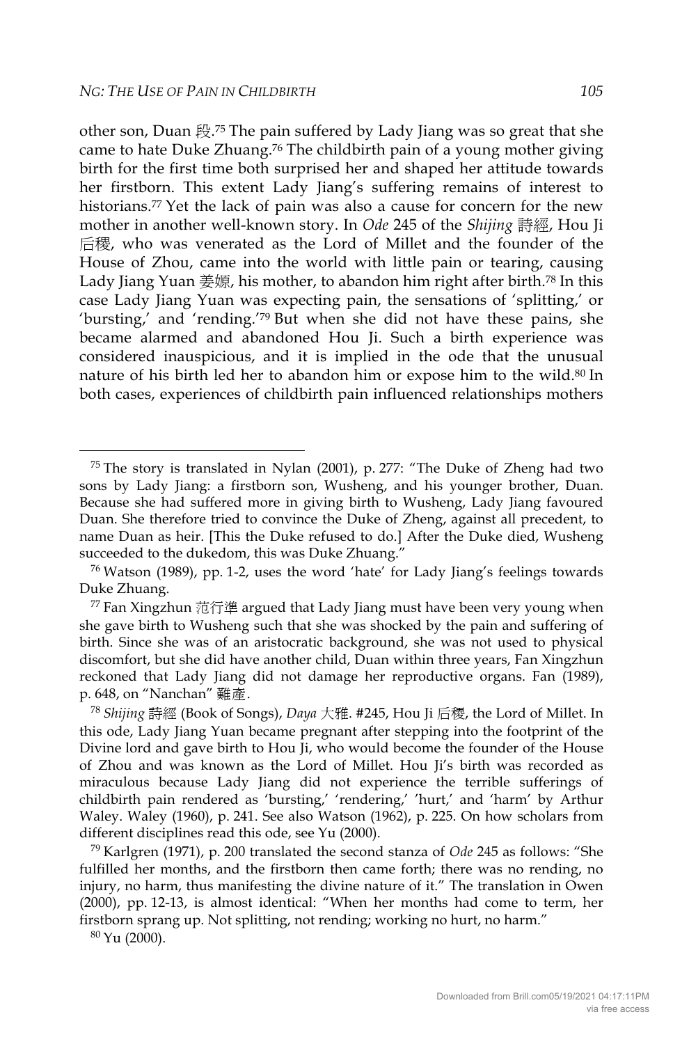other son, Duan 段.[75] The pain suffered by Lady Jiang was so great that she came to hate Duke Zhuang.[76] The childbirth pain of a young mother giving birth for the first time both surprised her and shaped her attitude towards her firstborn. This extent Lady Jiang's suffering remains of interest to historians.[77] Yet the lack of pain was also a cause for concern for the new mother in another well-known story. In *Ode* 245 of the *Shijing* 詩經, Hou Ji 后稷, who was venerated as the Lord of Millet and the founder of the House of Zhou, came into the world with little pain or tearing, causing Lady Jiang Yuan 姜嫄, his mother, to abandon him right after birth.[78] In this case Lady Jiang Yuan was expecting pain, the sensations of 'splitting,' or 'bursting,' and 'rending.'[79] But when she did not have these pains, she became alarmed and abandoned Hou Ji. Such a birth experience was considered inauspicious, and it is implied in the ode that the unusual nature of his birth led her to abandon him or expose him to the wild.[80] In both cases, experiences of childbirth pain influenced relationships mothers

---

[75] The story is translated in Nylan (2001), p. 277: "The Duke of Zheng had two sons by Lady Jiang: a firstborn son, Wusheng, and his younger brother, Duan. Because she had suffered more in giving birth to Wusheng, Lady Jiang favoured Duan. She therefore tried to convince the Duke of Zheng, against all precedent, to name Duan as heir. [This the Duke refused to do.] After the Duke died, Wusheng succeeded to the dukedom, this was Duke Zhuang."

[76] Watson (1989), pp. 1-2, uses the word 'hate' for Lady Jiang's feelings towards Duke Zhuang.

[77] Fan Xingzhun 范行準 argued that Lady Jiang must have been very young when she gave birth to Wusheng such that she was shocked by the pain and suffering of birth. Since she was of an aristocratic background, she was not used to physical discomfort, but she did have another child, Duan within three years, Fan Xingzhun reckoned that Lady Jiang did not damage her reproductive organs. Fan (1989), p. 648, on "Nanchan" 難產.

[78] *Shijing* 詩經 (Book of Songs), *Daya* 大雅. #245, Hou Ji 后稷, the Lord of Millet. In this ode, Lady Jiang Yuan became pregnant after stepping into the footprint of the Divine lord and gave birth to Hou Ji, who would become the founder of the House of Zhou and was known as the Lord of Millet. Hou Ji's birth was recorded as miraculous because Lady Jiang did not experience the terrible sufferings of childbirth pain rendered as 'bursting,' 'rendering,' 'hurt,' and 'harm' by Arthur Waley. Waley (1960), p. 241. See also Watson (1962), p. 225. On how scholars from different disciplines read this ode, see Yu (2000).

[79] Karlgren (1971), p. 200 translated the second stanza of *Ode* 245 as follows: "She fulfilled her months, and the firstborn then came forth; there was no rending, no injury, no harm, thus manifesting the divine nature of it." The translation in Owen (2000), pp. 12-13, is almost identical: "When her months had come to term, her firstborn sprang up. Not splitting, not rending; working no hurt, no harm."

[80] Yu (2000).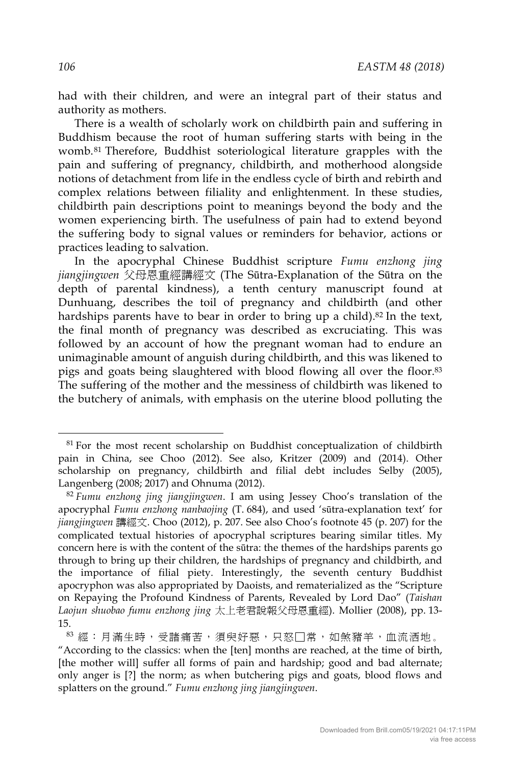had with their children, and were an integral part of their status and authority as mothers.

There is a wealth of scholarly work on childbirth pain and suffering in Buddhism because the root of human suffering starts with being in the womb.[81] Therefore, Buddhist soteriological literature grapples with the pain and suffering of pregnancy, childbirth, and motherhood alongside notions of detachment from life in the endless cycle of birth and rebirth and complex relations between filiality and enlightenment. In these studies, childbirth pain descriptions point to meanings beyond the body and the women experiencing birth. The usefulness of pain had to extend beyond the suffering body to signal values or reminders for behavior, actions or practices leading to salvation.

In the apocryphal Chinese Buddhist scripture *Fumu enzhong jing jiangjingwen* 父母恩重經講經文 (The Sūtra-Explanation of the Sūtra on the depth of parental kindness), a tenth century manuscript found at Dunhuang, describes the toil of pregnancy and childbirth (and other hardships parents have to bear in order to bring up a child).[82] In the text, the final month of pregnancy was described as excruciating. This was followed by an account of how the pregnant woman had to endure an unimaginable amount of anguish during childbirth, and this was likened to pigs and goats being slaughtered with blood flowing all over the floor.[83] The suffering of the mother and the messiness of childbirth was likened to the butchery of animals, with emphasis on the uterine blood polluting the

---

[81] For the most recent scholarship on Buddhist conceptualization of childbirth pain in China, see Choo (2012). See also, Kritzer (2009) and (2014). Other scholarship on pregnancy, childbirth and filial debt includes Selby (2005), Langenberg (2008; 2017) and Ohnuma (2012).

[82] *Fumu enzhong jing jiangjingwen*. I am using Jessey Choo's translation of the apocryphal *Fumu enzhong nanbaojing* (T. 684), and used 'sūtra-explanation text' for *jiangjingwen* 講經文. Choo (2012), p. 207. See also Choo's footnote 45 (p. 207) for the complicated textual histories of apocryphal scriptures bearing similar titles. My concern here is with the content of the sūtra: the themes of the hardships parents go through to bring up their children, the hardships of pregnancy and childbirth, and the importance of filial piety. Interestingly, the seventh century Buddhist apocryphon was also appropriated by Daoists, and rematerialized as the "Scripture on Repaying the Profound Kindness of Parents, Revealed by Lord Dao" (*Taishan Laojun shuobao fumu enzhong jing* 太上老君說報父母恩重經). Mollier (2008), pp. 13-15.

[83] 經：月滿生時，受諸痛苦，須臾好惡，只怒□常，如煞豬羊，血流洒地。 "According to the classics: when the [ten] months are reached, at the time of birth, [the mother will] suffer all forms of pain and hardship; good and bad alternate; only anger is [?] the norm; as when butchering pigs and goats, blood flows and splatters on the ground." *Fumu enzhong jing jiangjingwen*.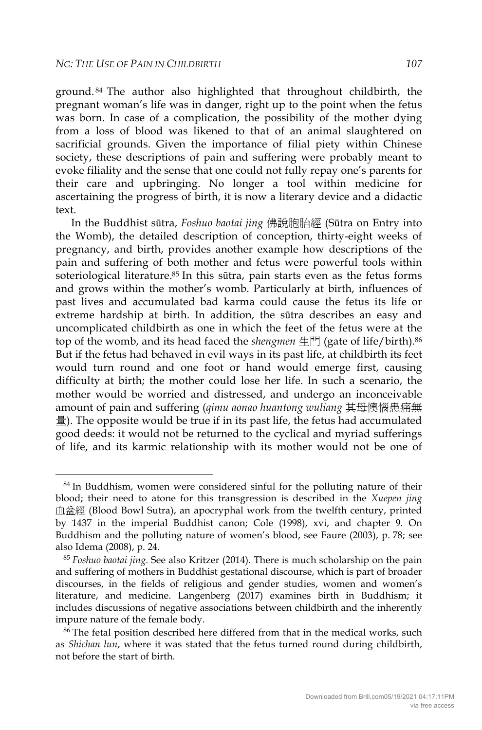ground.[84] The author also highlighted that throughout childbirth, the pregnant woman's life was in danger, right up to the point when the fetus was born. In case of a complication, the possibility of the mother dying from a loss of blood was likened to that of an animal slaughtered on sacrificial grounds. Given the importance of filial piety within Chinese society, these descriptions of pain and suffering were probably meant to evoke filiality and the sense that one could not fully repay one's parents for their care and upbringing. No longer a tool within medicine for ascertaining the progress of birth, it is now a literary device and a didactic text.

In the Buddhist sūtra, *Foshuo baotai jing* 佛說胞胎經 (Sūtra on Entry into the Womb), the detailed description of conception, thirty-eight weeks of pregnancy, and birth, provides another example how descriptions of the pain and suffering of both mother and fetus were powerful tools within soteriological literature.[85] In this sūtra, pain starts even as the fetus forms and grows within the mother's womb. Particularly at birth, influences of past lives and accumulated bad karma could cause the fetus its life or extreme hardship at birth. In addition, the sūtra describes an easy and uncomplicated childbirth as one in which the feet of the fetus were at the top of the womb, and its head faced the *shengmen* 生門 (gate of life/birth).[86] But if the fetus had behaved in evil ways in its past life, at childbirth its feet would turn round and one foot or hand would emerge first, causing difficulty at birth; the mother could lose her life. In such a scenario, the mother would be worried and distressed, and undergo an inconceivable amount of pain and suffering (*qimu aonao huantong wuliang* 其母懊惱患痛無量). The opposite would be true if in its past life, the fetus had accumulated good deeds: it would not be returned to the cyclical and myriad sufferings of life, and its karmic relationship with its mother would not be one of

[84] In Buddhism, women were considered sinful for the polluting nature of their blood; their need to atone for this transgression is described in the *Xuepen jing* 血盆經 (Blood Bowl Sutra), an apocryphal work from the twelfth century, printed by 1437 in the imperial Buddhist canon; Cole (1998), xvi, and chapter 9. On Buddhism and the polluting nature of women's blood, see Faure (2003), p. 78; see also Idema (2008), p. 24.

[85] *Foshuo baotai jing*. See also Kritzer (2014). There is much scholarship on the pain and suffering of mothers in Buddhist gestational discourse, which is part of broader discourses, in the fields of religious and gender studies, women and women's literature, and medicine. Langenberg (2017) examines birth in Buddhism; it includes discussions of negative associations between childbirth and the inherently impure nature of the female body.

[86] The fetal position described here differed from that in the medical works, such as *Shichan lun*, where it was stated that the fetus turned round during childbirth, not before the start of birth.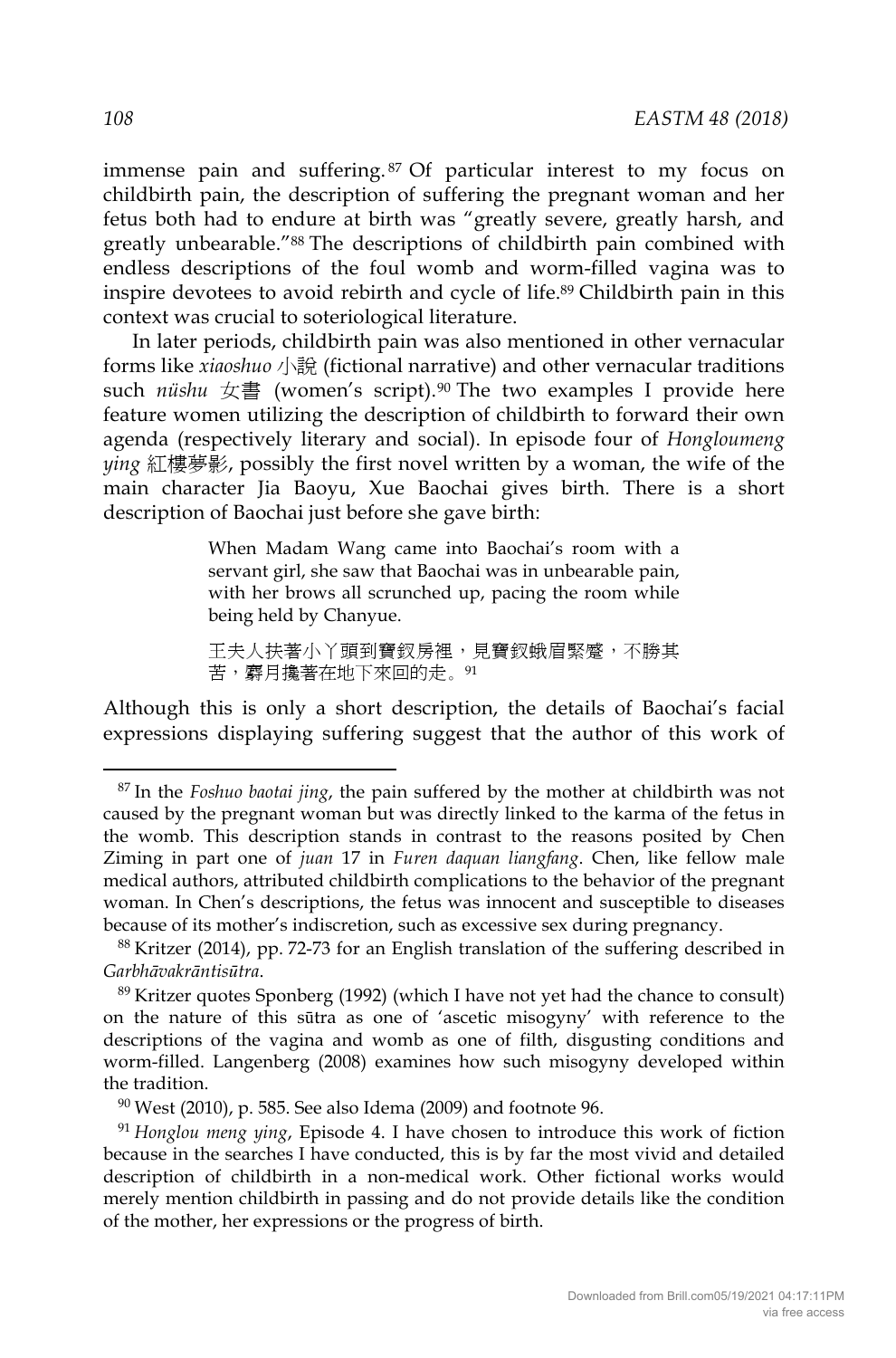immense pain and suffering.[87] Of particular interest to my focus on childbirth pain, the description of suffering the pregnant woman and her fetus both had to endure at birth was "greatly severe, greatly harsh, and greatly unbearable."[88] The descriptions of childbirth pain combined with endless descriptions of the foul womb and worm-filled vagina was to inspire devotees to avoid rebirth and cycle of life.[89] Childbirth pain in this context was crucial to soteriological literature.

In later periods, childbirth pain was also mentioned in other vernacular forms like *xiaoshuo* 小說 (fictional narrative) and other vernacular traditions such *nüshu* 女書 (women's script).[90] The two examples I provide here feature women utilizing the description of childbirth to forward their own agenda (respectively literary and social). In episode four of *Hongloumeng ying* 紅樓夢影, possibly the first novel written by a woman, the wife of the main character Jia Baoyu, Xue Baochai gives birth. There is a short description of Baochai just before she gave birth:

> When Madam Wang came into Baochai's room with a servant girl, she saw that Baochai was in unbearable pain, with her brows all scrunched up, pacing the room while being held by Chanyue.
>
> 王夫人扶著小丫頭到寶釵房裡，見寶釵蛾眉緊蹙，不勝其苦，麝月攙著在地下來回的走。[91]

Although this is only a short description, the details of Baochai's facial expressions displaying suffering suggest that the author of this work of

---

[87] In the *Foshuo baotai jing*, the pain suffered by the mother at childbirth was not caused by the pregnant woman but was directly linked to the karma of the fetus in the womb. This description stands in contrast to the reasons posited by Chen Ziming in part one of *juan* 17 in *Furen daquan liangfang*. Chen, like fellow male medical authors, attributed childbirth complications to the behavior of the pregnant woman. In Chen's descriptions, the fetus was innocent and susceptible to diseases because of its mother's indiscretion, such as excessive sex during pregnancy.

[88] Kritzer (2014), pp. 72-73 for an English translation of the suffering described in *Garbhāvakrāntisūtra*.

[89] Kritzer quotes Sponberg (1992) (which I have not yet had the chance to consult) on the nature of this sūtra as one of 'ascetic misogyny' with reference to the descriptions of the vagina and womb as one of filth, disgusting conditions and worm-filled. Langenberg (2008) examines how such misogyny developed within the tradition.

[90] West (2010), p. 585. See also Idema (2009) and footnote 96.

[91] *Honglou meng ying*, Episode 4. I have chosen to introduce this work of fiction because in the searches I have conducted, this is by far the most vivid and detailed description of childbirth in a non-medical work. Other fictional works would merely mention childbirth in passing and do not provide details like the condition of the mother, her expressions or the progress of birth.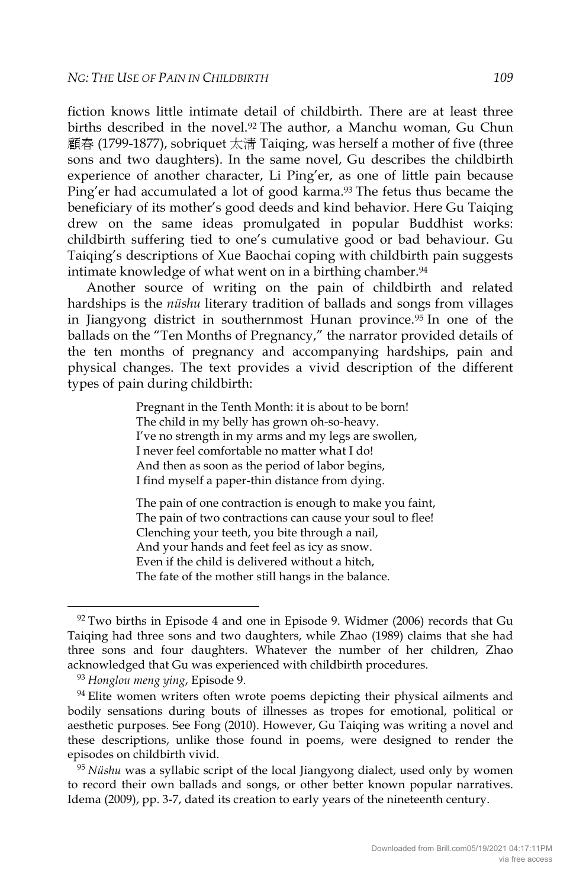fiction knows little intimate detail of childbirth. There are at least three births described in the novel.[92] The author, a Manchu woman, Gu Chun 顧春 (1799-1877), sobriquet 太清 Taiqing, was herself a mother of five (three sons and two daughters). In the same novel, Gu describes the childbirth experience of another character, Li Ping'er, as one of little pain because Ping'er had accumulated a lot of good karma.[93] The fetus thus became the beneficiary of its mother's good deeds and kind behavior. Here Gu Taiqing drew on the same ideas promulgated in popular Buddhist works: childbirth suffering tied to one's cumulative good or bad behaviour. Gu Taiqing's descriptions of Xue Baochai coping with childbirth pain suggests intimate knowledge of what went on in a birthing chamber.[94]

Another source of writing on the pain of childbirth and related hardships is the *nüshu* literary tradition of ballads and songs from villages in Jiangyong district in southernmost Hunan province.[95] In one of the ballads on the "Ten Months of Pregnancy," the narrator provided details of the ten months of pregnancy and accompanying hardships, pain and physical changes. The text provides a vivid description of the different types of pain during childbirth:

> Pregnant in the Tenth Month: it is about to be born!
> The child in my belly has grown oh-so-heavy.
> I've no strength in my arms and my legs are swollen,
> I never feel comfortable no matter what I do!
> And then as soon as the period of labor begins,
> I find myself a paper-thin distance from dying.
>
> The pain of one contraction is enough to make you faint,
> The pain of two contractions can cause your soul to flee!
> Clenching your teeth, you bite through a nail,
> And your hands and feet feel as icy as snow.
> Even if the child is delivered without a hitch,
> The fate of the mother still hangs in the balance.

---

[92] Two births in Episode 4 and one in Episode 9. Widmer (2006) records that Gu Taiqing had three sons and two daughters, while Zhao (1989) claims that she had three sons and four daughters. Whatever the number of her children, Zhao acknowledged that Gu was experienced with childbirth procedures.

[93] *Honglou meng ying*, Episode 9.

[94] Elite women writers often wrote poems depicting their physical ailments and bodily sensations during bouts of illnesses as tropes for emotional, political or aesthetic purposes. See Fong (2010). However, Gu Taiqing was writing a novel and these descriptions, unlike those found in poems, were designed to render the episodes on childbirth vivid.

[95] *Nüshu* was a syllabic script of the local Jiangyong dialect, used only by women to record their own ballads and songs, or other better known popular narratives. Idema (2009), pp. 3-7, dated its creation to early years of the nineteenth century.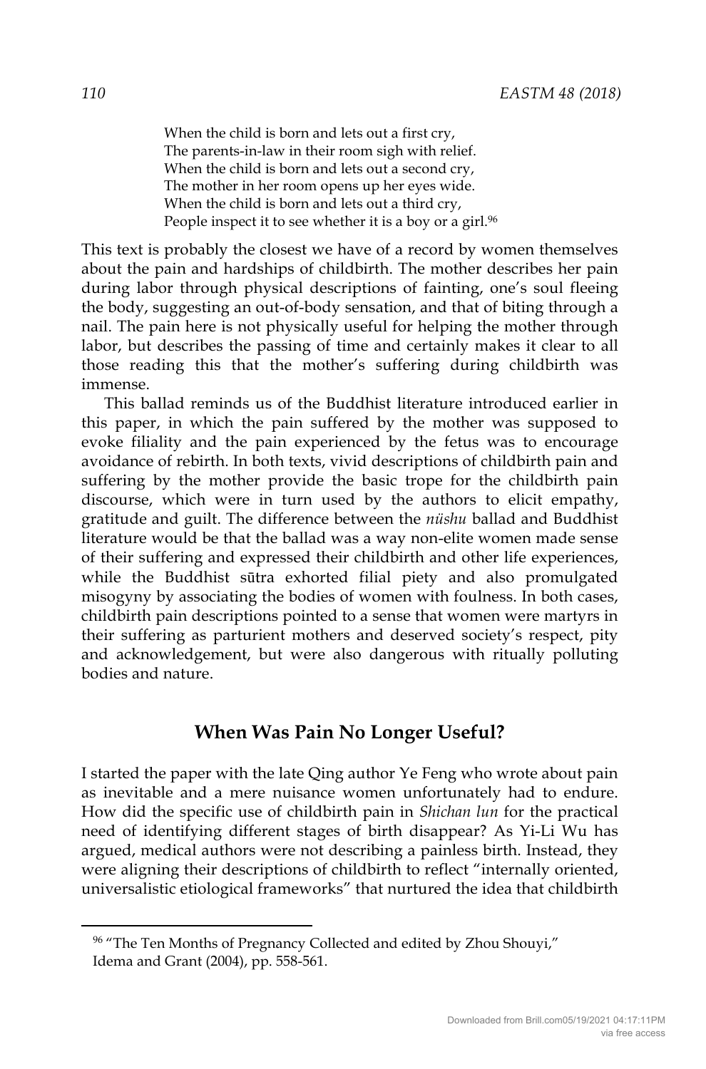> When the child is born and lets out a first cry,
> The parents-in-law in their room sigh with relief.
> When the child is born and lets out a second cry,
> The mother in her room opens up her eyes wide.
> When the child is born and lets out a third cry,
> People inspect it to see whether it is a boy or a girl.[96]

This text is probably the closest we have of a record by women themselves about the pain and hardships of childbirth. The mother describes her pain during labor through physical descriptions of fainting, one's soul fleeing the body, suggesting an out-of-body sensation, and that of biting through a nail. The pain here is not physically useful for helping the mother through labor, but describes the passing of time and certainly makes it clear to all those reading this that the mother's suffering during childbirth was immense.

This ballad reminds us of the Buddhist literature introduced earlier in this paper, in which the pain suffered by the mother was supposed to evoke filiality and the pain experienced by the fetus was to encourage avoidance of rebirth. In both texts, vivid descriptions of childbirth pain and suffering by the mother provide the basic trope for the childbirth pain discourse, which were in turn used by the authors to elicit empathy, gratitude and guilt. The difference between the *nüshu* ballad and Buddhist literature would be that the ballad was a way non-elite women made sense of their suffering and expressed their childbirth and other life experiences, while the Buddhist sūtra exhorted filial piety and also promulgated misogyny by associating the bodies of women with foulness. In both cases, childbirth pain descriptions pointed to a sense that women were martyrs in their suffering as parturient mothers and deserved society's respect, pity and acknowledgement, but were also dangerous with ritually polluting bodies and nature.

## When Was Pain No Longer Useful?

I started the paper with the late Qing author Ye Feng who wrote about pain as inevitable and a mere nuisance women unfortunately had to endure. How did the specific use of childbirth pain in *Shichan lun* for the practical need of identifying different stages of birth disappear? As Yi-Li Wu has argued, medical authors were not describing a painless birth. Instead, they were aligning their descriptions of childbirth to reflect "internally oriented, universalistic etiological frameworks" that nurtured the idea that childbirth

[96] "The Ten Months of Pregnancy Collected and edited by Zhou Shouyi," Idema and Grant (2004), pp. 558-561.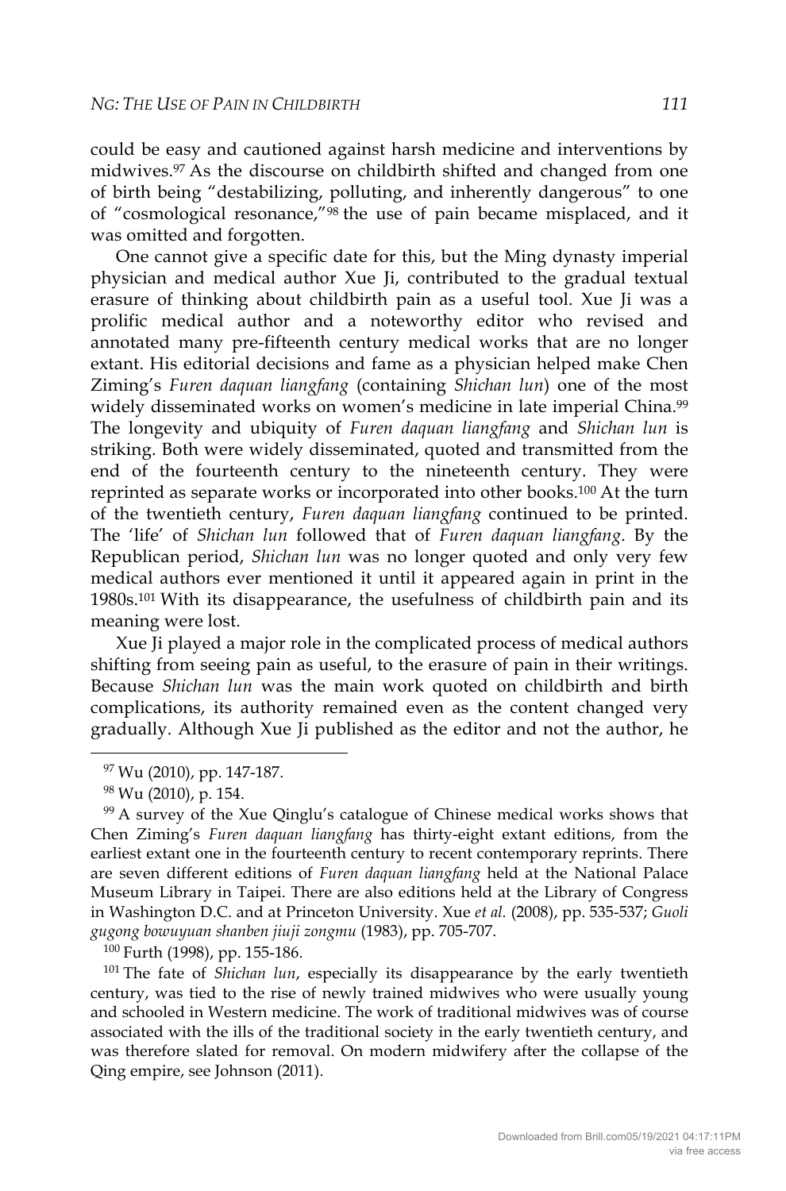could be easy and cautioned against harsh medicine and interventions by midwives.[97] As the discourse on childbirth shifted and changed from one of birth being "destabilizing, polluting, and inherently dangerous" to one of "cosmological resonance,"[98] the use of pain became misplaced, and it was omitted and forgotten.

One cannot give a specific date for this, but the Ming dynasty imperial physician and medical author Xue Ji, contributed to the gradual textual erasure of thinking about childbirth pain as a useful tool. Xue Ji was a prolific medical author and a noteworthy editor who revised and annotated many pre-fifteenth century medical works that are no longer extant. His editorial decisions and fame as a physician helped make Chen Ziming's *Furen daquan liangfang* (containing *Shichan lun*) one of the most widely disseminated works on women's medicine in late imperial China.[99] The longevity and ubiquity of *Furen daquan liangfang* and *Shichan lun* is striking. Both were widely disseminated, quoted and transmitted from the end of the fourteenth century to the nineteenth century. They were reprinted as separate works or incorporated into other books.[100] At the turn of the twentieth century, *Furen daquan liangfang* continued to be printed. The 'life' of *Shichan lun* followed that of *Furen daquan liangfang*. By the Republican period, *Shichan lun* was no longer quoted and only very few medical authors ever mentioned it until it appeared again in print in the 1980s.[101] With its disappearance, the usefulness of childbirth pain and its meaning were lost.

Xue Ji played a major role in the complicated process of medical authors shifting from seeing pain as useful, to the erasure of pain in their writings. Because *Shichan lun* was the main work quoted on childbirth and birth complications, its authority remained even as the content changed very gradually. Although Xue Ji published as the editor and not the author, he

---

[97] Wu (2010), pp. 147-187.

[98] Wu (2010), p. 154.

[99] A survey of the Xue Qinglu's catalogue of Chinese medical works shows that Chen Ziming's *Furen daquan liangfang* has thirty-eight extant editions, from the earliest extant one in the fourteenth century to recent contemporary reprints. There are seven different editions of *Furen daquan liangfang* held at the National Palace Museum Library in Taipei. There are also editions held at the Library of Congress in Washington D.C. and at Princeton University. Xue *et al.* (2008), pp. 535-537; *Guoli gugong bowuyuan shanben jiuji zongmu* (1983), pp. 705-707.

[100] Furth (1998), pp. 155-186.

[101] The fate of *Shichan lun*, especially its disappearance by the early twentieth century, was tied to the rise of newly trained midwives who were usually young and schooled in Western medicine. The work of traditional midwives was of course associated with the ills of the traditional society in the early twentieth century, and was therefore slated for removal. On modern midwifery after the collapse of the Qing empire, see Johnson (2011).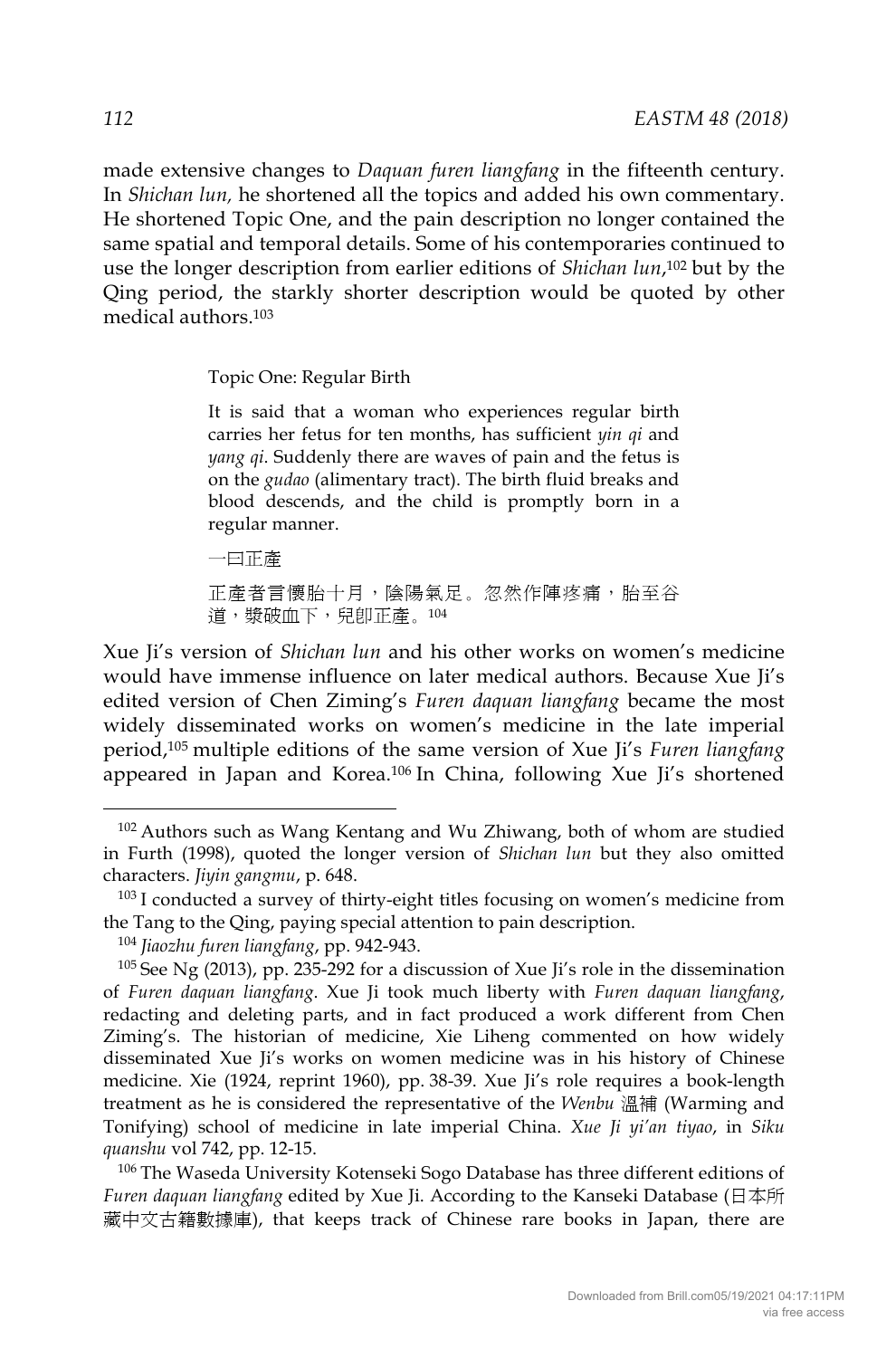made extensive changes to *Daquan furen liangfang* in the fifteenth century. In *Shichan lun,* he shortened all the topics and added his own commentary. He shortened Topic One, and the pain description no longer contained the same spatial and temporal details. Some of his contemporaries continued to use the longer description from earlier editions of *Shichan lun*,[102] but by the Qing period, the starkly shorter description would be quoted by other medical authors.[103]

> Topic One: Regular Birth
>
> It is said that a woman who experiences regular birth carries her fetus for ten months, has sufficient *yin qi* and *yang qi*. Suddenly there are waves of pain and the fetus is on the *gudao* (alimentary tract). The birth fluid breaks and blood descends, and the child is promptly born in a regular manner.
>
> 一曰正產
>
> 正產者言懷胎十月，陰陽氣足。忽然作陣疼痛，胎至谷道，漿破血下，兒即正產。[104]

Xue Ji's version of *Shichan lun* and his other works on women's medicine would have immense influence on later medical authors. Because Xue Ji's edited version of Chen Ziming's *Furen daquan liangfang* became the most widely disseminated works on women's medicine in the late imperial period,[105] multiple editions of the same version of Xue Ji's *Furen liangfang* appeared in Japan and Korea.[106] In China, following Xue Ji's shortened

---

[102] Authors such as Wang Kentang and Wu Zhiwang, both of whom are studied in Furth (1998), quoted the longer version of *Shichan lun* but they also omitted characters. *Jiyin gangmu*, p. 648.

[103] I conducted a survey of thirty-eight titles focusing on women's medicine from the Tang to the Qing, paying special attention to pain description.

[104] *Jiaozhu furen liangfang*, pp. 942-943.

[105] See Ng (2013), pp. 235-292 for a discussion of Xue Ji's role in the dissemination of *Furen daquan liangfang*. Xue Ji took much liberty with *Furen daquan liangfang*, redacting and deleting parts, and in fact produced a work different from Chen Ziming's. The historian of medicine, Xie Liheng commented on how widely disseminated Xue Ji's works on women medicine was in his history of Chinese medicine. Xie (1924, reprint 1960), pp. 38-39. Xue Ji's role requires a book-length treatment as he is considered the representative of the *Wenbu* 溫補 (Warming and Tonifying) school of medicine in late imperial China. *Xue Ji yi'an tiyao*, in *Siku quanshu* vol 742, pp. 12-15.

[106] The Waseda University Kotenseki Sogo Database has three different editions of *Furen daquan liangfang* edited by Xue Ji. According to the Kanseki Database (日本所藏中文古籍數據庫), that keeps track of Chinese rare books in Japan, there are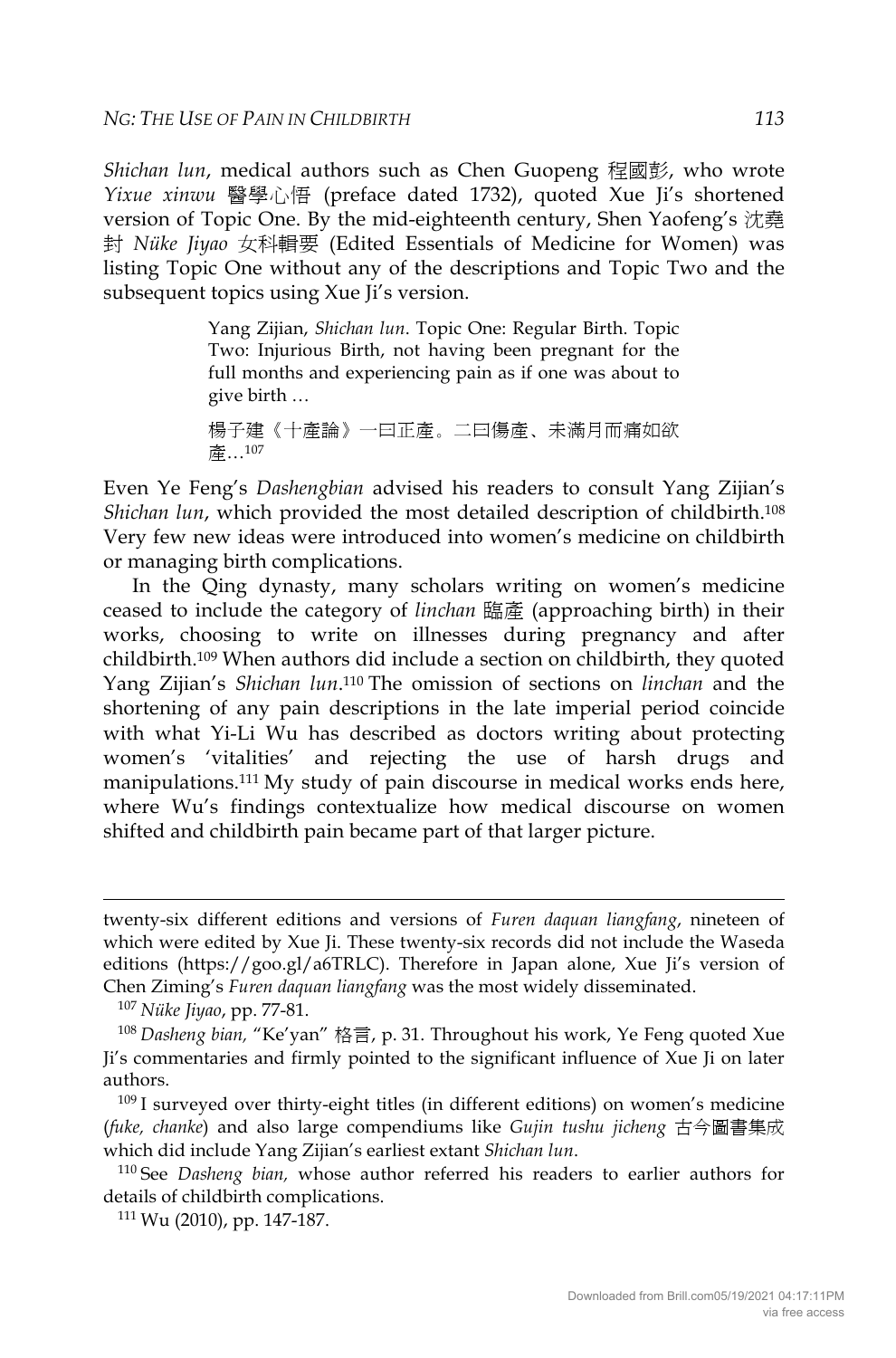*Shichan lun*, medical authors such as Chen Guopeng 程國彭, who wrote *Yixue xinwu* 醫學心悟 (preface dated 1732), quoted Xue Ji's shortened version of Topic One. By the mid-eighteenth century, Shen Yaofeng's 沈堯封 *Nüke Jiyao* 女科輯要 (Edited Essentials of Medicine for Women) was listing Topic One without any of the descriptions and Topic Two and the subsequent topics using Xue Ji's version.

> Yang Zijian, *Shichan lun*. Topic One: Regular Birth. Topic Two: Injurious Birth, not having been pregnant for the full months and experiencing pain as if one was about to give birth …
>
> 楊子建《十產論》一曰正產。二曰傷產、未滿月而痛如欲產…[107]

Even Ye Feng's *Dashengbian* advised his readers to consult Yang Zijian's *Shichan lun*, which provided the most detailed description of childbirth.[108] Very few new ideas were introduced into women's medicine on childbirth or managing birth complications.

In the Qing dynasty, many scholars writing on women's medicine ceased to include the category of *linchan* 臨產 (approaching birth) in their works, choosing to write on illnesses during pregnancy and after childbirth.[109] When authors did include a section on childbirth, they quoted Yang Zijian's *Shichan lun*.[110] The omission of sections on *linchan* and the shortening of any pain descriptions in the late imperial period coincide with what Yi-Li Wu has described as doctors writing about protecting women's 'vitalities' and rejecting the use of harsh drugs and manipulations.[111] My study of pain discourse in medical works ends here, where Wu's findings contextualize how medical discourse on women shifted and childbirth pain became part of that larger picture.

---

twenty-six different editions and versions of *Furen daquan liangfang*, nineteen of which were edited by Xue Ji. These twenty-six records did not include the Waseda editions (https://goo.gl/a6TRLC). Therefore in Japan alone, Xue Ji's version of Chen Ziming's *Furen daquan liangfang* was the most widely disseminated.

[107] *Nüke Jiyao*, pp. 77-81.

[108] *Dasheng bian*, "Ke'yan" 格言, p. 31. Throughout his work, Ye Feng quoted Xue Ji's commentaries and firmly pointed to the significant influence of Xue Ji on later authors.

[109] I surveyed over thirty-eight titles (in different editions) on women's medicine (*fuke, chanke*) and also large compendiums like *Gujin tushu jicheng* 古今圖書集成 which did include Yang Zijian's earliest extant *Shichan lun*.

[110] See *Dasheng bian*, whose author referred his readers to earlier authors for details of childbirth complications.

[111] Wu (2010), pp. 147-187.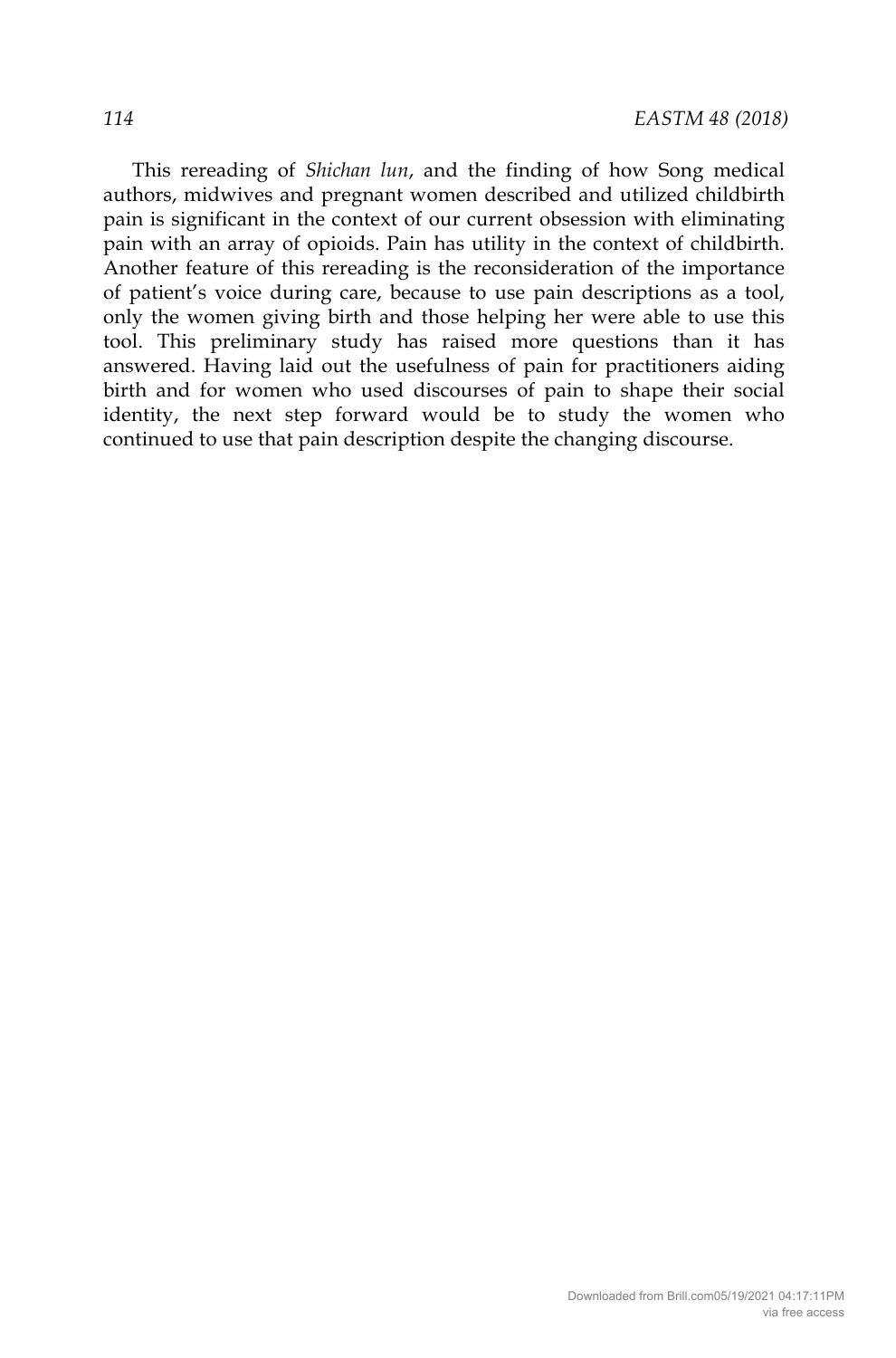This rereading of *Shichan lun*, and the finding of how Song medical authors, midwives and pregnant women described and utilized childbirth pain is significant in the context of our current obsession with eliminating pain with an array of opioids. Pain has utility in the context of childbirth. Another feature of this rereading is the reconsideration of the importance of patient's voice during care, because to use pain descriptions as a tool, only the women giving birth and those helping her were able to use this tool. This preliminary study has raised more questions than it has answered. Having laid out the usefulness of pain for practitioners aiding birth and for women who used discourses of pain to shape their social identity, the next step forward would be to study the women who continued to use that pain description despite the changing discourse.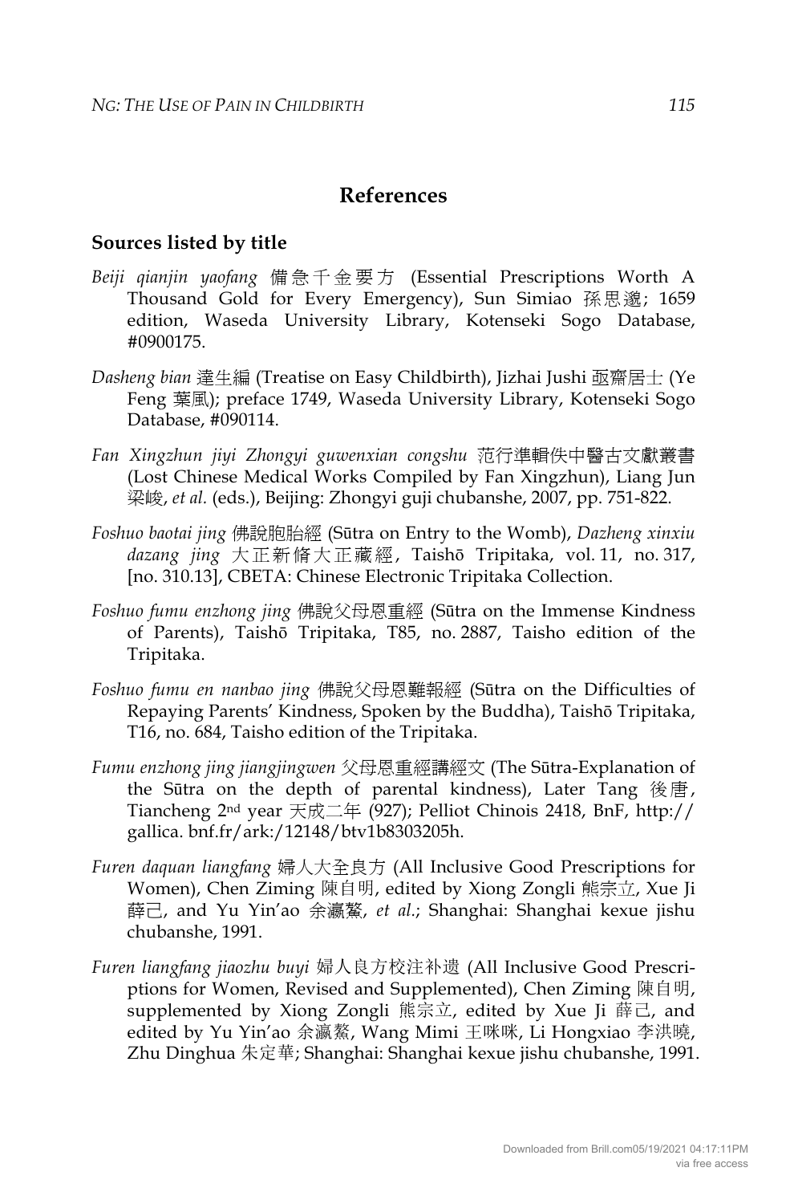## References

### Sources listed by title

*Beiji qianjin yaofang* 備急千金要方 (Essential Prescriptions Worth A Thousand Gold for Every Emergency), Sun Simiao 孫思邈; 1659 edition, Waseda University Library, Kotenseki Sogo Database, #0900175.

*Dasheng bian* 達生編 (Treatise on Easy Childbirth), Jizhai Jushi 亟齋居士 (Ye Feng 葉風); preface 1749, Waseda University Library, Kotenseki Sogo Database, #090114.

*Fan Xingzhun jiyi Zhongyi guwenxian congshu* 范行準輯佚中醫古文獻叢書 (Lost Chinese Medical Works Compiled by Fan Xingzhun), Liang Jun 梁峻, *et al.* (eds.), Beijing: Zhongyi guji chubanshe, 2007, pp. 751-822.

*Foshuo baotai jing* 佛說胞胎經 (Sūtra on Entry to the Womb), *Dazheng xinxiu dazang jing* 大正新脩大正藏經, Taishō Tripitaka, vol. 11, no. 317, [no. 310.13], CBETA: Chinese Electronic Tripitaka Collection.

*Foshuo fumu enzhong jing* 佛說父母恩重經 (Sūtra on the Immense Kindness of Parents), Taishō Tripitaka, T85, no. 2887, Taisho edition of the Tripitaka.

*Foshuo fumu en nanbao jing* 佛說父母恩難報經 (Sūtra on the Difficulties of Repaying Parents' Kindness, Spoken by the Buddha), Taishō Tripitaka, T16, no. 684, Taisho edition of the Tripitaka.

*Fumu enzhong jing jiangjingwen* 父母恩重經講經文 (The Sūtra-Explanation of the Sūtra on the depth of parental kindness), Later Tang 後唐, Tiancheng 2nd year 天成二年 (927); Pelliot Chinois 2418, BnF, http://gallica.bnf.fr/ark:/12148/btv1b8303205h.

*Furen daquan liangfang* 婦人大全良方 (All Inclusive Good Prescriptions for Women), Chen Ziming 陳自明, edited by Xiong Zongli 熊宗立, Xue Ji 薛己, and Yu Yin'ao 余瀛鰲, *et al.*; Shanghai: Shanghai kexue jishu chubanshe, 1991.

*Furen liangfang jiaozhu buyi* 婦人良方校注补遺 (All Inclusive Good Prescriptions for Women, Revised and Supplemented), Chen Ziming 陳自明, supplemented by Xiong Zongli 熊宗立, edited by Xue Ji 薛己, and edited by Yu Yin'ao 余瀛鰲, Wang Mimi 王咪咪, Li Hongxiao 李洪曉, Zhu Dinghua 朱定華; Shanghai: Shanghai kexue jishu chubanshe, 1991.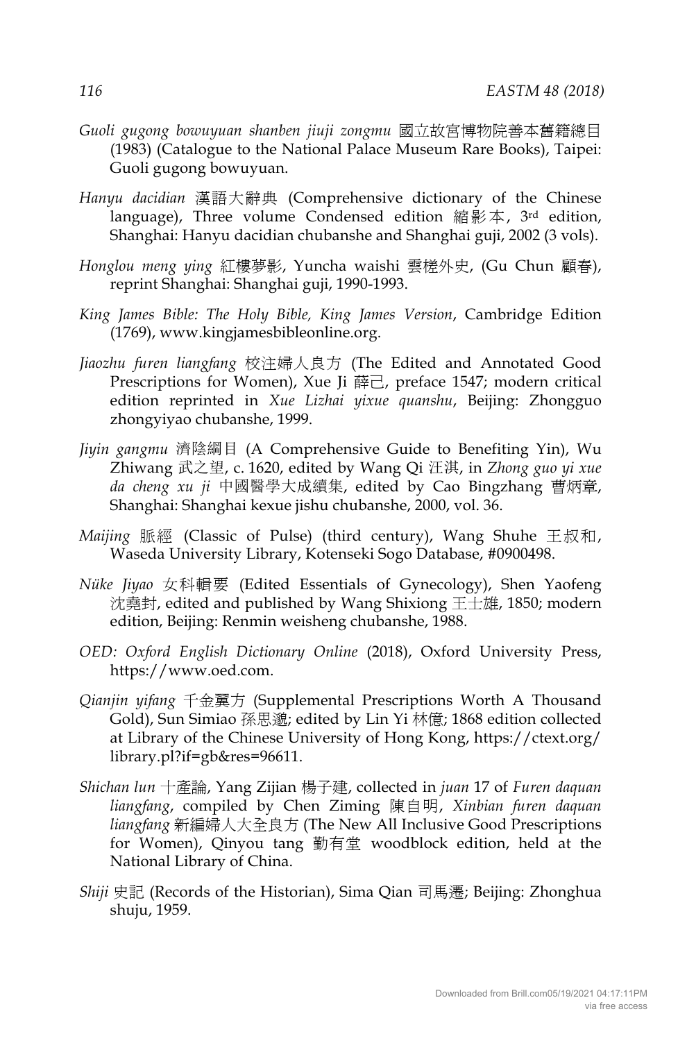*Guoli gugong bowuyuan shanben jiuji zongmu* 國立故宮博物院善本舊籍總目 (1983) (Catalogue to the National Palace Museum Rare Books), Taipei: Guoli gugong bowuyuan.

*Hanyu dacidian* 漢語大辭典 (Comprehensive dictionary of the Chinese language), Three volume Condensed edition 縮影本, 3rd edition, Shanghai: Hanyu dacidian chubanshe and Shanghai guji, 2002 (3 vols).

*Honglou meng ying* 紅樓夢影, Yuncha waishi 雲槎外史, (Gu Chun 顧春), reprint Shanghai: Shanghai guji, 1990-1993.

*King James Bible: The Holy Bible, King James Version*, Cambridge Edition (1769), www.kingjamesbibleonline.org.

*Jiaozhu furen liangfang* 校注婦人良方 (The Edited and Annotated Good Prescriptions for Women), Xue Ji 薛己, preface 1547; modern critical edition reprinted in *Xue Lizhai yixue quanshu*, Beijing: Zhongguo zhongyiyao chubanshe, 1999.

*Jiyin gangmu* 濟陰綱目 (A Comprehensive Guide to Benefiting Yin), Wu Zhiwang 武之望, c. 1620, edited by Wang Qi 汪淇, in *Zhong guo yi xue da cheng xu ji* 中國醫學大成續集, edited by Cao Bingzhang 曹炳章, Shanghai: Shanghai kexue jishu chubanshe, 2000, vol. 36.

*Maijing* 脈經 (Classic of Pulse) (third century), Wang Shuhe 王叔和, Waseda University Library, Kotenseki Sogo Database, #0900498.

*Nüke Jiyao* 女科輯要 (Edited Essentials of Gynecology), Shen Yaofeng 沈堯封, edited and published by Wang Shixiong 王士雄, 1850; modern edition, Beijing: Renmin weisheng chubanshe, 1988.

*OED: Oxford English Dictionary Online* (2018), Oxford University Press, https://www.oed.com.

*Qianjin yifang* 千金翼方 (Supplemental Prescriptions Worth A Thousand Gold), Sun Simiao 孫思邈; edited by Lin Yi 林億; 1868 edition collected at Library of the Chinese University of Hong Kong, https://ctext.org/library.pl?if=gb&res=96611.

*Shichan lun* 十產論, Yang Zijian 楊子建, collected in *juan* 17 of *Furen daquan liangfang*, compiled by Chen Ziming 陳自明, *Xinbian furen daquan liangfang* 新編婦人大全良方 (The New All Inclusive Good Prescriptions for Women), Qinyou tang 勤有堂 woodblock edition, held at the National Library of China.

*Shiji* 史記 (Records of the Historian), Sima Qian 司馬遷; Beijing: Zhonghua shuju, 1959.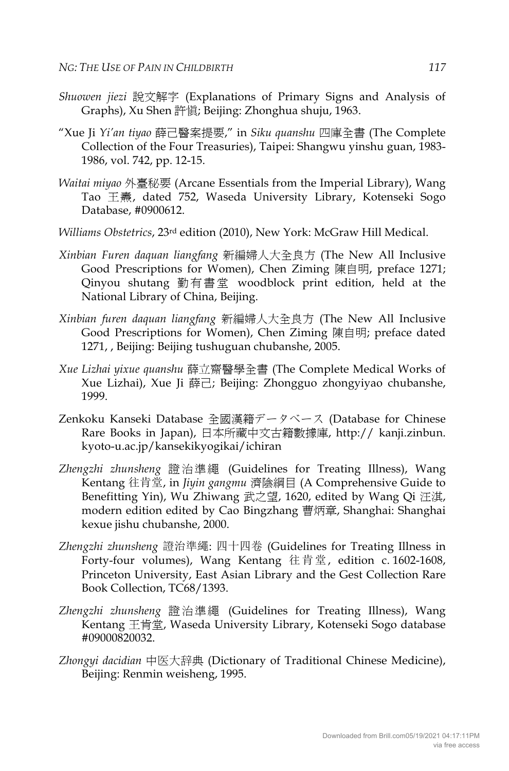*Shuowen jiezi* 說文解字 (Explanations of Primary Signs and Analysis of Graphs), Xu Shen 許慎; Beijing: Zhonghua shuju, 1963.

"Xue Ji *Yi'an tiyao* 薛己醫案提要," in *Siku quanshu* 四庫全書 (The Complete Collection of the Four Treasuries), Taipei: Shangwu yinshu guan, 1983-1986, vol. 742, pp. 12-15.

*Waitai miyao* 外臺秘要 (Arcane Essentials from the Imperial Library), Wang Tao 王燾, dated 752, Waseda University Library, Kotenseki Sogo Database, #0900612.

*Williams Obstetrics*, 23rd edition (2010), New York: McGraw Hill Medical.

*Xinbian Furen daquan liangfang* 新編婦人大全良方 (The New All Inclusive Good Prescriptions for Women), Chen Ziming 陳自明, preface 1271; Qinyou shutang 勤有書堂 woodblock print edition, held at the National Library of China, Beijing.

*Xinbian furen daquan liangfang* 新編婦人大全良方 (The New All Inclusive Good Prescriptions for Women), Chen Ziming 陳自明; preface dated 1271, , Beijing: Beijing tushuguan chubanshe, 2005.

*Xue Lizhai yixue quanshu* 薛立齋醫學全書 (The Complete Medical Works of Xue Lizhai), Xue Ji 薛己; Beijing: Zhongguo zhongyiyao chubanshe, 1999.

Zenkoku Kanseki Database 全國漢籍データベース (Database for Chinese Rare Books in Japan), 日本所藏中文古籍數據庫, http:// kanji.zinbun.kyoto-u.ac.jp/kansekikyogikai/ichiran

*Zhengzhi zhunsheng* 證治準繩 (Guidelines for Treating Illness), Wang Kentang 往肯堂, in *Jiyin gangmu* 濟陰綱目 (A Comprehensive Guide to Benefitting Yin), Wu Zhiwang 武之望, 1620, edited by Wang Qi 汪淇, modern edition edited by Cao Bingzhang 曹炳章, Shanghai: Shanghai kexue jishu chubanshe, 2000.

*Zhengzhi zhunsheng* 證治準繩: 四十四卷 (Guidelines for Treating Illness in Forty-four volumes), Wang Kentang 往肯堂, edition c. 1602-1608, Princeton University, East Asian Library and the Gest Collection Rare Book Collection, TC68/1393.

*Zhengzhi zhunsheng* 證治準繩 (Guidelines for Treating Illness), Wang Kentang 王肯堂, Waseda University Library, Kotenseki Sogo database #09000820032.

*Zhongyi dacidian* 中医大辞典 (Dictionary of Traditional Chinese Medicine), Beijing: Renmin weisheng, 1995.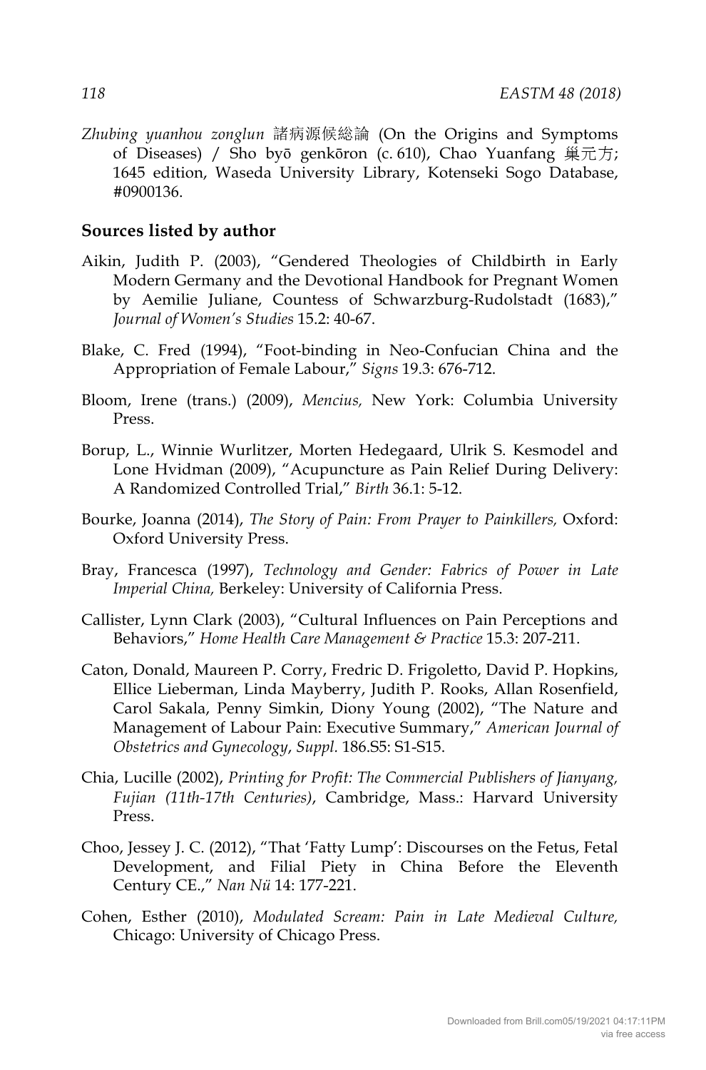*Zhubing yuanhou zonglun* 諸病源候総論 (On the Origins and Symptoms of Diseases) / Sho byō genkōron (c. 610), Chao Yuanfang 巣元方; 1645 edition, Waseda University Library, Kotenseki Sogo Database, #0900136.

### Sources listed by author

Aikin, Judith P. (2003), "Gendered Theologies of Childbirth in Early Modern Germany and the Devotional Handbook for Pregnant Women by Aemilie Juliane, Countess of Schwarzburg-Rudolstadt (1683)," *Journal of Women's Studies* 15.2: 40-67.

Blake, C. Fred (1994), "Foot-binding in Neo-Confucian China and the Appropriation of Female Labour," *Signs* 19.3: 676-712.

Bloom, Irene (trans.) (2009), *Mencius,* New York: Columbia University Press.

Borup, L., Winnie Wurlitzer, Morten Hedegaard, Ulrik S. Kesmodel and Lone Hvidman (2009), "Acupuncture as Pain Relief During Delivery: A Randomized Controlled Trial," *Birth* 36.1: 5-12.

Bourke, Joanna (2014), *The Story of Pain: From Prayer to Painkillers,* Oxford: Oxford University Press.

Bray, Francesca (1997), *Technology and Gender: Fabrics of Power in Late Imperial China,* Berkeley: University of California Press.

Callister, Lynn Clark (2003), "Cultural Influences on Pain Perceptions and Behaviors," *Home Health Care Management & Practice* 15.3: 207-211.

Caton, Donald, Maureen P. Corry, Fredric D. Frigoletto, David P. Hopkins, Ellice Lieberman, Linda Mayberry, Judith P. Rooks, Allan Rosenfield, Carol Sakala, Penny Simkin, Diony Young (2002), "The Nature and Management of Labour Pain: Executive Summary," *American Journal of Obstetrics and Gynecology*, *Suppl.* 186.S5: S1-S15.

Chia, Lucille (2002), *Printing for Profit: The Commercial Publishers of Jianyang, Fujian (11th-17th Centuries)*, Cambridge, Mass.: Harvard University Press.

Choo, Jessey J. C. (2012), "That 'Fatty Lump': Discourses on the Fetus, Fetal Development, and Filial Piety in China Before the Eleventh Century CE.," *Nan Nü* 14: 177-221.

Cohen, Esther (2010), *Modulated Scream: Pain in Late Medieval Culture,* Chicago: University of Chicago Press.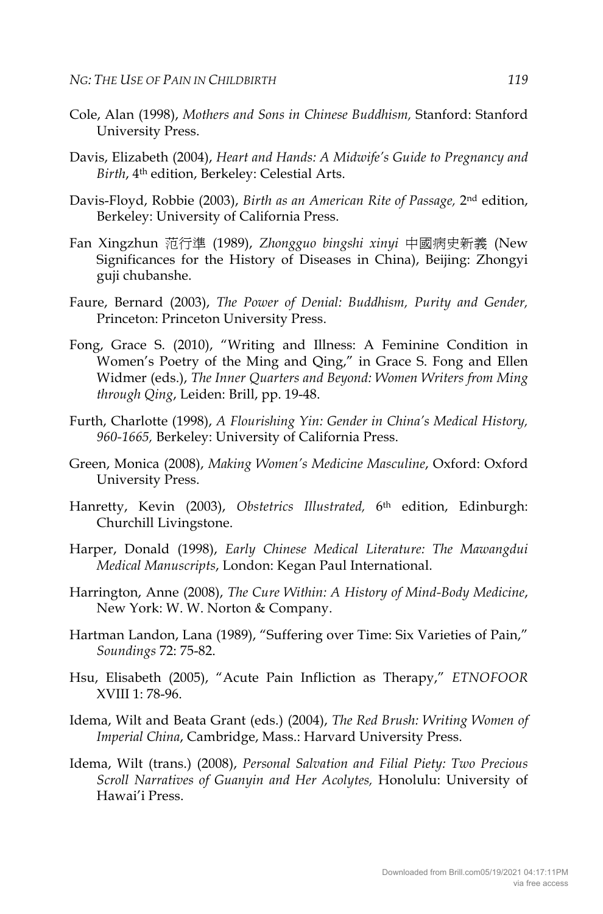Cole, Alan (1998), *Mothers and Sons in Chinese Buddhism,* Stanford: Stanford University Press.

Davis, Elizabeth (2004), *Heart and Hands: A Midwife's Guide to Pregnancy and Birth*, 4th edition, Berkeley: Celestial Arts.

Davis-Floyd, Robbie (2003), *Birth as an American Rite of Passage,* 2nd edition, Berkeley: University of California Press.

Fan Xingzhun 范行準 (1989), *Zhongguo bingshi xinyi* 中國病史新義 (New Significances for the History of Diseases in China), Beijing: Zhongyi guji chubanshe.

Faure, Bernard (2003), *The Power of Denial: Buddhism, Purity and Gender,* Princeton: Princeton University Press.

Fong, Grace S. (2010), "Writing and Illness: A Feminine Condition in Women's Poetry of the Ming and Qing," in Grace S. Fong and Ellen Widmer (eds.), *The Inner Quarters and Beyond: Women Writers from Ming through Qing*, Leiden: Brill, pp. 19-48.

Furth, Charlotte (1998), *A Flourishing Yin: Gender in China's Medical History, 960-1665,* Berkeley: University of California Press.

Green, Monica (2008), *Making Women's Medicine Masculine*, Oxford: Oxford University Press.

Hanretty, Kevin (2003), *Obstetrics Illustrated,* 6th edition, Edinburgh: Churchill Livingstone.

Harper, Donald (1998), *Early Chinese Medical Literature: The Mawangdui Medical Manuscripts*, London: Kegan Paul International.

Harrington, Anne (2008), *The Cure Within: A History of Mind-Body Medicine*, New York: W. W. Norton & Company.

Hartman Landon, Lana (1989), "Suffering over Time: Six Varieties of Pain," *Soundings* 72: 75-82.

Hsu, Elisabeth (2005), "Acute Pain Infliction as Therapy," *ETNOFOOR* XVIII 1: 78-96.

Idema, Wilt and Beata Grant (eds.) (2004), *The Red Brush: Writing Women of Imperial China*, Cambridge, Mass.: Harvard University Press.

Idema, Wilt (trans.) (2008), *Personal Salvation and Filial Piety: Two Precious Scroll Narratives of Guanyin and Her Acolytes,* Honolulu: University of Hawai'i Press.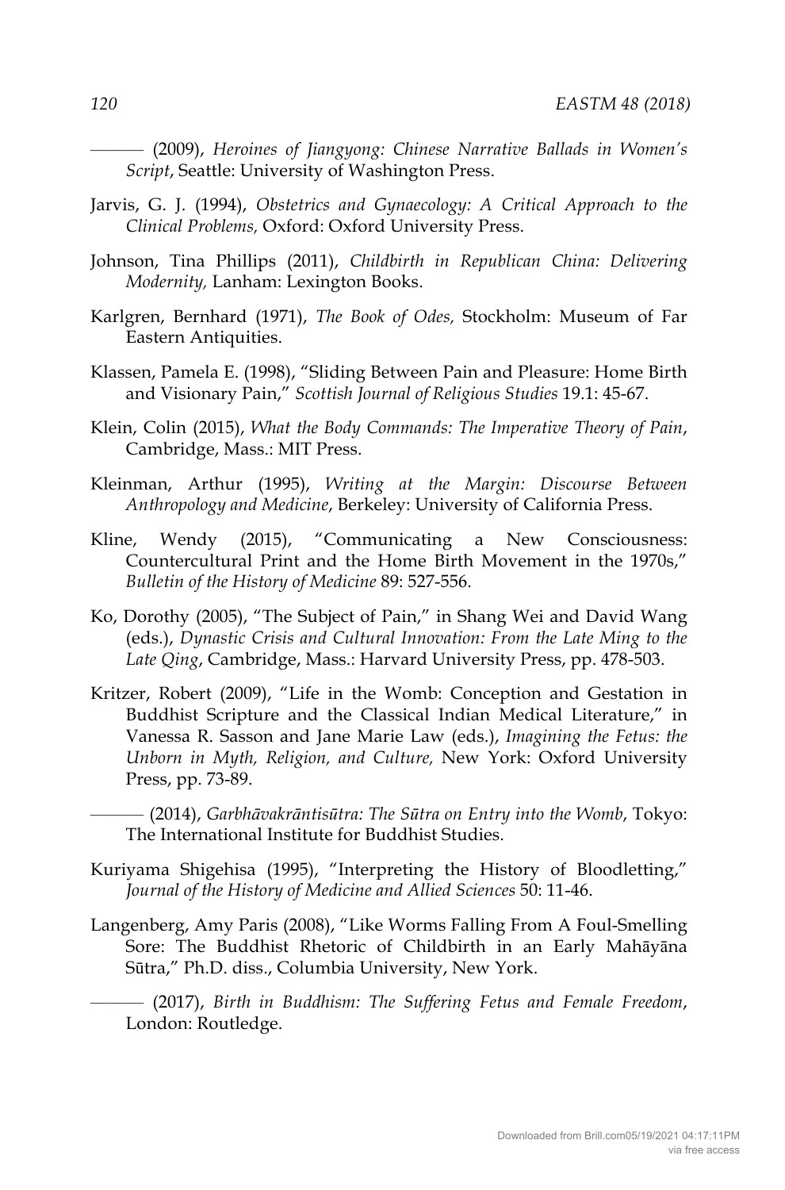——— (2009), *Heroines of Jiangyong: Chinese Narrative Ballads in Women's Script*, Seattle: University of Washington Press.

Jarvis, G. J. (1994), *Obstetrics and Gynaecology: A Critical Approach to the Clinical Problems,* Oxford: Oxford University Press.

Johnson, Tina Phillips (2011), *Childbirth in Republican China: Delivering Modernity,* Lanham: Lexington Books.

Karlgren, Bernhard (1971), *The Book of Odes,* Stockholm: Museum of Far Eastern Antiquities.

Klassen, Pamela E. (1998), "Sliding Between Pain and Pleasure: Home Birth and Visionary Pain," *Scottish Journal of Religious Studies* 19.1: 45-67.

Klein, Colin (2015), *What the Body Commands: The Imperative Theory of Pain*, Cambridge, Mass.: MIT Press.

Kleinman, Arthur (1995), *Writing at the Margin: Discourse Between Anthropology and Medicine*, Berkeley: University of California Press.

Kline, Wendy (2015), "Communicating a New Consciousness: Countercultural Print and the Home Birth Movement in the 1970s," *Bulletin of the History of Medicine* 89: 527-556.

Ko, Dorothy (2005), "The Subject of Pain," in Shang Wei and David Wang (eds.), *Dynastic Crisis and Cultural Innovation: From the Late Ming to the Late Qing*, Cambridge, Mass.: Harvard University Press, pp. 478-503.

Kritzer, Robert (2009), "Life in the Womb: Conception and Gestation in Buddhist Scripture and the Classical Indian Medical Literature," in Vanessa R. Sasson and Jane Marie Law (eds.), *Imagining the Fetus: the Unborn in Myth, Religion, and Culture,* New York: Oxford University Press, pp. 73-89.

——— (2014), *Garbhāvakrāntisūtra: The Sūtra on Entry into the Womb*, Tokyo: The International Institute for Buddhist Studies.

Kuriyama Shigehisa (1995), "Interpreting the History of Bloodletting," *Journal of the History of Medicine and Allied Sciences* 50: 11-46.

Langenberg, Amy Paris (2008), "Like Worms Falling From A Foul-Smelling Sore: The Buddhist Rhetoric of Childbirth in an Early Mahāyāna Sūtra," Ph.D. diss., Columbia University, New York.

——— (2017), *Birth in Buddhism: The Suffering Fetus and Female Freedom*, London: Routledge.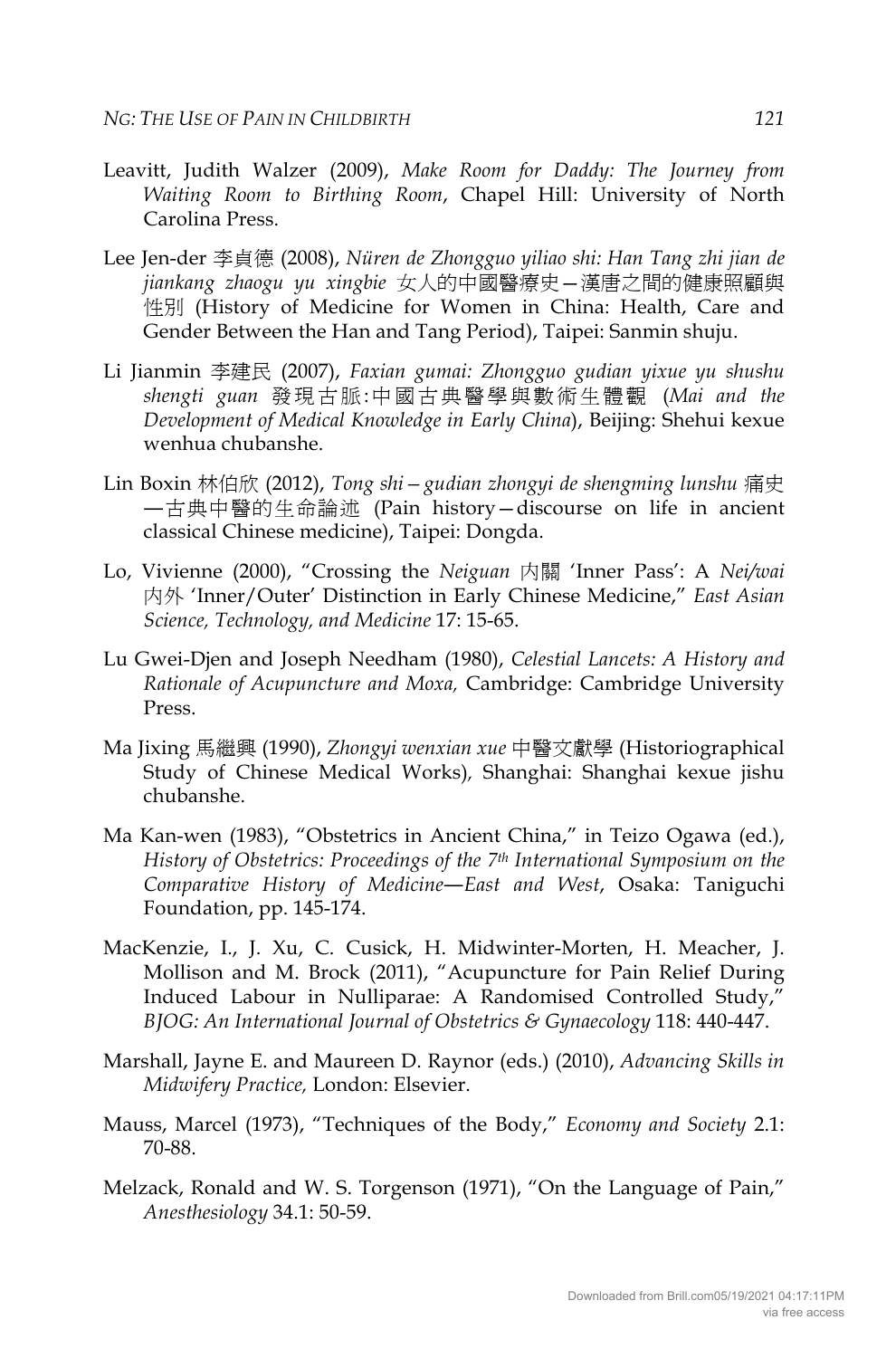Leavitt, Judith Walzer (2009), *Make Room for Daddy: The Journey from Waiting Room to Birthing Room*, Chapel Hill: University of North Carolina Press.

Lee Jen-der 李貞德 (2008), *Nüren de Zhongguo yiliao shi: Han Tang zhi jian de jiankang zhaogu yu xingbie* 女人的中國醫療史—漢唐之間的健康照顧與性別 (History of Medicine for Women in China: Health, Care and Gender Between the Han and Tang Period), Taipei: Sanmin shuju.

Li Jianmin 李建民 (2007), *Faxian gumai: Zhongguo gudian yixue yu shushu shengti guan* 發現古脈:中國古典醫學與數術生體觀 (*Mai and the Development of Medical Knowledge in Early China*), Beijing: Shehui kexue wenhua chubanshe.

Lin Boxin 林伯欣 (2012), *Tong shi—gudian zhongyi de shengming lunshu* 痛史—古典中醫的生命論述 (Pain history—discourse on life in ancient classical Chinese medicine), Taipei: Dongda.

Lo, Vivienne (2000), "Crossing the *Neiguan* 內關 'Inner Pass': A *Nei/wai* 内外 'Inner/Outer' Distinction in Early Chinese Medicine," *East Asian Science, Technology, and Medicine* 17: 15-65.

Lu Gwei-Djen and Joseph Needham (1980), *Celestial Lancets: A History and Rationale of Acupuncture and Moxa,* Cambridge: Cambridge University Press.

Ma Jixing 馬繼興 (1990), *Zhongyi wenxian xue* 中醫文獻學 (Historiographical Study of Chinese Medical Works), Shanghai: Shanghai kexue jishu chubanshe.

Ma Kan-wen (1983), "Obstetrics in Ancient China," in Teizo Ogawa (ed.), *History of Obstetrics: Proceedings of the 7th International Symposium on the Comparative History of Medicine—East and West*, Osaka: Taniguchi Foundation, pp. 145-174.

MacKenzie, I., J. Xu, C. Cusick, H. Midwinter-Morten, H. Meacher, J. Mollison and M. Brock (2011), "Acupuncture for Pain Relief During Induced Labour in Nulliparae: A Randomised Controlled Study," *BJOG: An International Journal of Obstetrics & Gynaecology* 118: 440-447.

Marshall, Jayne E. and Maureen D. Raynor (eds.) (2010), *Advancing Skills in Midwifery Practice,* London: Elsevier.

Mauss, Marcel (1973), "Techniques of the Body," *Economy and Society* 2.1: 70-88.

Melzack, Ronald and W. S. Torgenson (1971), "On the Language of Pain," *Anesthesiology* 34.1: 50-59.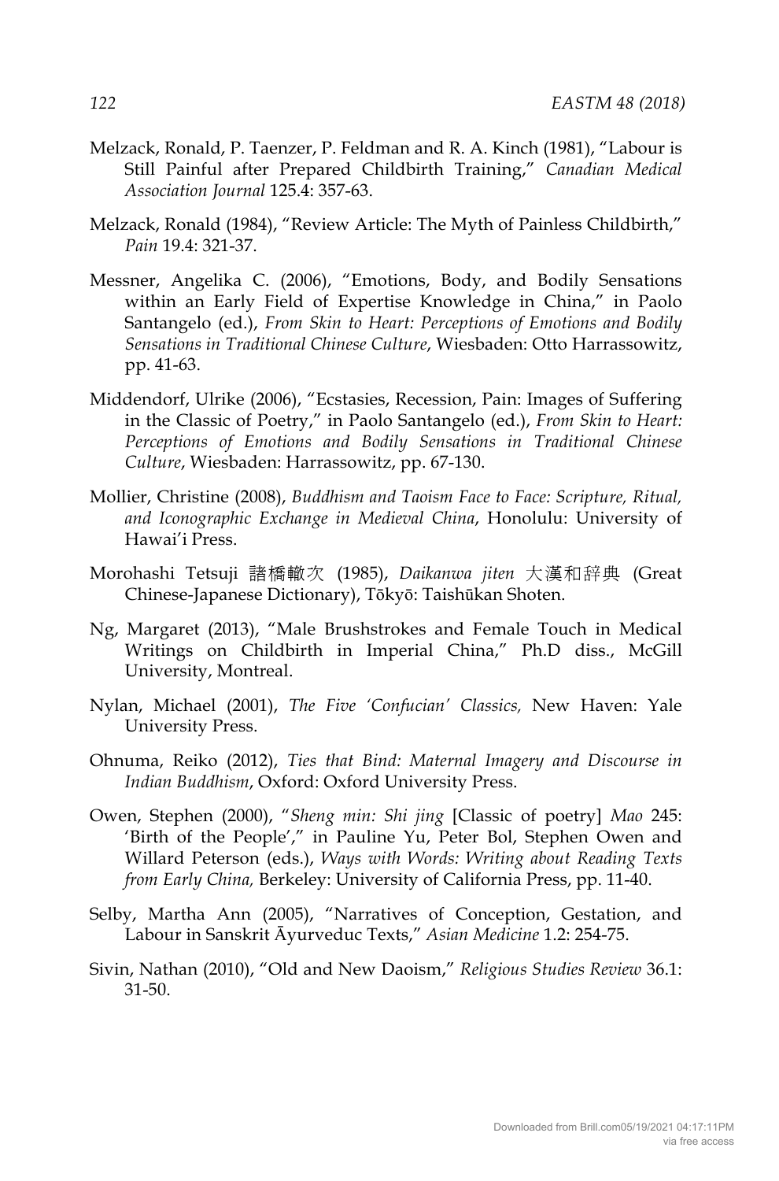Melzack, Ronald, P. Taenzer, P. Feldman and R. A. Kinch (1981), “Labour is Still Painful after Prepared Childbirth Training,” *Canadian Medical Association Journal* 125.4: 357-63.

Melzack, Ronald (1984), “Review Article: The Myth of Painless Childbirth,” *Pain* 19.4: 321-37.

Messner, Angelika C. (2006), “Emotions, Body, and Bodily Sensations within an Early Field of Expertise Knowledge in China,” in Paolo Santangelo (ed.), *From Skin to Heart: Perceptions of Emotions and Bodily Sensations in Traditional Chinese Culture*, Wiesbaden: Otto Harrassowitz, pp. 41-63.

Middendorf, Ulrike (2006), “Ecstasies, Recession, Pain: Images of Suffering in the Classic of Poetry,” in Paolo Santangelo (ed.), *From Skin to Heart: Perceptions of Emotions and Bodily Sensations in Traditional Chinese Culture*, Wiesbaden: Harrassowitz, pp. 67-130.

Mollier, Christine (2008), *Buddhism and Taoism Face to Face: Scripture, Ritual, and Iconographic Exchange in Medieval China*, Honolulu: University of Hawai’i Press.

Morohashi Tetsuji 諸橋轍次 (1985), *Daikanwa jiten* 大漢和辞典 (Great Chinese-Japanese Dictionary), Tōkyō: Taishūkan Shoten.

Ng, Margaret (2013), “Male Brushstrokes and Female Touch in Medical Writings on Childbirth in Imperial China,” Ph.D diss., McGill University, Montreal.

Nylan, Michael (2001), *The Five ‘Confucian’ Classics,* New Haven: Yale University Press.

Ohnuma, Reiko (2012), *Ties that Bind: Maternal Imagery and Discourse in Indian Buddhism*, Oxford: Oxford University Press.

Owen, Stephen (2000), “*Sheng min: Shi jing* [Classic of poetry] *Mao* 245: ‘Birth of the People’,” in Pauline Yu, Peter Bol, Stephen Owen and Willard Peterson (eds.), *Ways with Words: Writing about Reading Texts from Early China,* Berkeley: University of California Press, pp. 11-40.

Selby, Martha Ann (2005), “Narratives of Conception, Gestation, and Labour in Sanskrit Āyurveduc Texts,” *Asian Medicine* 1.2: 254-75.

Sivin, Nathan (2010), “Old and New Daoism,” *Religious Studies Review* 36.1: 31-50.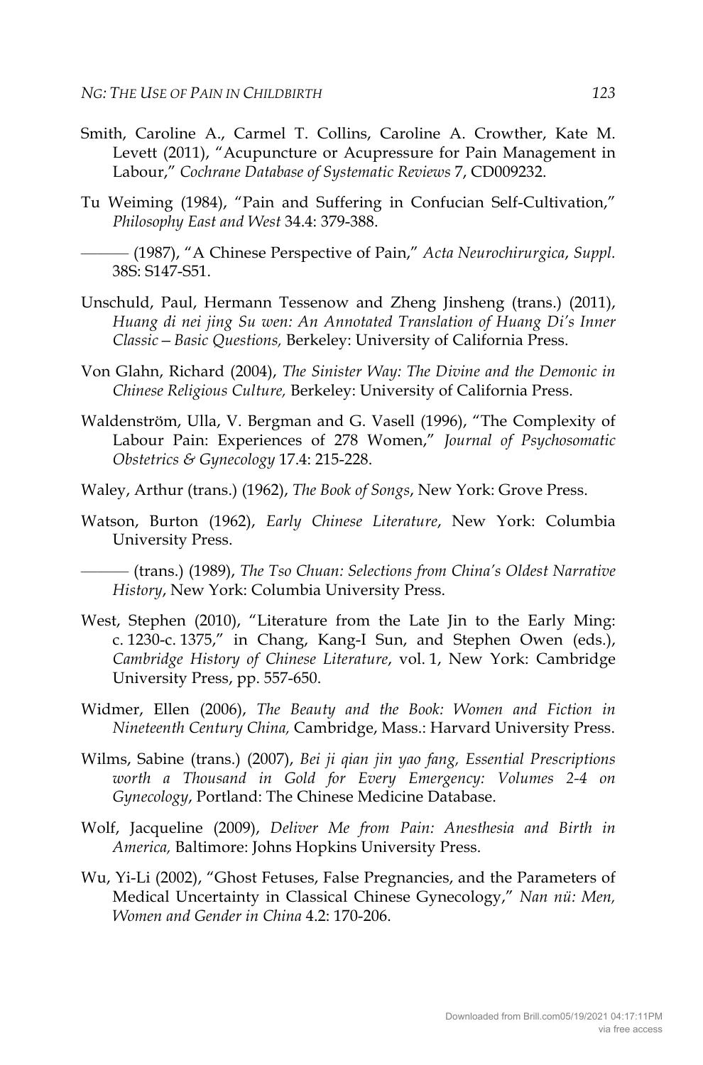Smith, Caroline A., Carmel T. Collins, Caroline A. Crowther, Kate M. Levett (2011), "Acupuncture or Acupressure for Pain Management in Labour," *Cochrane Database of Systematic Reviews* 7, CD009232.

Tu Weiming (1984), "Pain and Suffering in Confucian Self-Cultivation," *Philosophy East and West* 34.4: 379-388.

——— (1987), "A Chinese Perspective of Pain," *Acta Neurochirurgica*, *Suppl.* 38S: S147-S51.

Unschuld, Paul, Hermann Tessenow and Zheng Jinsheng (trans.) (2011), *Huang di nei jing Su wen: An Annotated Translation of Huang Di's Inner Classic – Basic Questions,* Berkeley: University of California Press.

Von Glahn, Richard (2004), *The Sinister Way: The Divine and the Demonic in Chinese Religious Culture,* Berkeley: University of California Press.

Waldenström, Ulla, V. Bergman and G. Vasell (1996), "The Complexity of Labour Pain: Experiences of 278 Women," *Journal of Psychosomatic Obstetrics & Gynecology* 17.4: 215-228.

Waley, Arthur (trans.) (1962), *The Book of Songs*, New York: Grove Press.

Watson, Burton (1962), *Early Chinese Literature*, New York: Columbia University Press.

——— (trans.) (1989), *The Tso Chuan: Selections from China's Oldest Narrative History*, New York: Columbia University Press.

West, Stephen (2010), "Literature from the Late Jin to the Early Ming: c. 1230-c. 1375," in Chang, Kang-I Sun, and Stephen Owen (eds.), *Cambridge History of Chinese Literature*, vol. 1, New York: Cambridge University Press, pp. 557-650.

Widmer, Ellen (2006), *The Beauty and the Book: Women and Fiction in Nineteenth Century China,* Cambridge, Mass.: Harvard University Press.

Wilms, Sabine (trans.) (2007), *Bei ji qian jin yao fang, Essential Prescriptions worth a Thousand in Gold for Every Emergency: Volumes 2-4 on Gynecology*, Portland: The Chinese Medicine Database.

Wolf, Jacqueline (2009), *Deliver Me from Pain: Anesthesia and Birth in America,* Baltimore: Johns Hopkins University Press.

Wu, Yi-Li (2002), "Ghost Fetuses, False Pregnancies, and the Parameters of Medical Uncertainty in Classical Chinese Gynecology," *Nan nü: Men, Women and Gender in China* 4.2: 170-206.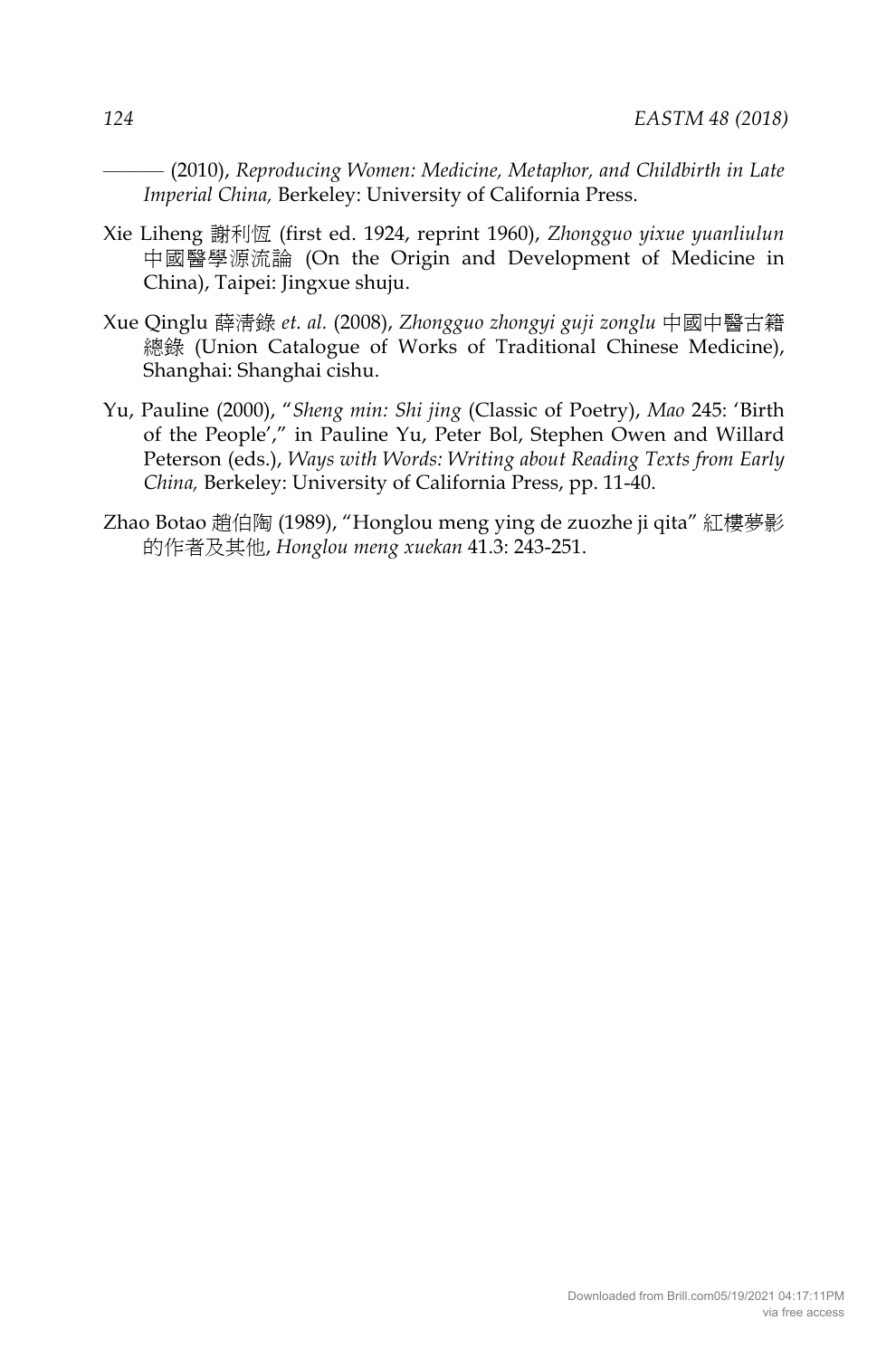——— (2010), *Reproducing Women: Medicine, Metaphor, and Childbirth in Late Imperial China,* Berkeley: University of California Press.

Xie Liheng 謝利恆 (first ed. 1924, reprint 1960), *Zhongguo yixue yuanliulun* 中國醫學源流論 (On the Origin and Development of Medicine in China), Taipei: Jingxue shuju.

Xue Qinglu 薛清錄 *et. al.* (2008), *Zhongguo zhongyi guji zonglu* 中國中醫古籍總錄 (Union Catalogue of Works of Traditional Chinese Medicine), Shanghai: Shanghai cishu.

Yu, Pauline (2000), "*Sheng min: Shi jing* (Classic of Poetry), *Mao* 245: 'Birth of the People'," in Pauline Yu, Peter Bol, Stephen Owen and Willard Peterson (eds.), *Ways with Words: Writing about Reading Texts from Early China,* Berkeley: University of California Press, pp. 11-40.

Zhao Botao 趙伯陶 (1989), "Honglou meng ying de zuozhe ji qita" 紅樓夢影的作者及其他, *Honglou meng xuekan* 41.3: 243-251.